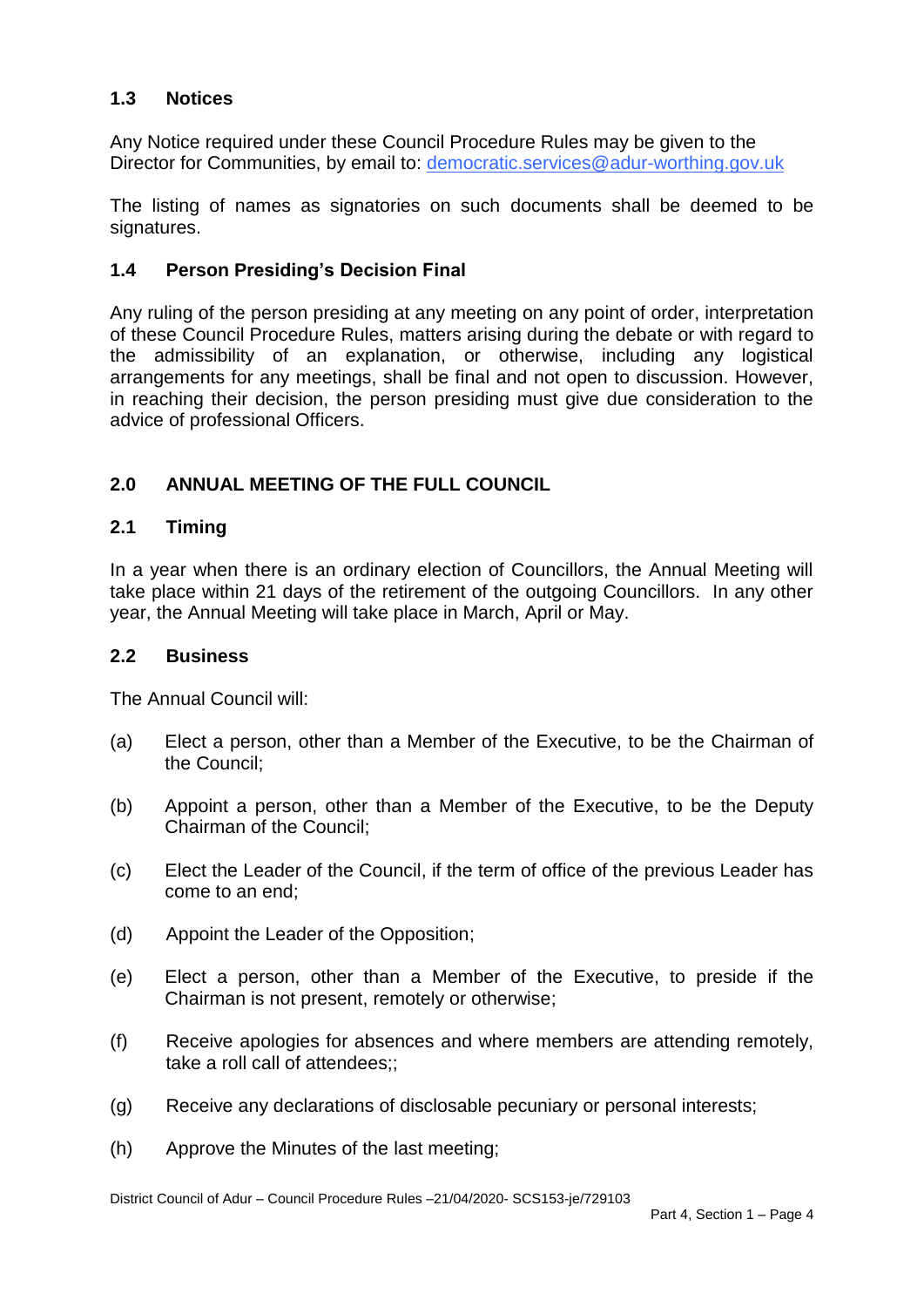### 1.3 Notices

Any Notice required under these Council Procedure Rules may be given to the Director for Communities, by email to: democratic.services@adur-worthing.gov.uk

The listing of names as signatories on such documents shall be deemed to be signatures.

### 1.4 Person Presiding's Decision Final

Any ruling of the person presiding at any meeting on any point of order, interpretation of these Council Procedure Rules, matters arising during the debate or with regard to the admissibility of an explanation, or otherwise, including any logistical arrangements for any meetings, shall be final and not open to discussion. However, in reaching their decision, the person presiding must give due consideration to the advice of professional Officers.

## 2.0 ANNUAL MEETING OF THE FULL COUNCIL

### 2.1 Timing

In a year when there is an ordinary election of Councillors, the Annual Meeting will take place within 21 days of the retirement of the outgoing Councillors. In any other year, the Annual Meeting will take place in March, April or May.

### 2.2 Business

The Annual Council will:

(a) Elect a person, other than a Member of the Executive, to be the Chairman of the Council;

(b) Appoint a person, other than a Member of the Executive, to be the Deputy Chairman of the Council;

(c) Elect the Leader of the Council, if the term of office of the previous Leader has come to an end;

(d) Appoint the Leader of the Opposition;

(e) Elect a person, other than a Member of the Executive, to preside if the Chairman is not present, remotely or otherwise;

(f) Receive apologies for absences and where members are attending remotely, take a roll call of attendees;;

(g) Receive any declarations of disclosable pecuniary or personal interests;

(h) Approve the Minutes of the last meeting;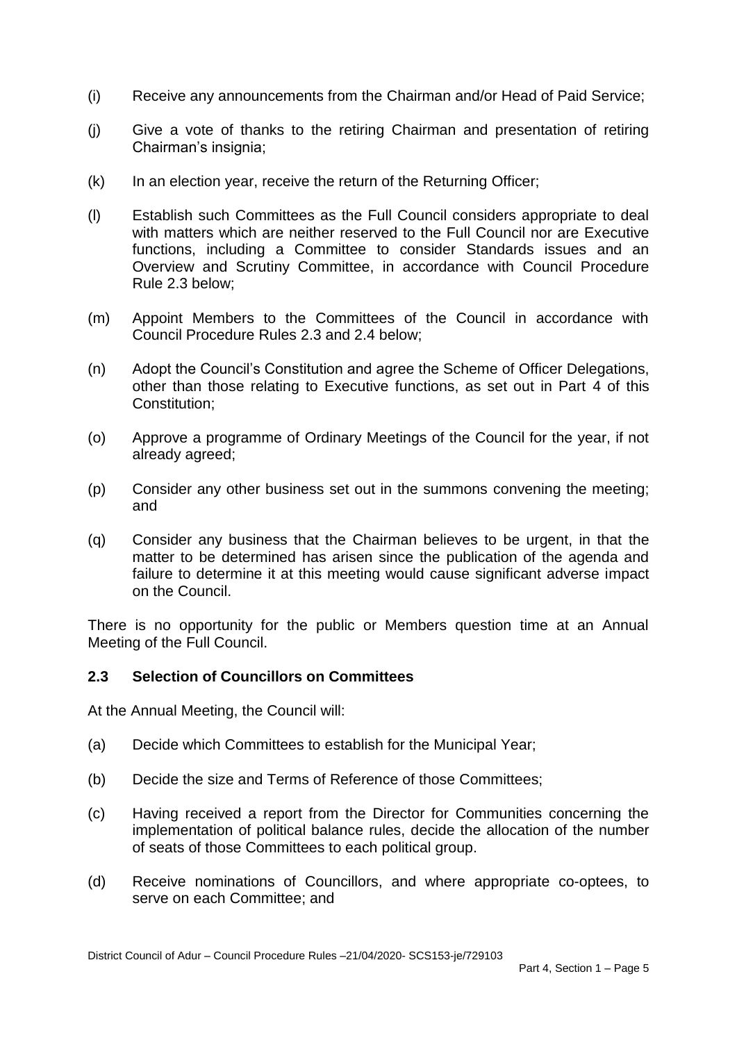(i) Receive any announcements from the Chairman and/or Head of Paid Service;

(j) Give a vote of thanks to the retiring Chairman and presentation of retiring Chairman's insignia;

(k) In an election year, receive the return of the Returning Officer;

(l) Establish such Committees as the Full Council considers appropriate to deal with matters which are neither reserved to the Full Council nor are Executive functions, including a Committee to consider Standards issues and an Overview and Scrutiny Committee, in accordance with Council Procedure Rule 2.3 below;

(m) Appoint Members to the Committees of the Council in accordance with Council Procedure Rules 2.3 and 2.4 below;

(n) Adopt the Council's Constitution and agree the Scheme of Officer Delegations, other than those relating to Executive functions, as set out in Part 4 of this Constitution;

(o) Approve a programme of Ordinary Meetings of the Council for the year, if not already agreed;

(p) Consider any other business set out in the summons convening the meeting; and

(q) Consider any business that the Chairman believes to be urgent, in that the matter to be determined has arisen since the publication of the agenda and failure to determine it at this meeting would cause significant adverse impact on the Council.

There is no opportunity for the public or Members question time at an Annual Meeting of the Full Council.

### 2.3 Selection of Councillors on Committees

At the Annual Meeting, the Council will:

(a) Decide which Committees to establish for the Municipal Year;

(b) Decide the size and Terms of Reference of those Committees;

(c) Having received a report from the Director for Communities concerning the implementation of political balance rules, decide the allocation of the number of seats of those Committees to each political group.

(d) Receive nominations of Councillors, and where appropriate co-optees, to serve on each Committee; and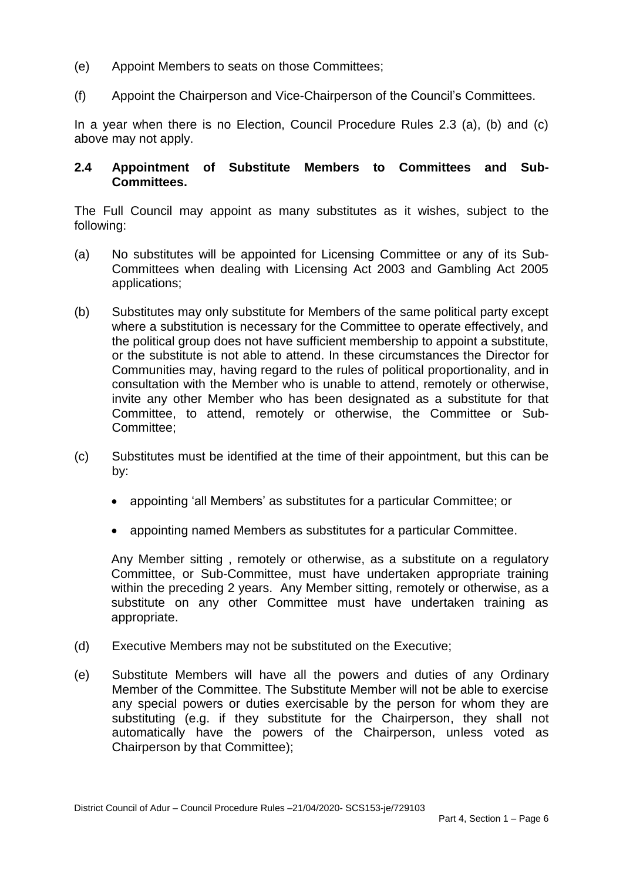(e) Appoint Members to seats on those Committees;

(f) Appoint the Chairperson and Vice-Chairperson of the Council's Committees.

In a year when there is no Election, Council Procedure Rules 2.3 (a), (b) and (c) above may not apply.

### 2.4 Appointment of Substitute Members to Committees and Sub-Committees.

The Full Council may appoint as many substitutes as it wishes, subject to the following:

(a) No substitutes will be appointed for Licensing Committee or any of its Sub-Committees when dealing with Licensing Act 2003 and Gambling Act 2005 applications;

(b) Substitutes may only substitute for Members of the same political party except where a substitution is necessary for the Committee to operate effectively, and the political group does not have sufficient membership to appoint a substitute, or the substitute is not able to attend. In these circumstances the Director for Communities may, having regard to the rules of political proportionality, and in consultation with the Member who is unable to attend, remotely or otherwise, invite any other Member who has been designated as a substitute for that Committee, to attend, remotely or otherwise, the Committee or Sub-Committee;

(c) Substitutes must be identified at the time of their appointment, but this can be by:

- appointing 'all Members' as substitutes for a particular Committee; or
- appointing named Members as substitutes for a particular Committee.

Any Member sitting , remotely or otherwise, as a substitute on a regulatory Committee, or Sub-Committee, must have undertaken appropriate training within the preceding 2 years. Any Member sitting, remotely or otherwise, as a substitute on any other Committee must have undertaken training as appropriate.

(d) Executive Members may not be substituted on the Executive;

(e) Substitute Members will have all the powers and duties of any Ordinary Member of the Committee. The Substitute Member will not be able to exercise any special powers or duties exercisable by the person for whom they are substituting (e.g. if they substitute for the Chairperson, they shall not automatically have the powers of the Chairperson, unless voted as Chairperson by that Committee);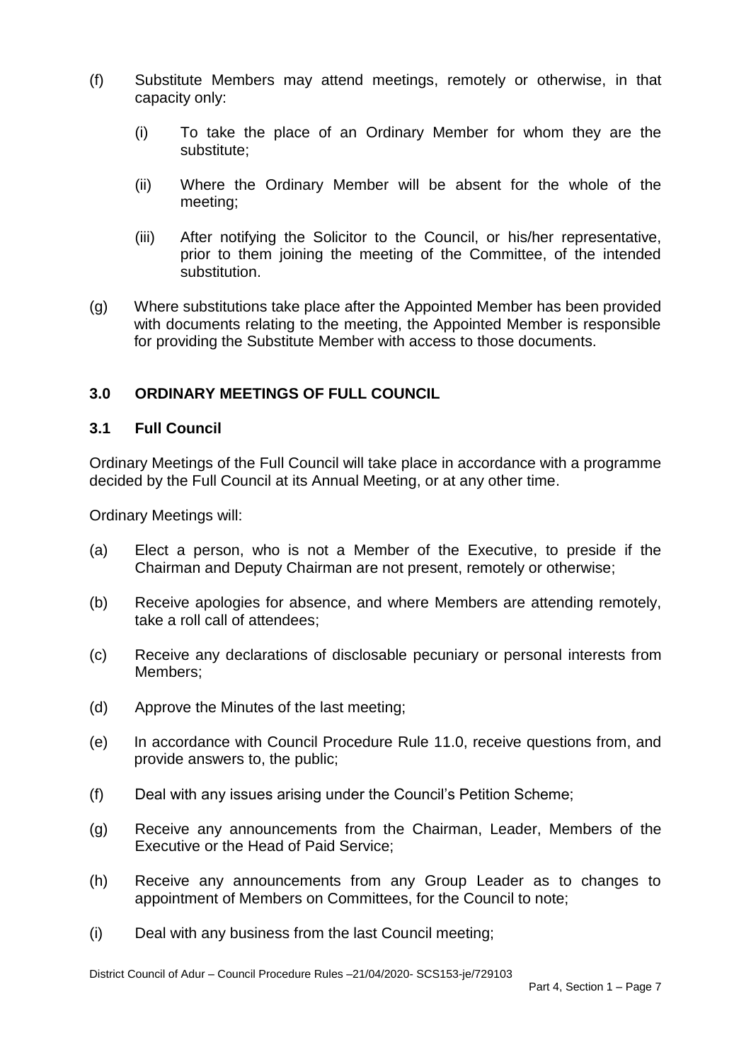(f) Substitute Members may attend meetings, remotely or otherwise, in that capacity only:

   (i) To take the place of an Ordinary Member for whom they are the substitute;

   (ii) Where the Ordinary Member will be absent for the whole of the meeting;

   (iii) After notifying the Solicitor to the Council, or his/her representative, prior to them joining the meeting of the Committee, of the intended substitution.

(g) Where substitutions take place after the Appointed Member has been provided with documents relating to the meeting, the Appointed Member is responsible for providing the Substitute Member with access to those documents.

## 3.0 ORDINARY MEETINGS OF FULL COUNCIL

### 3.1 Full Council

Ordinary Meetings of the Full Council will take place in accordance with a programme decided by the Full Council at its Annual Meeting, or at any other time.

Ordinary Meetings will:

(a) Elect a person, who is not a Member of the Executive, to preside if the Chairman and Deputy Chairman are not present, remotely or otherwise;

(b) Receive apologies for absence, and where Members are attending remotely, take a roll call of attendees;

(c) Receive any declarations of disclosable pecuniary or personal interests from Members;

(d) Approve the Minutes of the last meeting;

(e) In accordance with Council Procedure Rule 11.0, receive questions from, and provide answers to, the public;

(f) Deal with any issues arising under the Council's Petition Scheme;

(g) Receive any announcements from the Chairman, Leader, Members of the Executive or the Head of Paid Service;

(h) Receive any announcements from any Group Leader as to changes to appointment of Members on Committees, for the Council to note;

(i) Deal with any business from the last Council meeting;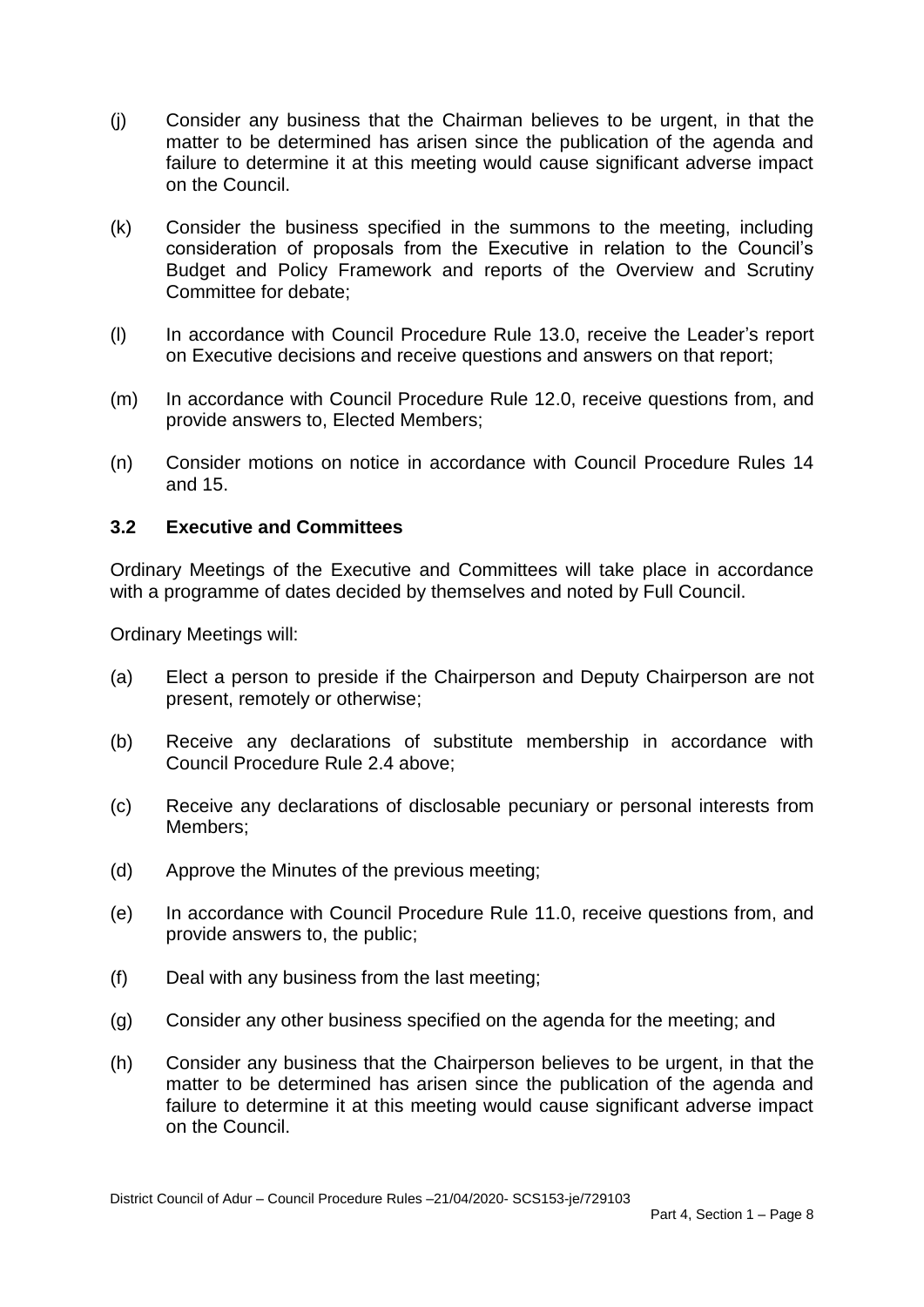(j) Consider any business that the Chairman believes to be urgent, in that the matter to be determined has arisen since the publication of the agenda and failure to determine it at this meeting would cause significant adverse impact on the Council.

(k) Consider the business specified in the summons to the meeting, including consideration of proposals from the Executive in relation to the Council's Budget and Policy Framework and reports of the Overview and Scrutiny Committee for debate;

(l) In accordance with Council Procedure Rule 13.0, receive the Leader's report on Executive decisions and receive questions and answers on that report;

(m) In accordance with Council Procedure Rule 12.0, receive questions from, and provide answers to, Elected Members;

(n) Consider motions on notice in accordance with Council Procedure Rules 14 and 15.

### 3.2 Executive and Committees

Ordinary Meetings of the Executive and Committees will take place in accordance with a programme of dates decided by themselves and noted by Full Council.

Ordinary Meetings will:

(a) Elect a person to preside if the Chairperson and Deputy Chairperson are not present, remotely or otherwise;

(b) Receive any declarations of substitute membership in accordance with Council Procedure Rule 2.4 above;

(c) Receive any declarations of disclosable pecuniary or personal interests from Members;

(d) Approve the Minutes of the previous meeting;

(e) In accordance with Council Procedure Rule 11.0, receive questions from, and provide answers to, the public;

(f) Deal with any business from the last meeting;

(g) Consider any other business specified on the agenda for the meeting; and

(h) Consider any business that the Chairperson believes to be urgent, in that the matter to be determined has arisen since the publication of the agenda and failure to determine it at this meeting would cause significant adverse impact on the Council.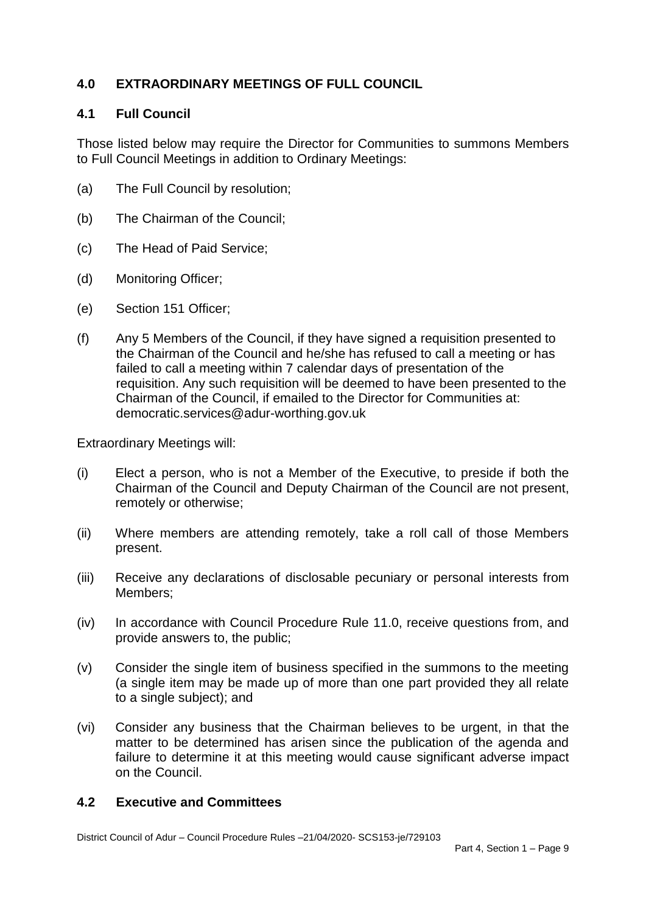## 4.0 EXTRAORDINARY MEETINGS OF FULL COUNCIL

### 4.1 Full Council

Those listed below may require the Director for Communities to summons Members to Full Council Meetings in addition to Ordinary Meetings:

(a) The Full Council by resolution;

(b) The Chairman of the Council;

(c) The Head of Paid Service;

(d) Monitoring Officer;

(e) Section 151 Officer;

(f) Any 5 Members of the Council, if they have signed a requisition presented to the Chairman of the Council and he/she has refused to call a meeting or has failed to call a meeting within 7 calendar days of presentation of the requisition. Any such requisition will be deemed to have been presented to the Chairman of the Council, if emailed to the Director for Communities at: democratic.services@adur-worthing.gov.uk

Extraordinary Meetings will:

(i) Elect a person, who is not a Member of the Executive, to preside if both the Chairman of the Council and Deputy Chairman of the Council are not present, remotely or otherwise;

(ii) Where members are attending remotely, take a roll call of those Members present.

(iii) Receive any declarations of disclosable pecuniary or personal interests from Members;

(iv) In accordance with Council Procedure Rule 11.0, receive questions from, and provide answers to, the public;

(v) Consider the single item of business specified in the summons to the meeting (a single item may be made up of more than one part provided they all relate to a single subject); and

(vi) Consider any business that the Chairman believes to be urgent, in that the matter to be determined has arisen since the publication of the agenda and failure to determine it at this meeting would cause significant adverse impact on the Council.

### 4.2 Executive and Committees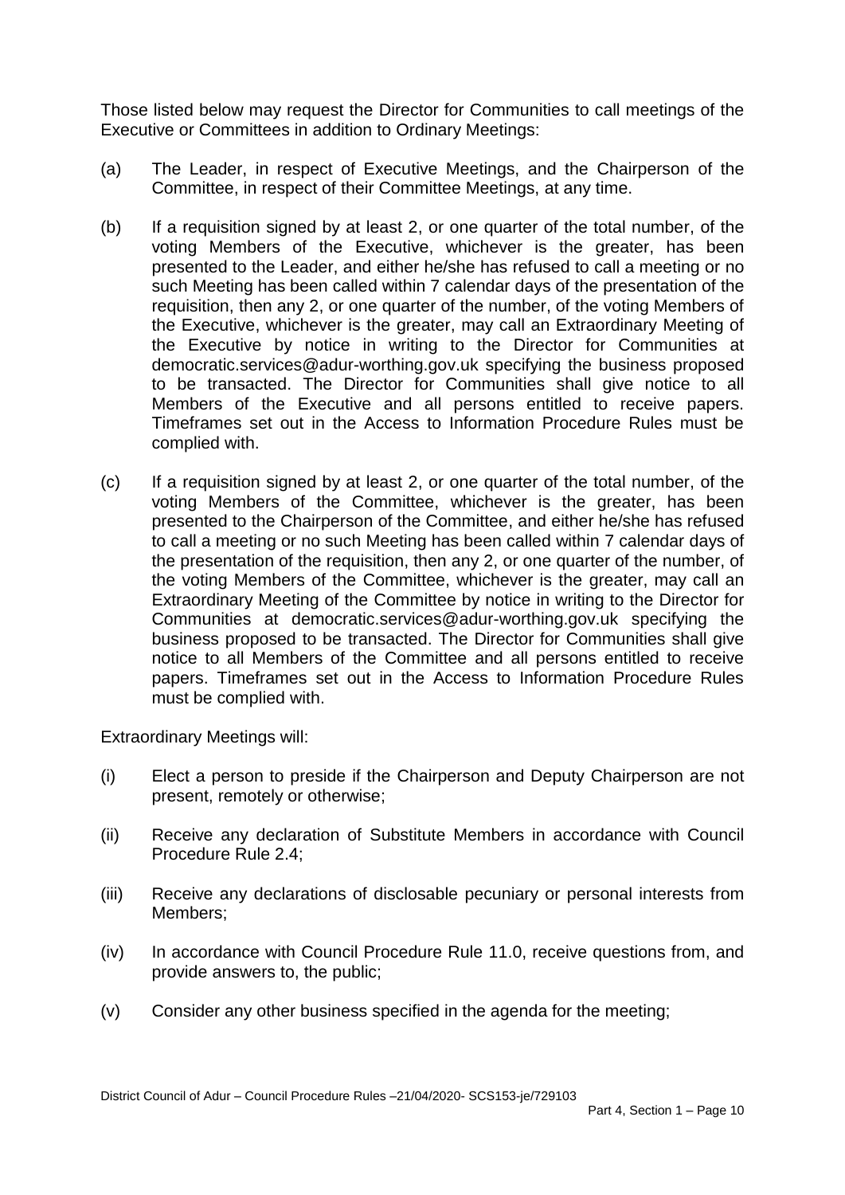Those listed below may request the Director for Communities to call meetings of the Executive or Committees in addition to Ordinary Meetings:

(a) The Leader, in respect of Executive Meetings, and the Chairperson of the Committee, in respect of their Committee Meetings, at any time.

(b) If a requisition signed by at least 2, or one quarter of the total number, of the voting Members of the Executive, whichever is the greater, has been presented to the Leader, and either he/she has refused to call a meeting or no such Meeting has been called within 7 calendar days of the presentation of the requisition, then any 2, or one quarter of the number, of the voting Members of the Executive, whichever is the greater, may call an Extraordinary Meeting of the Executive by notice in writing to the Director for Communities at democratic.services@adur-worthing.gov.uk specifying the business proposed to be transacted. The Director for Communities shall give notice to all Members of the Executive and all persons entitled to receive papers. Timeframes set out in the Access to Information Procedure Rules must be complied with.

(c) If a requisition signed by at least 2, or one quarter of the total number, of the voting Members of the Committee, whichever is the greater, has been presented to the Chairperson of the Committee, and either he/she has refused to call a meeting or no such Meeting has been called within 7 calendar days of the presentation of the requisition, then any 2, or one quarter of the number, of the voting Members of the Committee, whichever is the greater, may call an Extraordinary Meeting of the Committee by notice in writing to the Director for Communities at democratic.services@adur-worthing.gov.uk specifying the business proposed to be transacted. The Director for Communities shall give notice to all Members of the Committee and all persons entitled to receive papers. Timeframes set out in the Access to Information Procedure Rules must be complied with.

Extraordinary Meetings will:

(i) Elect a person to preside if the Chairperson and Deputy Chairperson are not present, remotely or otherwise;

(ii) Receive any declaration of Substitute Members in accordance with Council Procedure Rule 2.4;

(iii) Receive any declarations of disclosable pecuniary or personal interests from Members;

(iv) In accordance with Council Procedure Rule 11.0, receive questions from, and provide answers to, the public;

(v) Consider any other business specified in the agenda for the meeting;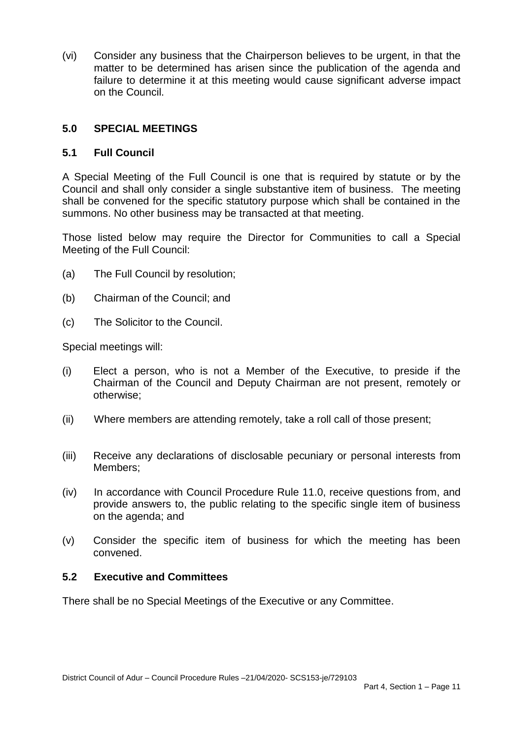(vi) Consider any business that the Chairperson believes to be urgent, in that the matter to be determined has arisen since the publication of the agenda and failure to determine it at this meeting would cause significant adverse impact on the Council.

## 5.0 SPECIAL MEETINGS

### 5.1 Full Council

A Special Meeting of the Full Council is one that is required by statute or by the Council and shall only consider a single substantive item of business. The meeting shall be convened for the specific statutory purpose which shall be contained in the summons. No other business may be transacted at that meeting.

Those listed below may require the Director for Communities to call a Special Meeting of the Full Council:

(a) The Full Council by resolution;

(b) Chairman of the Council; and

(c) The Solicitor to the Council.

Special meetings will:

(i) Elect a person, who is not a Member of the Executive, to preside if the Chairman of the Council and Deputy Chairman are not present, remotely or otherwise;

(ii) Where members are attending remotely, take a roll call of those present;

(iii) Receive any declarations of disclosable pecuniary or personal interests from Members;

(iv) In accordance with Council Procedure Rule 11.0, receive questions from, and provide answers to, the public relating to the specific single item of business on the agenda; and

(v) Consider the specific item of business for which the meeting has been convened.

### 5.2 Executive and Committees

There shall be no Special Meetings of the Executive or any Committee.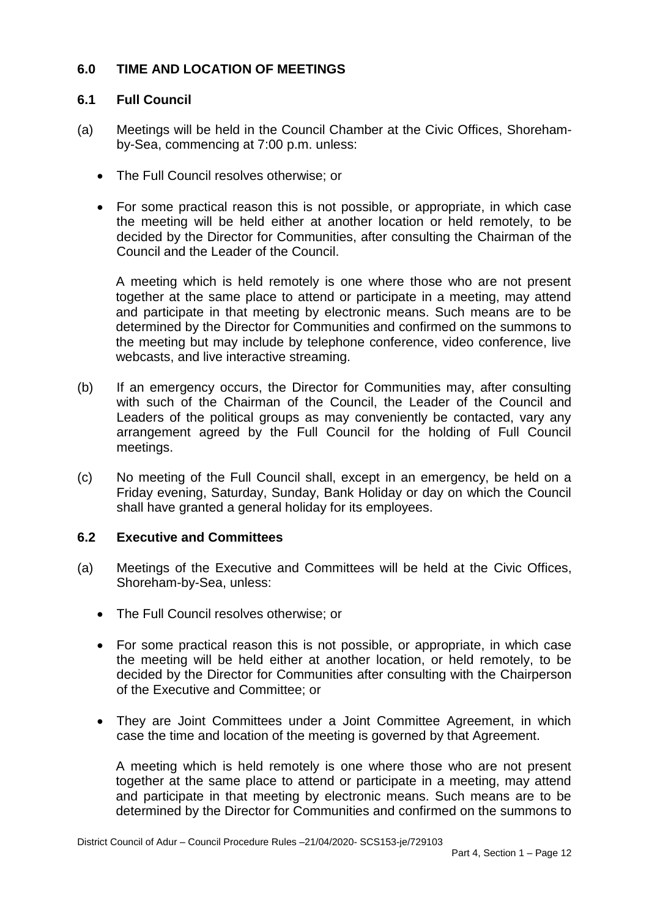## 6.0 TIME AND LOCATION OF MEETINGS

### 6.1 Full Council

(a) Meetings will be held in the Council Chamber at the Civic Offices, Shoreham-by-Sea, commencing at 7:00 p.m. unless:

- The Full Council resolves otherwise; or
- For some practical reason this is not possible, or appropriate, in which case the meeting will be held either at another location or held remotely, to be decided by the Director for Communities, after consulting the Chairman of the Council and the Leader of the Council.

A meeting which is held remotely is one where those who are not present together at the same place to attend or participate in a meeting, may attend and participate in that meeting by electronic means. Such means are to be determined by the Director for Communities and confirmed on the summons to the meeting but may include by telephone conference, video conference, live webcasts, and live interactive streaming.

(b) If an emergency occurs, the Director for Communities may, after consulting with such of the Chairman of the Council, the Leader of the Council and Leaders of the political groups as may conveniently be contacted, vary any arrangement agreed by the Full Council for the holding of Full Council meetings.

(c) No meeting of the Full Council shall, except in an emergency, be held on a Friday evening, Saturday, Sunday, Bank Holiday or day on which the Council shall have granted a general holiday for its employees.

### 6.2 Executive and Committees

(a) Meetings of the Executive and Committees will be held at the Civic Offices, Shoreham-by-Sea, unless:

- The Full Council resolves otherwise; or
- For some practical reason this is not possible, or appropriate, in which case the meeting will be held either at another location, or held remotely, to be decided by the Director for Communities after consulting with the Chairperson of the Executive and Committee; or
- They are Joint Committees under a Joint Committee Agreement, in which case the time and location of the meeting is governed by that Agreement.

A meeting which is held remotely is one where those who are not present together at the same place to attend or participate in a meeting, may attend and participate in that meeting by electronic means. Such means are to be determined by the Director for Communities and confirmed on the summons to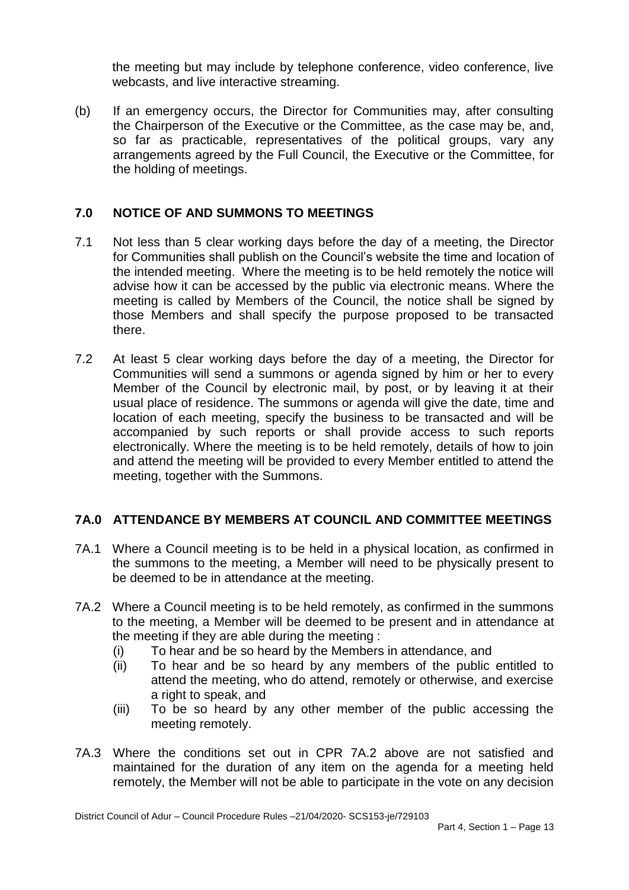the meeting but may include by telephone conference, video conference, live webcasts, and live interactive streaming.

(b) If an emergency occurs, the Director for Communities may, after consulting the Chairperson of the Executive or the Committee, as the case may be, and, so far as practicable, representatives of the political groups, vary any arrangements agreed by the Full Council, the Executive or the Committee, for the holding of meetings.

## 7.0 NOTICE OF AND SUMMONS TO MEETINGS

7.1 Not less than 5 clear working days before the day of a meeting, the Director for Communities shall publish on the Council's website the time and location of the intended meeting. Where the meeting is to be held remotely the notice will advise how it can be accessed by the public via electronic means. Where the meeting is called by Members of the Council, the notice shall be signed by those Members and shall specify the purpose proposed to be transacted there.

7.2 At least 5 clear working days before the day of a meeting, the Director for Communities will send a summons or agenda signed by him or her to every Member of the Council by electronic mail, by post, or by leaving it at their usual place of residence. The summons or agenda will give the date, time and location of each meeting, specify the business to be transacted and will be accompanied by such reports or shall provide access to such reports electronically. Where the meeting is to be held remotely, details of how to join and attend the meeting will be provided to every Member entitled to attend the meeting, together with the Summons.

## 7A.0 ATTENDANCE BY MEMBERS AT COUNCIL AND COMMITTEE MEETINGS

7A.1 Where a Council meeting is to be held in a physical location, as confirmed in the summons to the meeting, a Member will need to be physically present to be deemed to be in attendance at the meeting.

7A.2 Where a Council meeting is to be held remotely, as confirmed in the summons to the meeting, a Member will be deemed to be present and in attendance at the meeting if they are able during the meeting :

(i) To hear and be so heard by the Members in attendance, and

(ii) To hear and be so heard by any members of the public entitled to attend the meeting, who do attend, remotely or otherwise, and exercise a right to speak, and

(iii) To be so heard by any other member of the public accessing the meeting remotely.

7A.3 Where the conditions set out in CPR 7A.2 above are not satisfied and maintained for the duration of any item on the agenda for a meeting held remotely, the Member will not be able to participate in the vote on any decision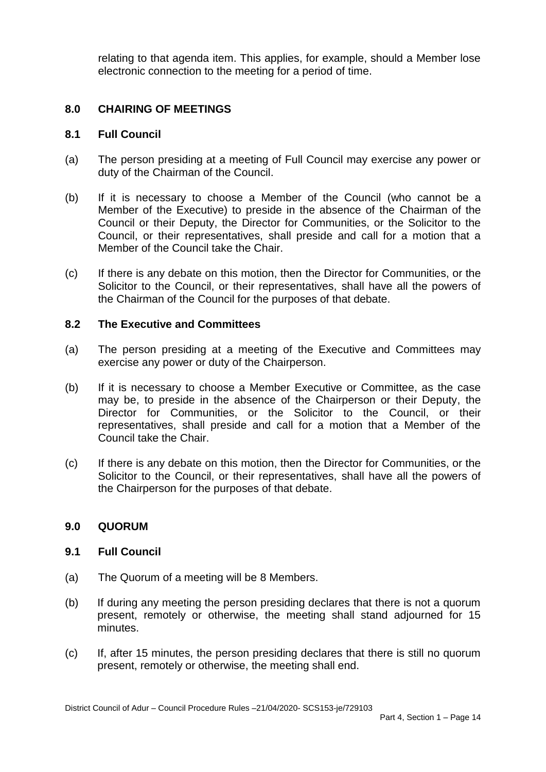relating to that agenda item. This applies, for example, should a Member lose electronic connection to the meeting for a period of time.

## 8.0 CHAIRING OF MEETINGS

### 8.1 Full Council

(a) The person presiding at a meeting of Full Council may exercise any power or duty of the Chairman of the Council.

(b) If it is necessary to choose a Member of the Council (who cannot be a Member of the Executive) to preside in the absence of the Chairman of the Council or their Deputy, the Director for Communities, or the Solicitor to the Council, or their representatives, shall preside and call for a motion that a Member of the Council take the Chair.

(c) If there is any debate on this motion, then the Director for Communities, or the Solicitor to the Council, or their representatives, shall have all the powers of the Chairman of the Council for the purposes of that debate.

### 8.2 The Executive and Committees

(a) The person presiding at a meeting of the Executive and Committees may exercise any power or duty of the Chairperson.

(b) If it is necessary to choose a Member Executive or Committee, as the case may be, to preside in the absence of the Chairperson or their Deputy, the Director for Communities, or the Solicitor to the Council, or their representatives, shall preside and call for a motion that a Member of the Council take the Chair.

(c) If there is any debate on this motion, then the Director for Communities, or the Solicitor to the Council, or their representatives, shall have all the powers of the Chairperson for the purposes of that debate.

## 9.0 QUORUM

### 9.1 Full Council

(a) The Quorum of a meeting will be 8 Members.

(b) If during any meeting the person presiding declares that there is not a quorum present, remotely or otherwise, the meeting shall stand adjourned for 15 minutes.

(c) If, after 15 minutes, the person presiding declares that there is still no quorum present, remotely or otherwise, the meeting shall end.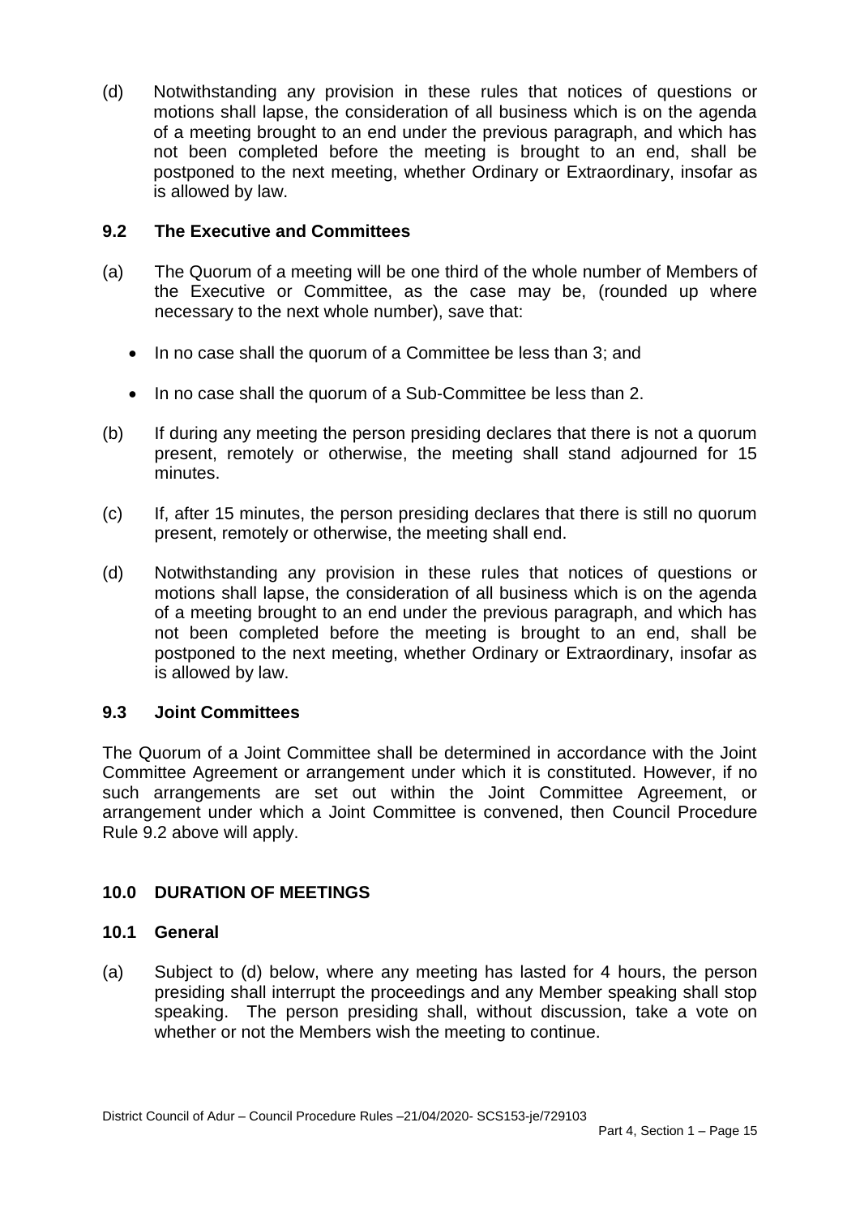(d) Notwithstanding any provision in these rules that notices of questions or motions shall lapse, the consideration of all business which is on the agenda of a meeting brought to an end under the previous paragraph, and which has not been completed before the meeting is brought to an end, shall be postponed to the next meeting, whether Ordinary or Extraordinary, insofar as is allowed by law.

### 9.2 The Executive and Committees

(a) The Quorum of a meeting will be one third of the whole number of Members of the Executive or Committee, as the case may be, (rounded up where necessary to the next whole number), save that:

- In no case shall the quorum of a Committee be less than 3; and
- In no case shall the quorum of a Sub-Committee be less than 2.

(b) If during any meeting the person presiding declares that there is not a quorum present, remotely or otherwise, the meeting shall stand adjourned for 15 minutes.

(c) If, after 15 minutes, the person presiding declares that there is still no quorum present, remotely or otherwise, the meeting shall end.

(d) Notwithstanding any provision in these rules that notices of questions or motions shall lapse, the consideration of all business which is on the agenda of a meeting brought to an end under the previous paragraph, and which has not been completed before the meeting is brought to an end, shall be postponed to the next meeting, whether Ordinary or Extraordinary, insofar as is allowed by law.

### 9.3 Joint Committees

The Quorum of a Joint Committee shall be determined in accordance with the Joint Committee Agreement or arrangement under which it is constituted. However, if no such arrangements are set out within the Joint Committee Agreement, or arrangement under which a Joint Committee is convened, then Council Procedure Rule 9.2 above will apply.

## 10.0 DURATION OF MEETINGS

### 10.1 General

(a) Subject to (d) below, where any meeting has lasted for 4 hours, the person presiding shall interrupt the proceedings and any Member speaking shall stop speaking. The person presiding shall, without discussion, take a vote on whether or not the Members wish the meeting to continue.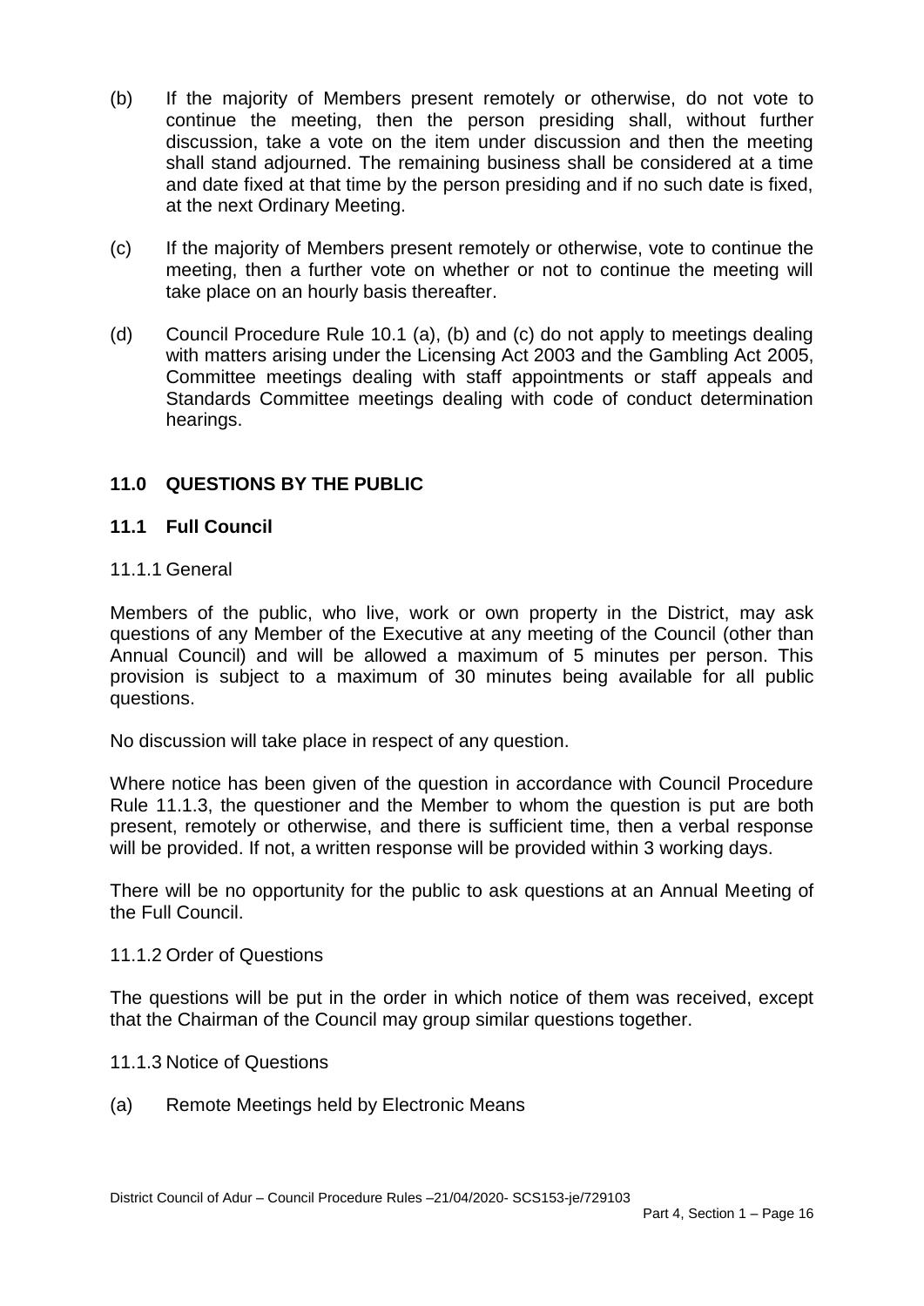(b) If the majority of Members present remotely or otherwise, do not vote to continue the meeting, then the person presiding shall, without further discussion, take a vote on the item under discussion and then the meeting shall stand adjourned. The remaining business shall be considered at a time and date fixed at that time by the person presiding and if no such date is fixed, at the next Ordinary Meeting.

(c) If the majority of Members present remotely or otherwise, vote to continue the meeting, then a further vote on whether or not to continue the meeting will take place on an hourly basis thereafter.

(d) Council Procedure Rule 10.1 (a), (b) and (c) do not apply to meetings dealing with matters arising under the Licensing Act 2003 and the Gambling Act 2005, Committee meetings dealing with staff appointments or staff appeals and Standards Committee meetings dealing with code of conduct determination hearings.

## 11.0 QUESTIONS BY THE PUBLIC

### 11.1 Full Council

11.1.1 General

Members of the public, who live, work or own property in the District, may ask questions of any Member of the Executive at any meeting of the Council (other than Annual Council) and will be allowed a maximum of 5 minutes per person. This provision is subject to a maximum of 30 minutes being available for all public questions.

No discussion will take place in respect of any question.

Where notice has been given of the question in accordance with Council Procedure Rule 11.1.3, the questioner and the Member to whom the question is put are both present, remotely or otherwise, and there is sufficient time, then a verbal response will be provided. If not, a written response will be provided within 3 working days.

There will be no opportunity for the public to ask questions at an Annual Meeting of the Full Council.

11.1.2 Order of Questions

The questions will be put in the order in which notice of them was received, except that the Chairman of the Council may group similar questions together.

11.1.3 Notice of Questions

(a) Remote Meetings held by Electronic Means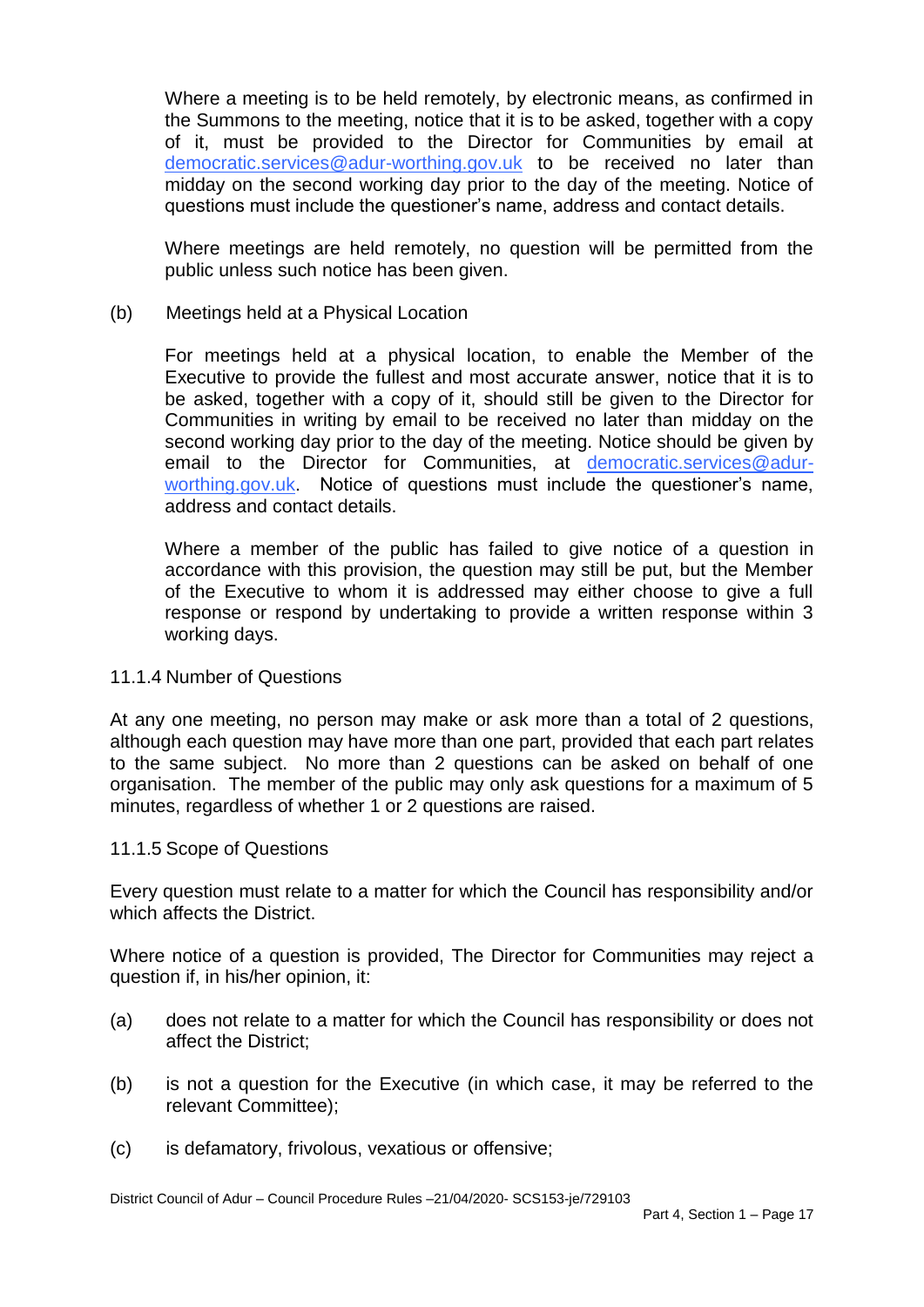Where a meeting is to be held remotely, by electronic means, as confirmed in the Summons to the meeting, notice that it is to be asked, together with a copy of it, must be provided to the Director for Communities by email at democratic.services@adur-worthing.gov.uk to be received no later than midday on the second working day prior to the day of the meeting. Notice of questions must include the questioner's name, address and contact details.

Where meetings are held remotely, no question will be permitted from the public unless such notice has been given.

(b) Meetings held at a Physical Location

For meetings held at a physical location, to enable the Member of the Executive to provide the fullest and most accurate answer, notice that it is to be asked, together with a copy of it, should still be given to the Director for Communities in writing by email to be received no later than midday on the second working day prior to the day of the meeting. Notice should be given by email to the Director for Communities, at democratic.services@adur-worthing.gov.uk. Notice of questions must include the questioner's name, address and contact details.

Where a member of the public has failed to give notice of a question in accordance with this provision, the question may still be put, but the Member of the Executive to whom it is addressed may either choose to give a full response or respond by undertaking to provide a written response within 3 working days.

11.1.4 Number of Questions

At any one meeting, no person may make or ask more than a total of 2 questions, although each question may have more than one part, provided that each part relates to the same subject. No more than 2 questions can be asked on behalf of one organisation. The member of the public may only ask questions for a maximum of 5 minutes, regardless of whether 1 or 2 questions are raised.

11.1.5 Scope of Questions

Every question must relate to a matter for which the Council has responsibility and/or which affects the District.

Where notice of a question is provided, The Director for Communities may reject a question if, in his/her opinion, it:

(a) does not relate to a matter for which the Council has responsibility or does not affect the District;

(b) is not a question for the Executive (in which case, it may be referred to the relevant Committee);

(c) is defamatory, frivolous, vexatious or offensive;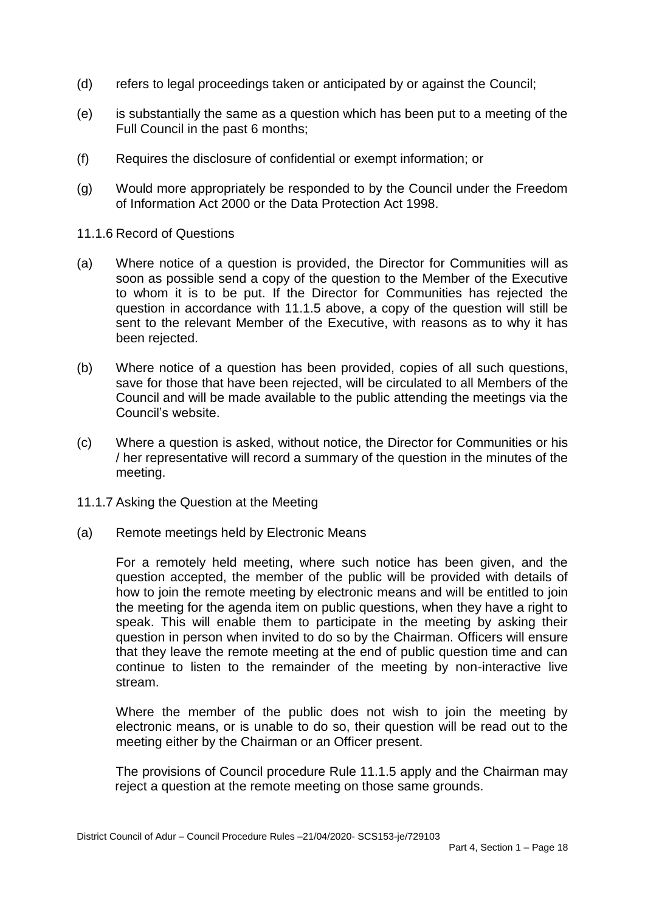(d) refers to legal proceedings taken or anticipated by or against the Council;

(e) is substantially the same as a question which has been put to a meeting of the Full Council in the past 6 months;

(f) Requires the disclosure of confidential or exempt information; or

(g) Would more appropriately be responded to by the Council under the Freedom of Information Act 2000 or the Data Protection Act 1998.

11.1.6 Record of Questions

(a) Where notice of a question is provided, the Director for Communities will as soon as possible send a copy of the question to the Member of the Executive to whom it is to be put. If the Director for Communities has rejected the question in accordance with 11.1.5 above, a copy of the question will still be sent to the relevant Member of the Executive, with reasons as to why it has been rejected.

(b) Where notice of a question has been provided, copies of all such questions, save for those that have been rejected, will be circulated to all Members of the Council and will be made available to the public attending the meetings via the Council's website.

(c) Where a question is asked, without notice, the Director for Communities or his / her representative will record a summary of the question in the minutes of the meeting.

11.1.7 Asking the Question at the Meeting

(a) Remote meetings held by Electronic Means

For a remotely held meeting, where such notice has been given, and the question accepted, the member of the public will be provided with details of how to join the remote meeting by electronic means and will be entitled to join the meeting for the agenda item on public questions, when they have a right to speak. This will enable them to participate in the meeting by asking their question in person when invited to do so by the Chairman. Officers will ensure that they leave the remote meeting at the end of public question time and can continue to listen to the remainder of the meeting by non-interactive live stream.

Where the member of the public does not wish to join the meeting by electronic means, or is unable to do so, their question will be read out to the meeting either by the Chairman or an Officer present.

The provisions of Council procedure Rule 11.1.5 apply and the Chairman may reject a question at the remote meeting on those same grounds.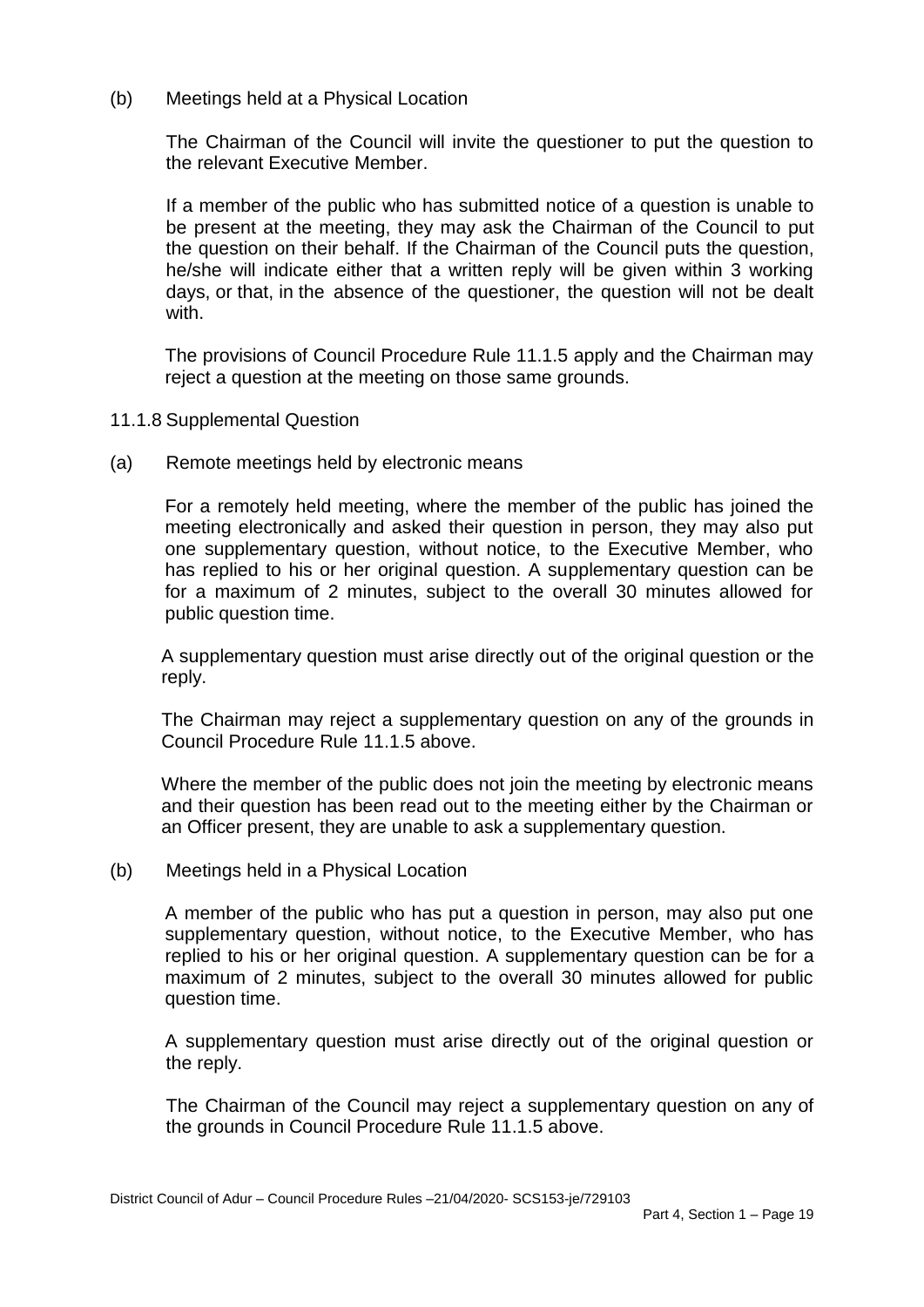(b) Meetings held at a Physical Location

The Chairman of the Council will invite the questioner to put the question to the relevant Executive Member.

If a member of the public who has submitted notice of a question is unable to be present at the meeting, they may ask the Chairman of the Council to put the question on their behalf. If the Chairman of the Council puts the question, he/she will indicate either that a written reply will be given within 3 working days, or that, in the absence of the questioner, the question will not be dealt with.

The provisions of Council Procedure Rule 11.1.5 apply and the Chairman may reject a question at the meeting on those same grounds.

11.1.8 Supplemental Question

(a) Remote meetings held by electronic means

For a remotely held meeting, where the member of the public has joined the meeting electronically and asked their question in person, they may also put one supplementary question, without notice, to the Executive Member, who has replied to his or her original question. A supplementary question can be for a maximum of 2 minutes, subject to the overall 30 minutes allowed for public question time.

A supplementary question must arise directly out of the original question or the reply.

The Chairman may reject a supplementary question on any of the grounds in Council Procedure Rule 11.1.5 above.

Where the member of the public does not join the meeting by electronic means and their question has been read out to the meeting either by the Chairman or an Officer present, they are unable to ask a supplementary question.

(b) Meetings held in a Physical Location

A member of the public who has put a question in person, may also put one supplementary question, without notice, to the Executive Member, who has replied to his or her original question. A supplementary question can be for a maximum of 2 minutes, subject to the overall 30 minutes allowed for public question time.

A supplementary question must arise directly out of the original question or the reply.

The Chairman of the Council may reject a supplementary question on any of the grounds in Council Procedure Rule 11.1.5 above.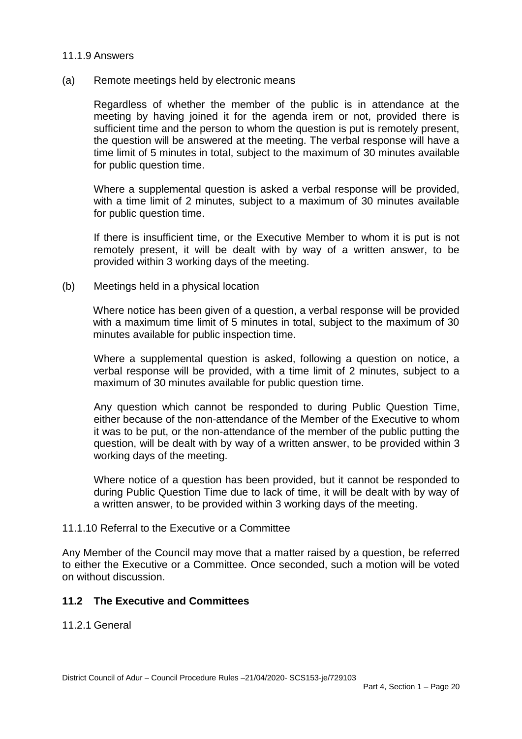11.1.9 Answers

(a) Remote meetings held by electronic means

Regardless of whether the member of the public is in attendance at the meeting by having joined it for the agenda irem or not, provided there is sufficient time and the person to whom the question is put is remotely present, the question will be answered at the meeting. The verbal response will have a time limit of 5 minutes in total, subject to the maximum of 30 minutes available for public question time.

Where a supplemental question is asked a verbal response will be provided, with a time limit of 2 minutes, subject to a maximum of 30 minutes available for public question time.

If there is insufficient time, or the Executive Member to whom it is put is not remotely present, it will be dealt with by way of a written answer, to be provided within 3 working days of the meeting.

(b) Meetings held in a physical location

Where notice has been given of a question, a verbal response will be provided with a maximum time limit of 5 minutes in total, subject to the maximum of 30 minutes available for public inspection time.

Where a supplemental question is asked, following a question on notice, a verbal response will be provided, with a time limit of 2 minutes, subject to a maximum of 30 minutes available for public question time.

Any question which cannot be responded to during Public Question Time, either because of the non-attendance of the Member of the Executive to whom it was to be put, or the non-attendance of the member of the public putting the question, will be dealt with by way of a written answer, to be provided within 3 working days of the meeting.

Where notice of a question has been provided, but it cannot be responded to during Public Question Time due to lack of time, it will be dealt with by way of a written answer, to be provided within 3 working days of the meeting.

11.1.10 Referral to the Executive or a Committee

Any Member of the Council may move that a matter raised by a question, be referred to either the Executive or a Committee. Once seconded, such a motion will be voted on without discussion.

## 11.2 The Executive and Committees

11.2.1 General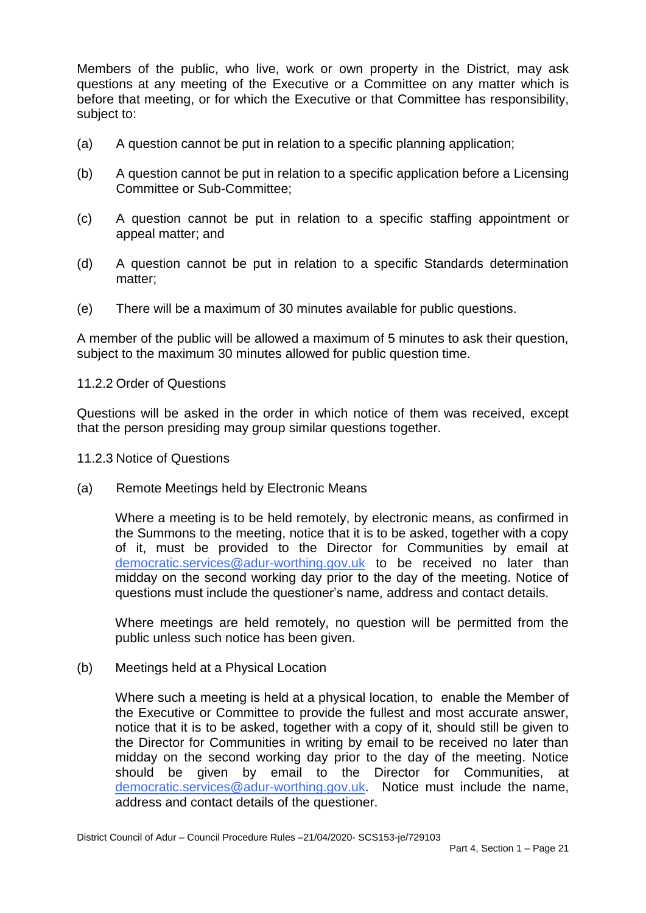Members of the public, who live, work or own property in the District, may ask questions at any meeting of the Executive or a Committee on any matter which is before that meeting, or for which the Executive or that Committee has responsibility, subject to:

(a) A question cannot be put in relation to a specific planning application;

(b) A question cannot be put in relation to a specific application before a Licensing Committee or Sub-Committee;

(c) A question cannot be put in relation to a specific staffing appointment or appeal matter; and

(d) A question cannot be put in relation to a specific Standards determination matter;

(e) There will be a maximum of 30 minutes available for public questions.

A member of the public will be allowed a maximum of 5 minutes to ask their question, subject to the maximum 30 minutes allowed for public question time.

11.2.2 Order of Questions

Questions will be asked in the order in which notice of them was received, except that the person presiding may group similar questions together.

11.2.3 Notice of Questions

(a) Remote Meetings held by Electronic Means

Where a meeting is to be held remotely, by electronic means, as confirmed in the Summons to the meeting, notice that it is to be asked, together with a copy of it, must be provided to the Director for Communities by email at democratic.services@adur-worthing.gov.uk to be received no later than midday on the second working day prior to the day of the meeting. Notice of questions must include the questioner's name, address and contact details.

Where meetings are held remotely, no question will be permitted from the public unless such notice has been given.

(b) Meetings held at a Physical Location

Where such a meeting is held at a physical location, to enable the Member of the Executive or Committee to provide the fullest and most accurate answer, notice that it is to be asked, together with a copy of it, should still be given to the Director for Communities in writing by email to be received no later than midday on the second working day prior to the day of the meeting. Notice should be given by email to the Director for Communities, at democratic.services@adur-worthing.gov.uk. Notice must include the name, address and contact details of the questioner.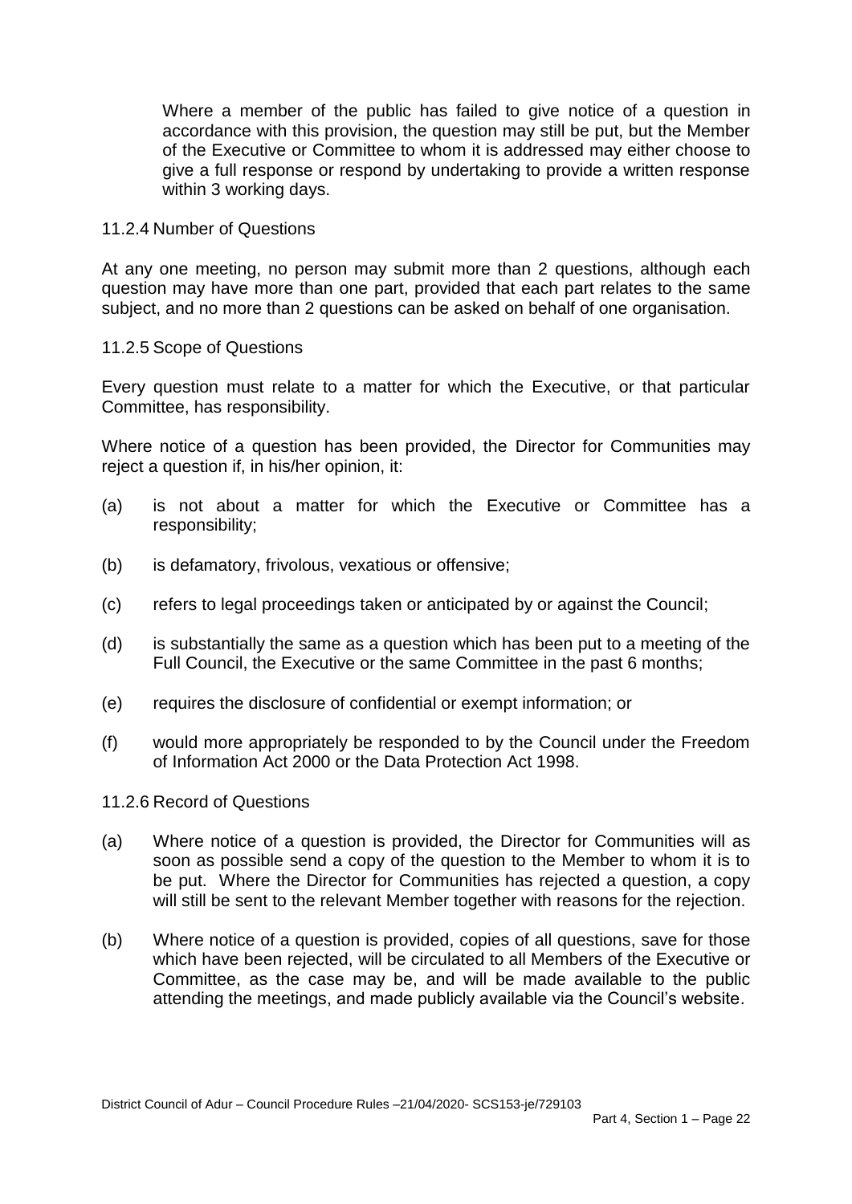Where a member of the public has failed to give notice of a question in accordance with this provision, the question may still be put, but the Member of the Executive or Committee to whom it is addressed may either choose to give a full response or respond by undertaking to provide a written response within 3 working days.

11.2.4 Number of Questions

At any one meeting, no person may submit more than 2 questions, although each question may have more than one part, provided that each part relates to the same subject, and no more than 2 questions can be asked on behalf of one organisation.

11.2.5 Scope of Questions

Every question must relate to a matter for which the Executive, or that particular Committee, has responsibility.

Where notice of a question has been provided, the Director for Communities may reject a question if, in his/her opinion, it:

(a) is not about a matter for which the Executive or Committee has a responsibility;

(b) is defamatory, frivolous, vexatious or offensive;

(c) refers to legal proceedings taken or anticipated by or against the Council;

(d) is substantially the same as a question which has been put to a meeting of the Full Council, the Executive or the same Committee in the past 6 months;

(e) requires the disclosure of confidential or exempt information; or

(f) would more appropriately be responded to by the Council under the Freedom of Information Act 2000 or the Data Protection Act 1998.

11.2.6 Record of Questions

(a) Where notice of a question is provided, the Director for Communities will as soon as possible send a copy of the question to the Member to whom it is to be put. Where the Director for Communities has rejected a question, a copy will still be sent to the relevant Member together with reasons for the rejection.

(b) Where notice of a question is provided, copies of all questions, save for those which have been rejected, will be circulated to all Members of the Executive or Committee, as the case may be, and will be made available to the public attending the meetings, and made publicly available via the Council's website.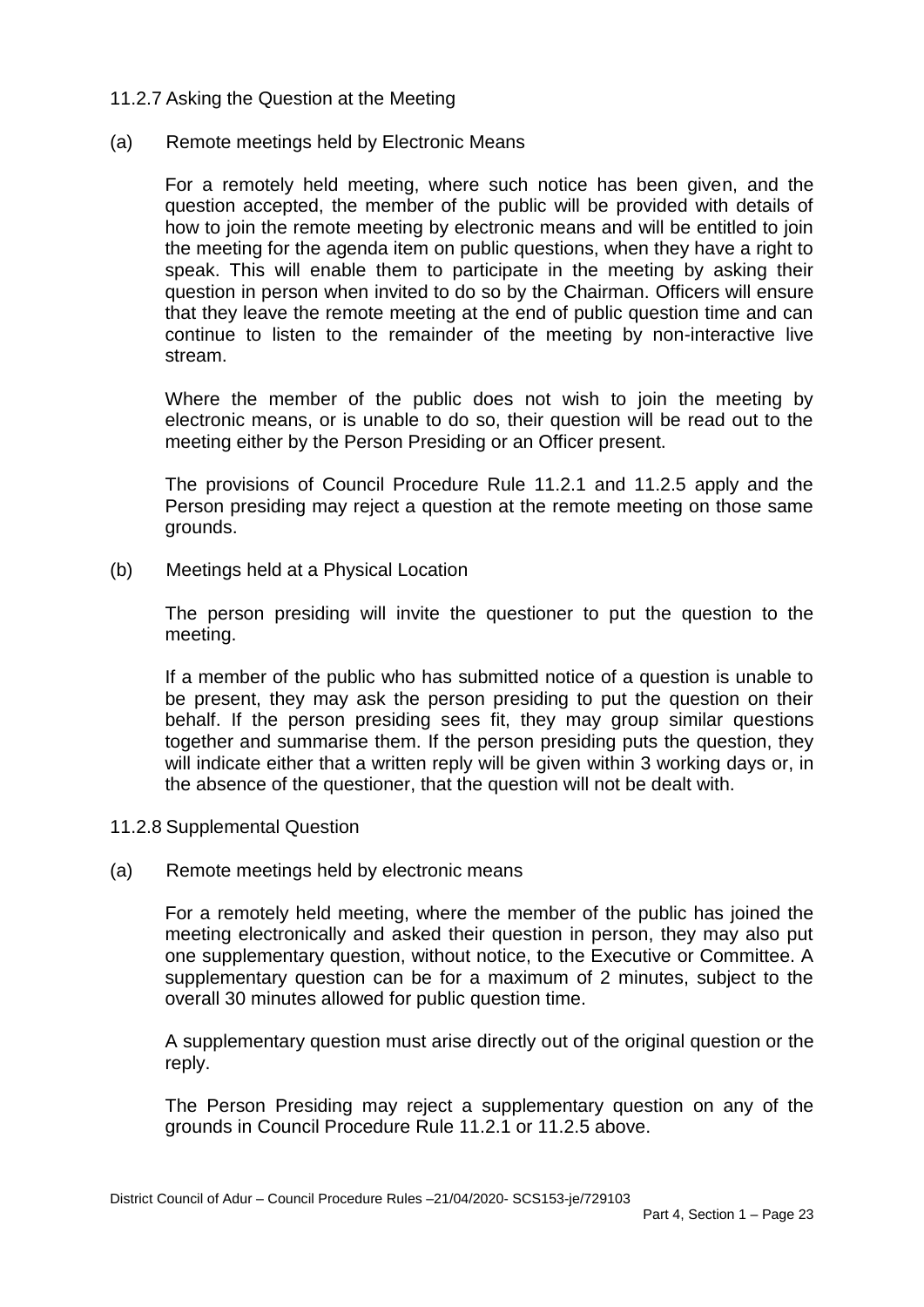### 11.2.7 Asking the Question at the Meeting

(a) Remote meetings held by Electronic Means

For a remotely held meeting, where such notice has been given, and the question accepted, the member of the public will be provided with details of how to join the remote meeting by electronic means and will be entitled to join the meeting for the agenda item on public questions, when they have a right to speak. This will enable them to participate in the meeting by asking their question in person when invited to do so by the Chairman. Officers will ensure that they leave the remote meeting at the end of public question time and can continue to listen to the remainder of the meeting by non-interactive live stream.

Where the member of the public does not wish to join the meeting by electronic means, or is unable to do so, their question will be read out to the meeting either by the Person Presiding or an Officer present.

The provisions of Council Procedure Rule 11.2.1 and 11.2.5 apply and the Person presiding may reject a question at the remote meeting on those same grounds.

(b) Meetings held at a Physical Location

The person presiding will invite the questioner to put the question to the meeting.

If a member of the public who has submitted notice of a question is unable to be present, they may ask the person presiding to put the question on their behalf. If the person presiding sees fit, they may group similar questions together and summarise them. If the person presiding puts the question, they will indicate either that a written reply will be given within 3 working days or, in the absence of the questioner, that the question will not be dealt with.

### 11.2.8 Supplemental Question

(a) Remote meetings held by electronic means

For a remotely held meeting, where the member of the public has joined the meeting electronically and asked their question in person, they may also put one supplementary question, without notice, to the Executive or Committee. A supplementary question can be for a maximum of 2 minutes, subject to the overall 30 minutes allowed for public question time.

A supplementary question must arise directly out of the original question or the reply.

The Person Presiding may reject a supplementary question on any of the grounds in Council Procedure Rule 11.2.1 or 11.2.5 above.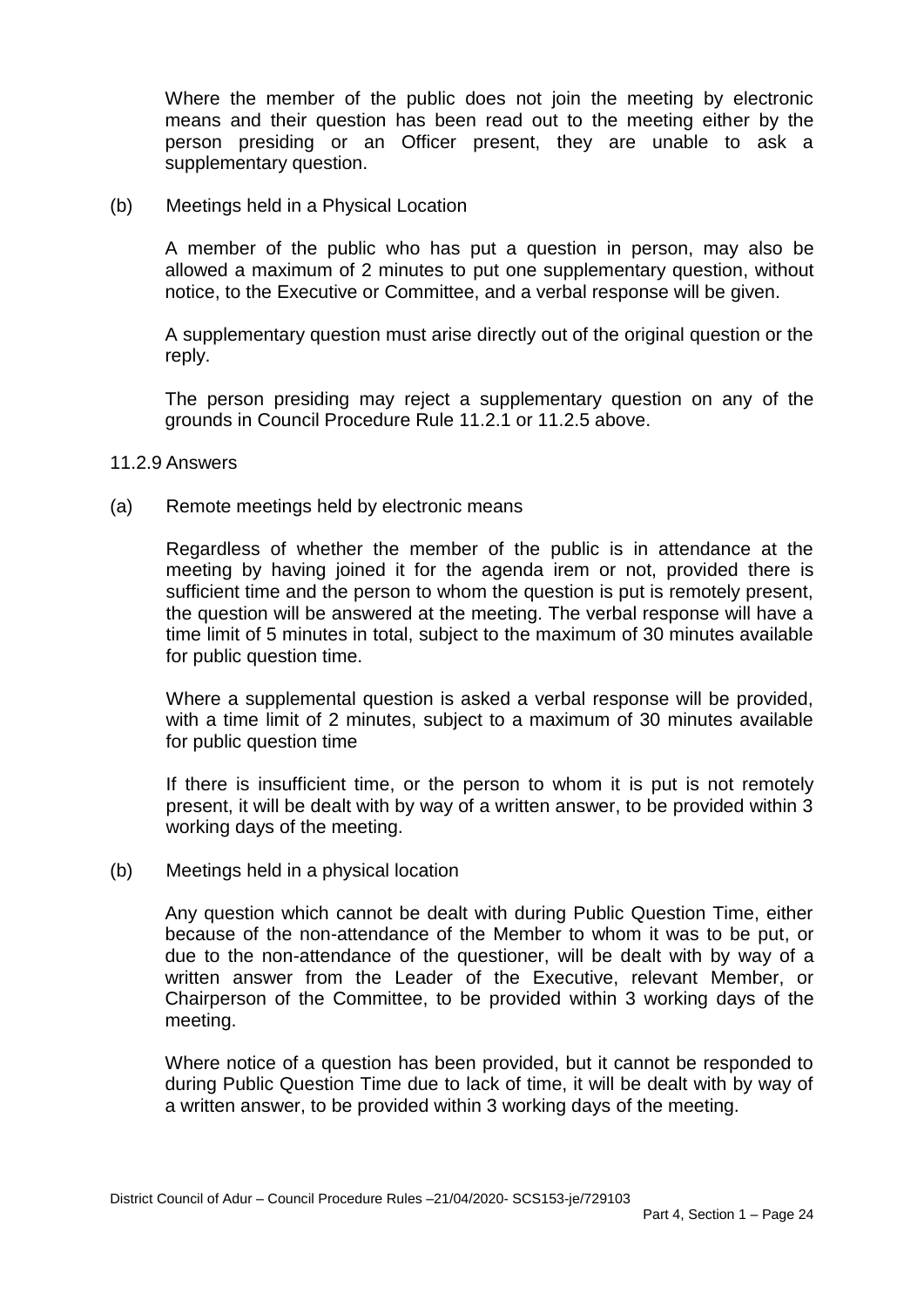Where the member of the public does not join the meeting by electronic means and their question has been read out to the meeting either by the person presiding or an Officer present, they are unable to ask a supplementary question.

(b) Meetings held in a Physical Location

A member of the public who has put a question in person, may also be allowed a maximum of 2 minutes to put one supplementary question, without notice, to the Executive or Committee, and a verbal response will be given.

A supplementary question must arise directly out of the original question or the reply.

The person presiding may reject a supplementary question on any of the grounds in Council Procedure Rule 11.2.1 or 11.2.5 above.

11.2.9 Answers

(a) Remote meetings held by electronic means

Regardless of whether the member of the public is in attendance at the meeting by having joined it for the agenda irem or not, provided there is sufficient time and the person to whom the question is put is remotely present, the question will be answered at the meeting. The verbal response will have a time limit of 5 minutes in total, subject to the maximum of 30 minutes available for public question time.

Where a supplemental question is asked a verbal response will be provided, with a time limit of 2 minutes, subject to a maximum of 30 minutes available for public question time

If there is insufficient time, or the person to whom it is put is not remotely present, it will be dealt with by way of a written answer, to be provided within 3 working days of the meeting.

(b) Meetings held in a physical location

Any question which cannot be dealt with during Public Question Time, either because of the non-attendance of the Member to whom it was to be put, or due to the non-attendance of the questioner, will be dealt with by way of a written answer from the Leader of the Executive, relevant Member, or Chairperson of the Committee, to be provided within 3 working days of the meeting.

Where notice of a question has been provided, but it cannot be responded to during Public Question Time due to lack of time, it will be dealt with by way of a written answer, to be provided within 3 working days of the meeting.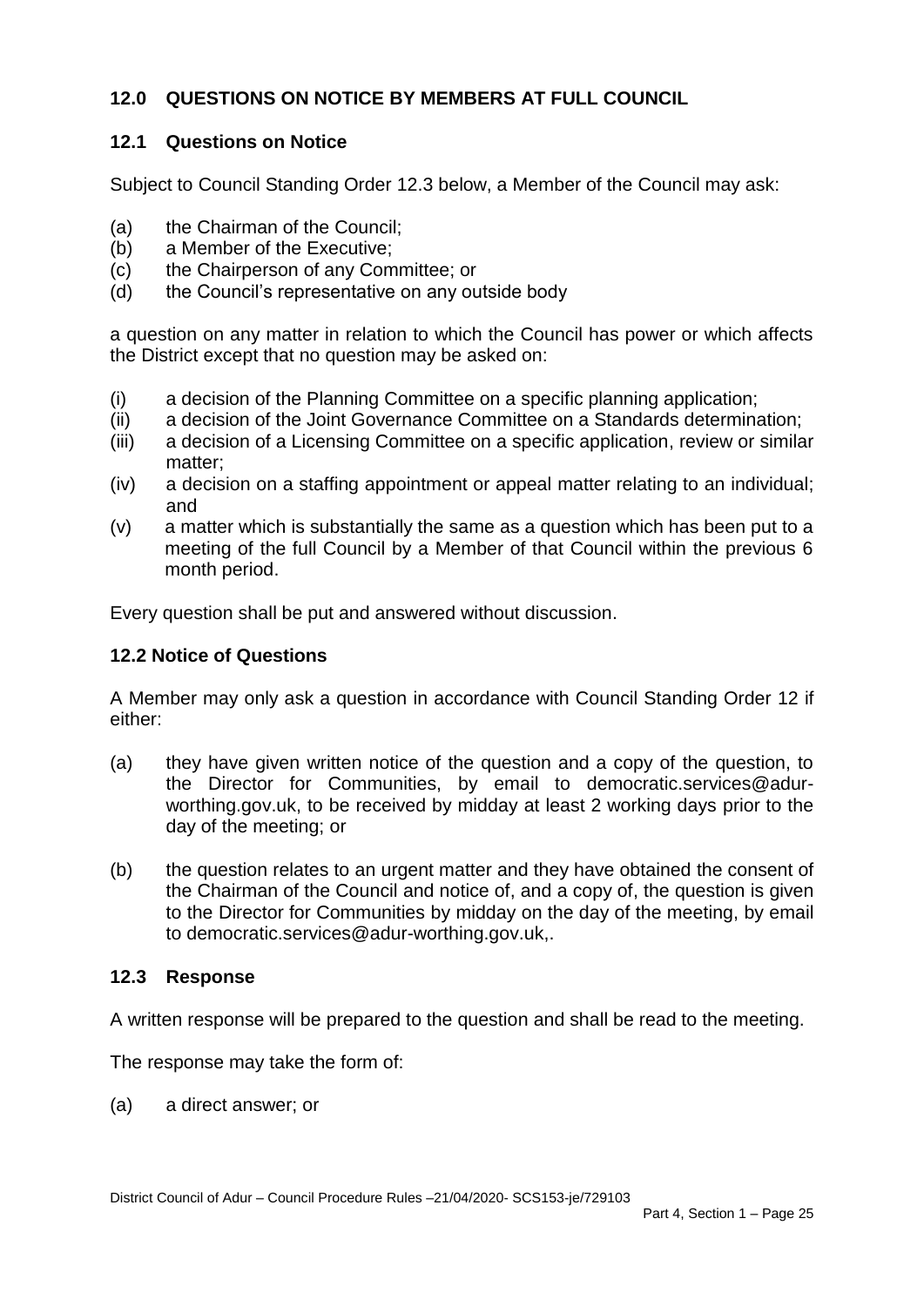## 12.0 QUESTIONS ON NOTICE BY MEMBERS AT FULL COUNCIL

### 12.1 Questions on Notice

Subject to Council Standing Order 12.3 below, a Member of the Council may ask:

(a) the Chairman of the Council;
(b) a Member of the Executive;
(c) the Chairperson of any Committee; or
(d) the Council's representative on any outside body

a question on any matter in relation to which the Council has power or which affects the District except that no question may be asked on:

(i) a decision of the Planning Committee on a specific planning application;
(ii) a decision of the Joint Governance Committee on a Standards determination;
(iii) a decision of a Licensing Committee on a specific application, review or similar matter;
(iv) a decision on a staffing appointment or appeal matter relating to an individual; and
(v) a matter which is substantially the same as a question which has been put to a meeting of the full Council by a Member of that Council within the previous 6 month period.

Every question shall be put and answered without discussion.

### 12.2 Notice of Questions

A Member may only ask a question in accordance with Council Standing Order 12 if either:

(a) they have given written notice of the question and a copy of the question, to the Director for Communities, by email to democratic.services@adur-worthing.gov.uk, to be received by midday at least 2 working days prior to the day of the meeting; or

(b) the question relates to an urgent matter and they have obtained the consent of the Chairman of the Council and notice of, and a copy of, the question is given to the Director for Communities by midday on the day of the meeting, by email to democratic.services@adur-worthing.gov.uk,.

### 12.3 Response

A written response will be prepared to the question and shall be read to the meeting.

The response may take the form of:

(a) a direct answer; or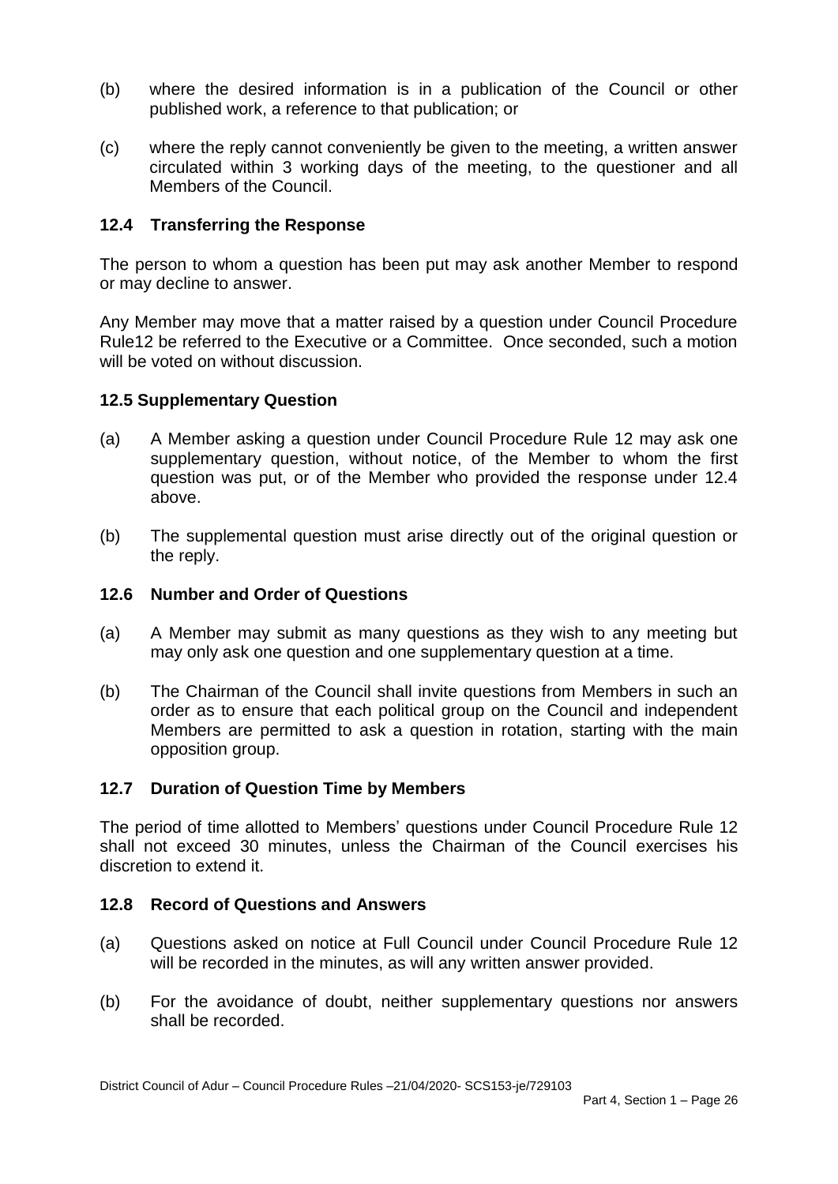(b) where the desired information is in a publication of the Council or other published work, a reference to that publication; or

(c) where the reply cannot conveniently be given to the meeting, a written answer circulated within 3 working days of the meeting, to the questioner and all Members of the Council.

### 12.4 Transferring the Response

The person to whom a question has been put may ask another Member to respond or may decline to answer.

Any Member may move that a matter raised by a question under Council Procedure Rule12 be referred to the Executive or a Committee. Once seconded, such a motion will be voted on without discussion.

### 12.5 Supplementary Question

(a) A Member asking a question under Council Procedure Rule 12 may ask one supplementary question, without notice, of the Member to whom the first question was put, or of the Member who provided the response under 12.4 above.

(b) The supplemental question must arise directly out of the original question or the reply.

### 12.6 Number and Order of Questions

(a) A Member may submit as many questions as they wish to any meeting but may only ask one question and one supplementary question at a time.

(b) The Chairman of the Council shall invite questions from Members in such an order as to ensure that each political group on the Council and independent Members are permitted to ask a question in rotation, starting with the main opposition group.

### 12.7 Duration of Question Time by Members

The period of time allotted to Members' questions under Council Procedure Rule 12 shall not exceed 30 minutes, unless the Chairman of the Council exercises his discretion to extend it.

### 12.8 Record of Questions and Answers

(a) Questions asked on notice at Full Council under Council Procedure Rule 12 will be recorded in the minutes, as will any written answer provided.

(b) For the avoidance of doubt, neither supplementary questions nor answers shall be recorded.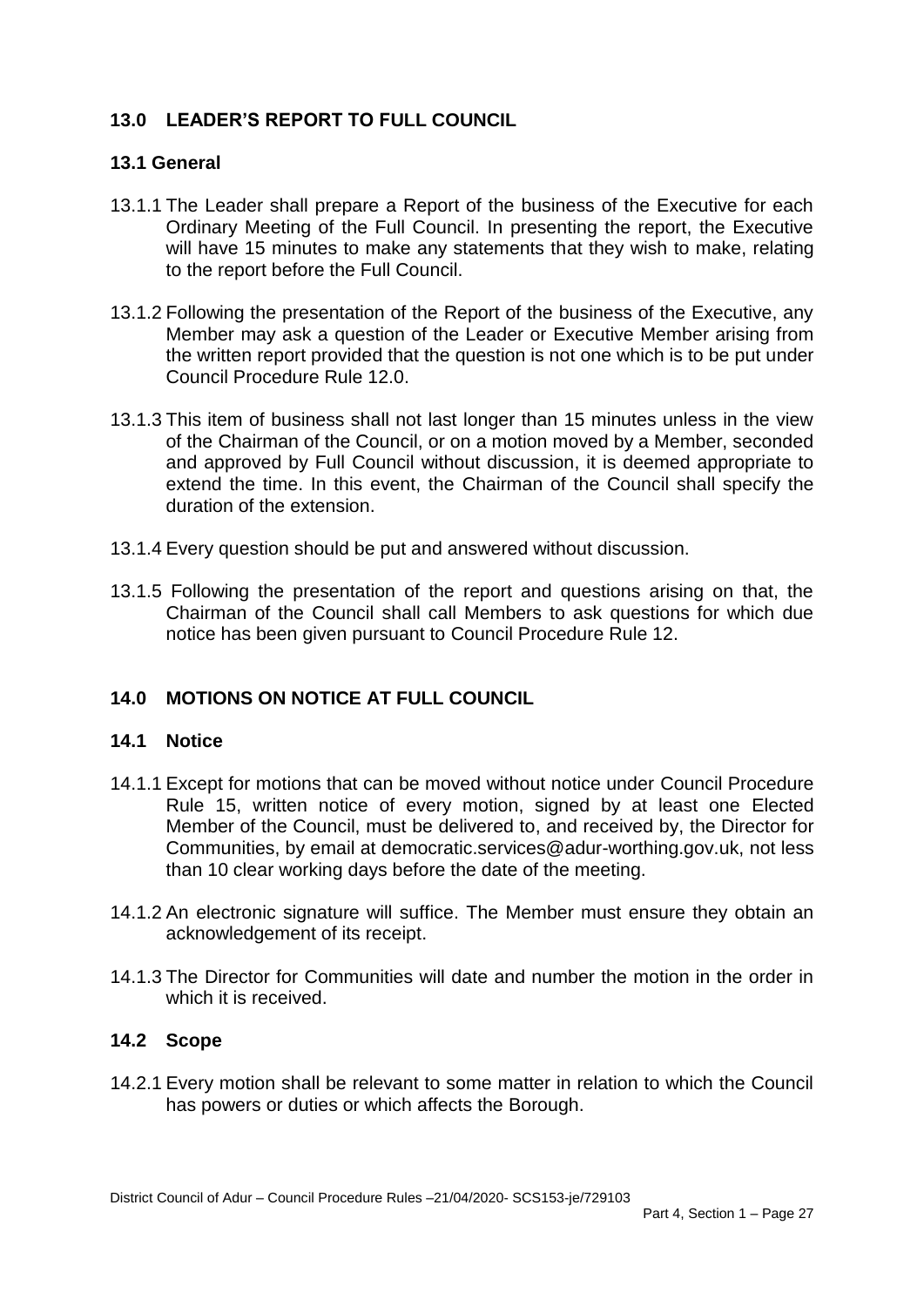## 13.0 LEADER'S REPORT TO FULL COUNCIL

### 13.1 General

13.1.1 The Leader shall prepare a Report of the business of the Executive for each Ordinary Meeting of the Full Council. In presenting the report, the Executive will have 15 minutes to make any statements that they wish to make, relating to the report before the Full Council.

13.1.2 Following the presentation of the Report of the business of the Executive, any Member may ask a question of the Leader or Executive Member arising from the written report provided that the question is not one which is to be put under Council Procedure Rule 12.0.

13.1.3 This item of business shall not last longer than 15 minutes unless in the view of the Chairman of the Council, or on a motion moved by a Member, seconded and approved by Full Council without discussion, it is deemed appropriate to extend the time. In this event, the Chairman of the Council shall specify the duration of the extension.

13.1.4 Every question should be put and answered without discussion.

13.1.5 Following the presentation of the report and questions arising on that, the Chairman of the Council shall call Members to ask questions for which due notice has been given pursuant to Council Procedure Rule 12.

## 14.0 MOTIONS ON NOTICE AT FULL COUNCIL

### 14.1 Notice

14.1.1 Except for motions that can be moved without notice under Council Procedure Rule 15, written notice of every motion, signed by at least one Elected Member of the Council, must be delivered to, and received by, the Director for Communities, by email at democratic.services@adur-worthing.gov.uk, not less than 10 clear working days before the date of the meeting.

14.1.2 An electronic signature will suffice. The Member must ensure they obtain an acknowledgement of its receipt.

14.1.3 The Director for Communities will date and number the motion in the order in which it is received.

### 14.2 Scope

14.2.1 Every motion shall be relevant to some matter in relation to which the Council has powers or duties or which affects the Borough.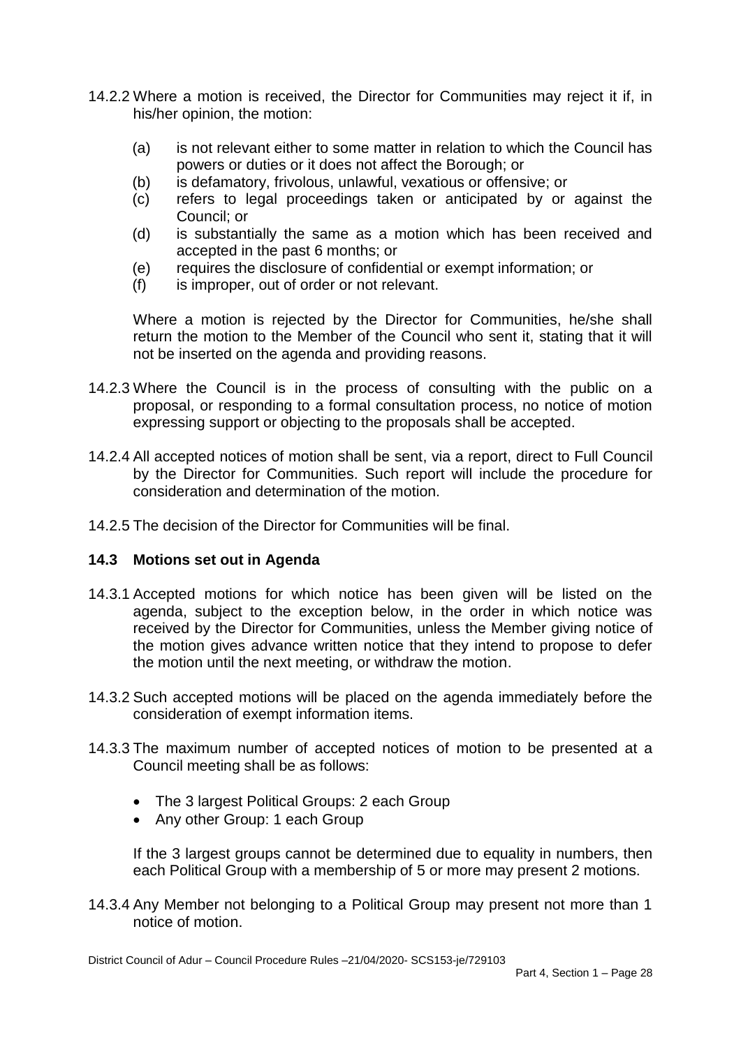14.2.2 Where a motion is received, the Director for Communities may reject it if, in his/her opinion, the motion:

- (a) is not relevant either to some matter in relation to which the Council has powers or duties or it does not affect the Borough; or
- (b) is defamatory, frivolous, unlawful, vexatious or offensive; or
- (c) refers to legal proceedings taken or anticipated by or against the Council; or
- (d) is substantially the same as a motion which has been received and accepted in the past 6 months; or
- (e) requires the disclosure of confidential or exempt information; or
- (f) is improper, out of order or not relevant.

Where a motion is rejected by the Director for Communities, he/she shall return the motion to the Member of the Council who sent it, stating that it will not be inserted on the agenda and providing reasons.

14.2.3 Where the Council is in the process of consulting with the public on a proposal, or responding to a formal consultation process, no notice of motion expressing support or objecting to the proposals shall be accepted.

14.2.4 All accepted notices of motion shall be sent, via a report, direct to Full Council by the Director for Communities. Such report will include the procedure for consideration and determination of the motion.

14.2.5 The decision of the Director for Communities will be final.

### 14.3 Motions set out in Agenda

14.3.1 Accepted motions for which notice has been given will be listed on the agenda, subject to the exception below, in the order in which notice was received by the Director for Communities, unless the Member giving notice of the motion gives advance written notice that they intend to propose to defer the motion until the next meeting, or withdraw the motion.

14.3.2 Such accepted motions will be placed on the agenda immediately before the consideration of exempt information items.

14.3.3 The maximum number of accepted notices of motion to be presented at a Council meeting shall be as follows:

- The 3 largest Political Groups: 2 each Group
- Any other Group: 1 each Group

If the 3 largest groups cannot be determined due to equality in numbers, then each Political Group with a membership of 5 or more may present 2 motions.

14.3.4 Any Member not belonging to a Political Group may present not more than 1 notice of motion.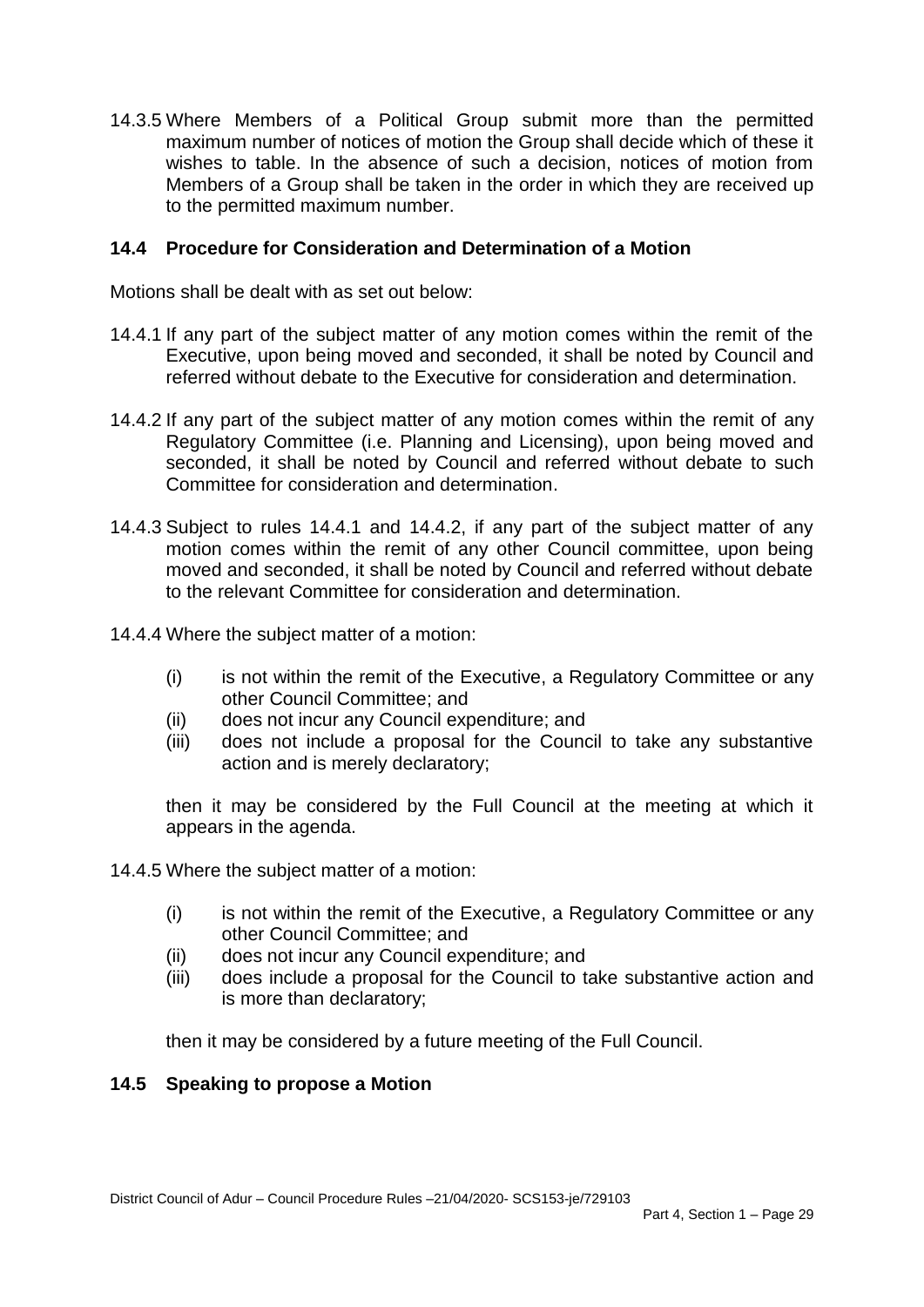14.3.5 Where Members of a Political Group submit more than the permitted maximum number of notices of motion the Group shall decide which of these it wishes to table. In the absence of such a decision, notices of motion from Members of a Group shall be taken in the order in which they are received up to the permitted maximum number.

## 14.4 Procedure for Consideration and Determination of a Motion

Motions shall be dealt with as set out below:

14.4.1 If any part of the subject matter of any motion comes within the remit of the Executive, upon being moved and seconded, it shall be noted by Council and referred without debate to the Executive for consideration and determination.

14.4.2 If any part of the subject matter of any motion comes within the remit of any Regulatory Committee (i.e. Planning and Licensing), upon being moved and seconded, it shall be noted by Council and referred without debate to such Committee for consideration and determination.

14.4.3 Subject to rules 14.4.1 and 14.4.2, if any part of the subject matter of any motion comes within the remit of any other Council committee, upon being moved and seconded, it shall be noted by Council and referred without debate to the relevant Committee for consideration and determination.

14.4.4 Where the subject matter of a motion:

- (i) is not within the remit of the Executive, a Regulatory Committee or any other Council Committee; and
- (ii) does not incur any Council expenditure; and
- (iii) does not include a proposal for the Council to take any substantive action and is merely declaratory;

then it may be considered by the Full Council at the meeting at which it appears in the agenda.

14.4.5 Where the subject matter of a motion:

- (i) is not within the remit of the Executive, a Regulatory Committee or any other Council Committee; and
- (ii) does not incur any Council expenditure; and
- (iii) does include a proposal for the Council to take substantive action and is more than declaratory;

then it may be considered by a future meeting of the Full Council.

## 14.5 Speaking to propose a Motion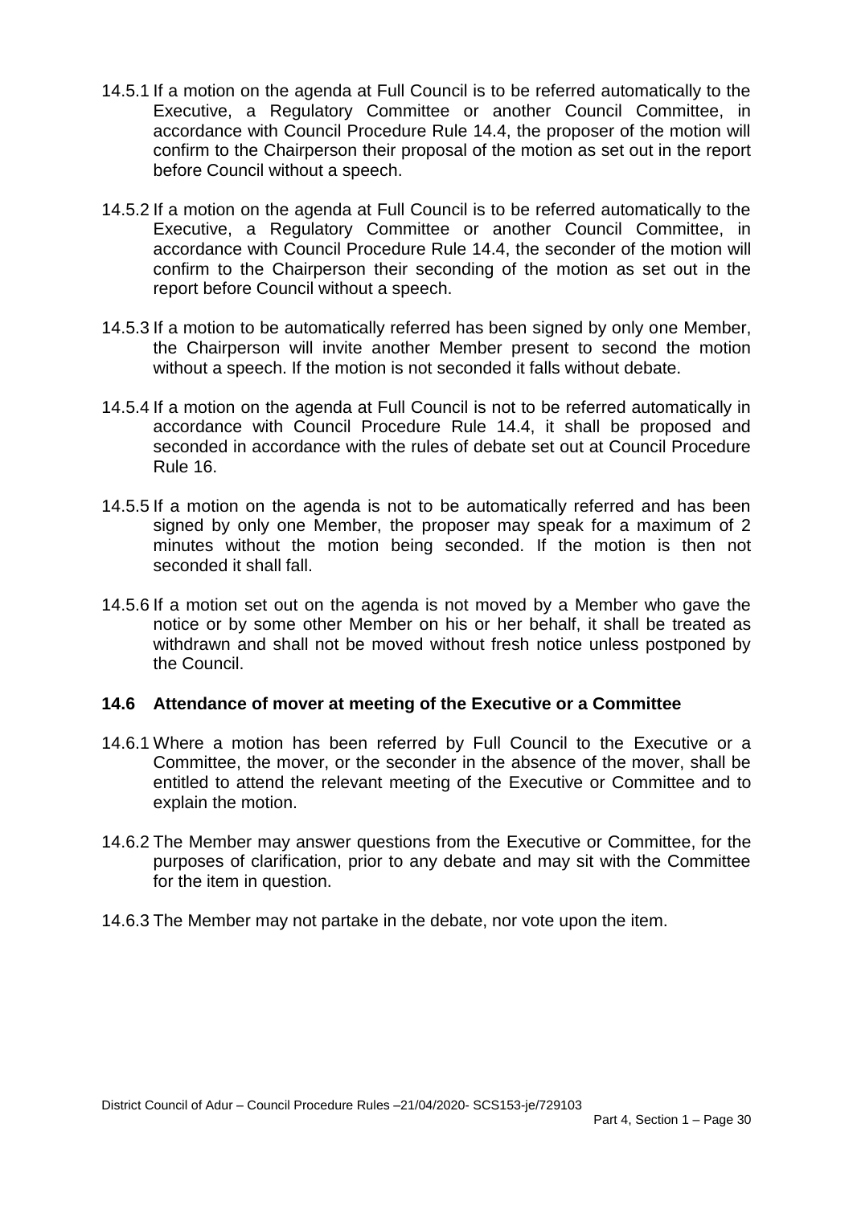14.5.1 If a motion on the agenda at Full Council is to be referred automatically to the Executive, a Regulatory Committee or another Council Committee, in accordance with Council Procedure Rule 14.4, the proposer of the motion will confirm to the Chairperson their proposal of the motion as set out in the report before Council without a speech.

14.5.2 If a motion on the agenda at Full Council is to be referred automatically to the Executive, a Regulatory Committee or another Council Committee, in accordance with Council Procedure Rule 14.4, the seconder of the motion will confirm to the Chairperson their seconding of the motion as set out in the report before Council without a speech.

14.5.3 If a motion to be automatically referred has been signed by only one Member, the Chairperson will invite another Member present to second the motion without a speech. If the motion is not seconded it falls without debate.

14.5.4 If a motion on the agenda at Full Council is not to be referred automatically in accordance with Council Procedure Rule 14.4, it shall be proposed and seconded in accordance with the rules of debate set out at Council Procedure Rule 16.

14.5.5 If a motion on the agenda is not to be automatically referred and has been signed by only one Member, the proposer may speak for a maximum of 2 minutes without the motion being seconded. If the motion is then not seconded it shall fall.

14.5.6 If a motion set out on the agenda is not moved by a Member who gave the notice or by some other Member on his or her behalf, it shall be treated as withdrawn and shall not be moved without fresh notice unless postponed by the Council.

### 14.6 Attendance of mover at meeting of the Executive or a Committee

14.6.1 Where a motion has been referred by Full Council to the Executive or a Committee, the mover, or the seconder in the absence of the mover, shall be entitled to attend the relevant meeting of the Executive or Committee and to explain the motion.

14.6.2 The Member may answer questions from the Executive or Committee, for the purposes of clarification, prior to any debate and may sit with the Committee for the item in question.

14.6.3 The Member may not partake in the debate, nor vote upon the item.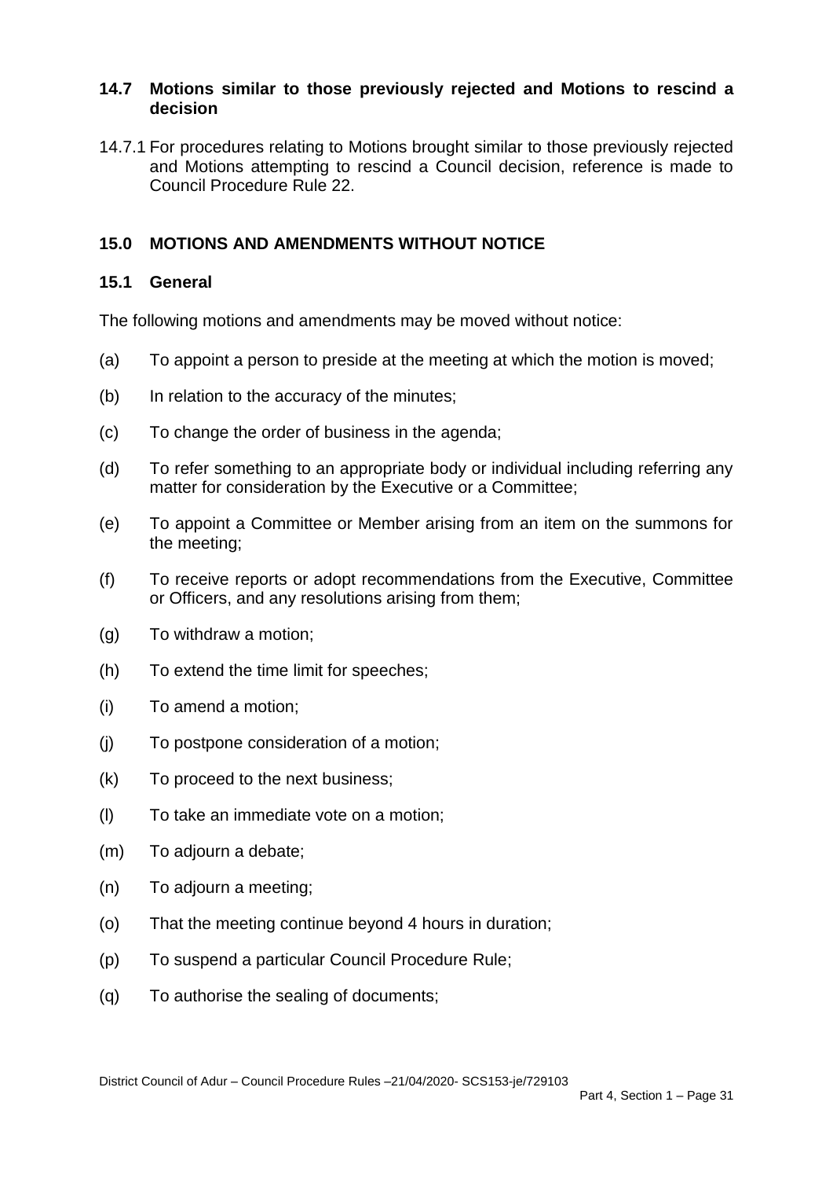### 14.7 Motions similar to those previously rejected and Motions to rescind a decision

14.7.1 For procedures relating to Motions brought similar to those previously rejected and Motions attempting to rescind a Council decision, reference is made to Council Procedure Rule 22.

## 15.0 MOTIONS AND AMENDMENTS WITHOUT NOTICE

### 15.1 General

The following motions and amendments may be moved without notice:

(a) To appoint a person to preside at the meeting at which the motion is moved;

(b) In relation to the accuracy of the minutes;

(c) To change the order of business in the agenda;

(d) To refer something to an appropriate body or individual including referring any matter for consideration by the Executive or a Committee;

(e) To appoint a Committee or Member arising from an item on the summons for the meeting;

(f) To receive reports or adopt recommendations from the Executive, Committee or Officers, and any resolutions arising from them;

(g) To withdraw a motion;

(h) To extend the time limit for speeches;

(i) To amend a motion;

(j) To postpone consideration of a motion;

(k) To proceed to the next business;

(l) To take an immediate vote on a motion;

(m) To adjourn a debate;

(n) To adjourn a meeting;

(o) That the meeting continue beyond 4 hours in duration;

(p) To suspend a particular Council Procedure Rule;

(q) To authorise the sealing of documents;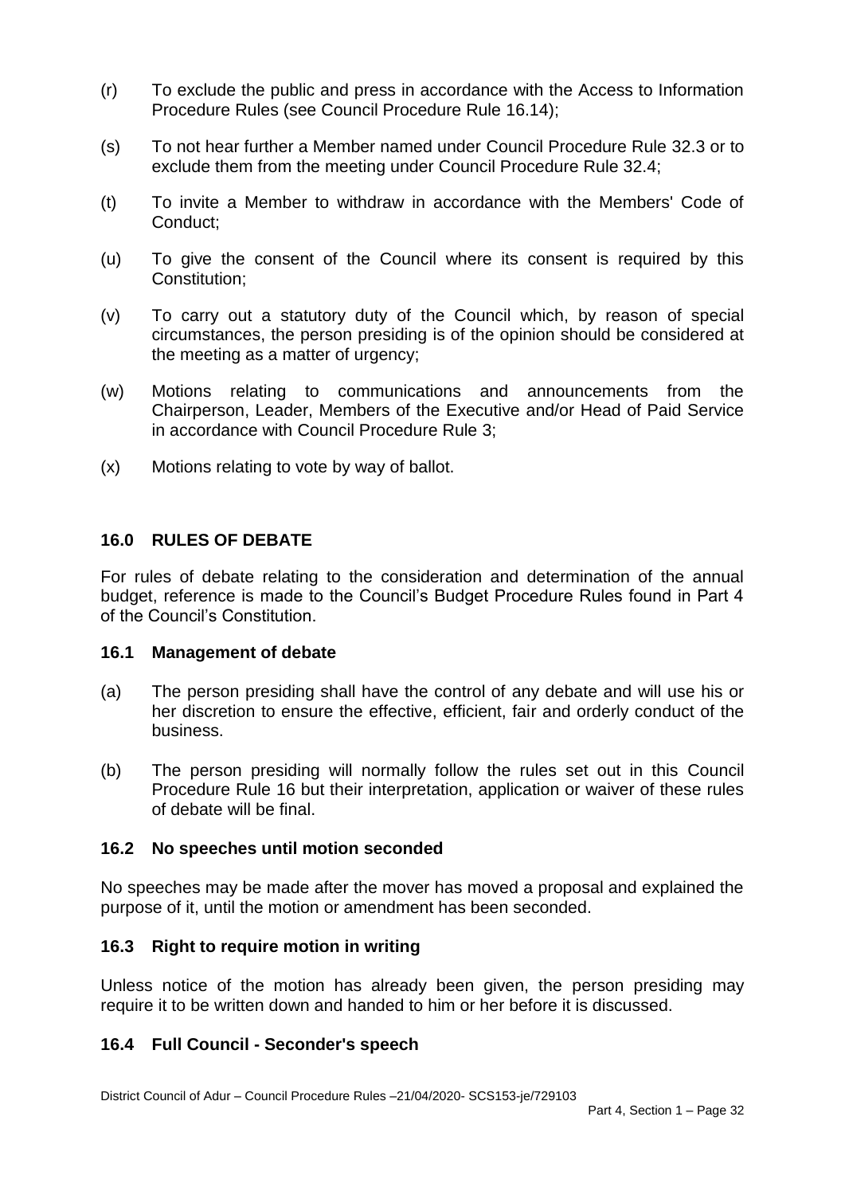(r) To exclude the public and press in accordance with the Access to Information Procedure Rules (see Council Procedure Rule 16.14);

(s) To not hear further a Member named under Council Procedure Rule 32.3 or to exclude them from the meeting under Council Procedure Rule 32.4;

(t) To invite a Member to withdraw in accordance with the Members' Code of Conduct;

(u) To give the consent of the Council where its consent is required by this Constitution;

(v) To carry out a statutory duty of the Council which, by reason of special circumstances, the person presiding is of the opinion should be considered at the meeting as a matter of urgency;

(w) Motions relating to communications and announcements from the Chairperson, Leader, Members of the Executive and/or Head of Paid Service in accordance with Council Procedure Rule 3;

(x) Motions relating to vote by way of ballot.

## 16.0 RULES OF DEBATE

For rules of debate relating to the consideration and determination of the annual budget, reference is made to the Council's Budget Procedure Rules found in Part 4 of the Council's Constitution.

### 16.1 Management of debate

(a) The person presiding shall have the control of any debate and will use his or her discretion to ensure the effective, efficient, fair and orderly conduct of the business.

(b) The person presiding will normally follow the rules set out in this Council Procedure Rule 16 but their interpretation, application or waiver of these rules of debate will be final.

### 16.2 No speeches until motion seconded

No speeches may be made after the mover has moved a proposal and explained the purpose of it, until the motion or amendment has been seconded.

### 16.3 Right to require motion in writing

Unless notice of the motion has already been given, the person presiding may require it to be written down and handed to him or her before it is discussed.

### 16.4 Full Council - Seconder's speech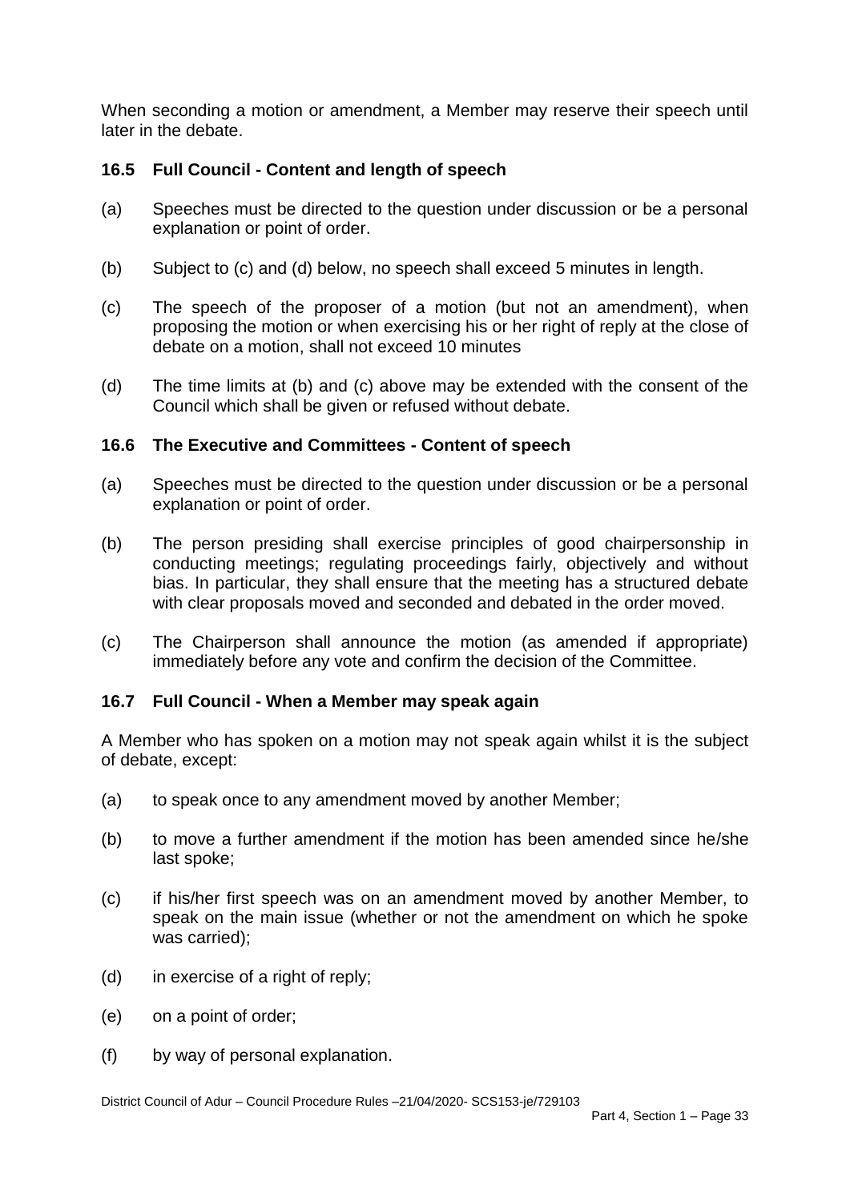When seconding a motion or amendment, a Member may reserve their speech until later in the debate.

### 16.5 Full Council - Content and length of speech

(a) Speeches must be directed to the question under discussion or be a personal explanation or point of order.

(b) Subject to (c) and (d) below, no speech shall exceed 5 minutes in length.

(c) The speech of the proposer of a motion (but not an amendment), when proposing the motion or when exercising his or her right of reply at the close of debate on a motion, shall not exceed 10 minutes

(d) The time limits at (b) and (c) above may be extended with the consent of the Council which shall be given or refused without debate.

### 16.6 The Executive and Committees - Content of speech

(a) Speeches must be directed to the question under discussion or be a personal explanation or point of order.

(b) The person presiding shall exercise principles of good chairpersonship in conducting meetings; regulating proceedings fairly, objectively and without bias. In particular, they shall ensure that the meeting has a structured debate with clear proposals moved and seconded and debated in the order moved.

(c) The Chairperson shall announce the motion (as amended if appropriate) immediately before any vote and confirm the decision of the Committee.

### 16.7 Full Council - When a Member may speak again

A Member who has spoken on a motion may not speak again whilst it is the subject of debate, except:

(a) to speak once to any amendment moved by another Member;

(b) to move a further amendment if the motion has been amended since he/she last spoke;

(c) if his/her first speech was on an amendment moved by another Member, to speak on the main issue (whether or not the amendment on which he spoke was carried);

(d) in exercise of a right of reply;

(e) on a point of order;

(f) by way of personal explanation.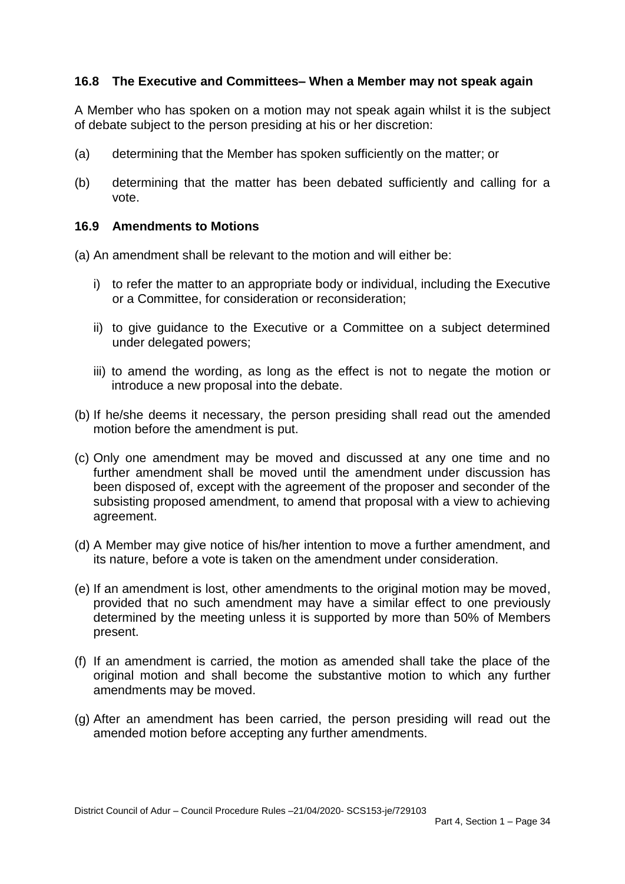### 16.8 The Executive and Committees– When a Member may not speak again

A Member who has spoken on a motion may not speak again whilst it is the subject of debate subject to the person presiding at his or her discretion:

(a) determining that the Member has spoken sufficiently on the matter; or

(b) determining that the matter has been debated sufficiently and calling for a vote.

### 16.9 Amendments to Motions

(a) An amendment shall be relevant to the motion and will either be:

i) to refer the matter to an appropriate body or individual, including the Executive or a Committee, for consideration or reconsideration;

ii) to give guidance to the Executive or a Committee on a subject determined under delegated powers;

iii) to amend the wording, as long as the effect is not to negate the motion or introduce a new proposal into the debate.

(b) If he/she deems it necessary, the person presiding shall read out the amended motion before the amendment is put.

(c) Only one amendment may be moved and discussed at any one time and no further amendment shall be moved until the amendment under discussion has been disposed of, except with the agreement of the proposer and seconder of the subsisting proposed amendment, to amend that proposal with a view to achieving agreement.

(d) A Member may give notice of his/her intention to move a further amendment, and its nature, before a vote is taken on the amendment under consideration.

(e) If an amendment is lost, other amendments to the original motion may be moved, provided that no such amendment may have a similar effect to one previously determined by the meeting unless it is supported by more than 50% of Members present.

(f) If an amendment is carried, the motion as amended shall take the place of the original motion and shall become the substantive motion to which any further amendments may be moved.

(g) After an amendment has been carried, the person presiding will read out the amended motion before accepting any further amendments.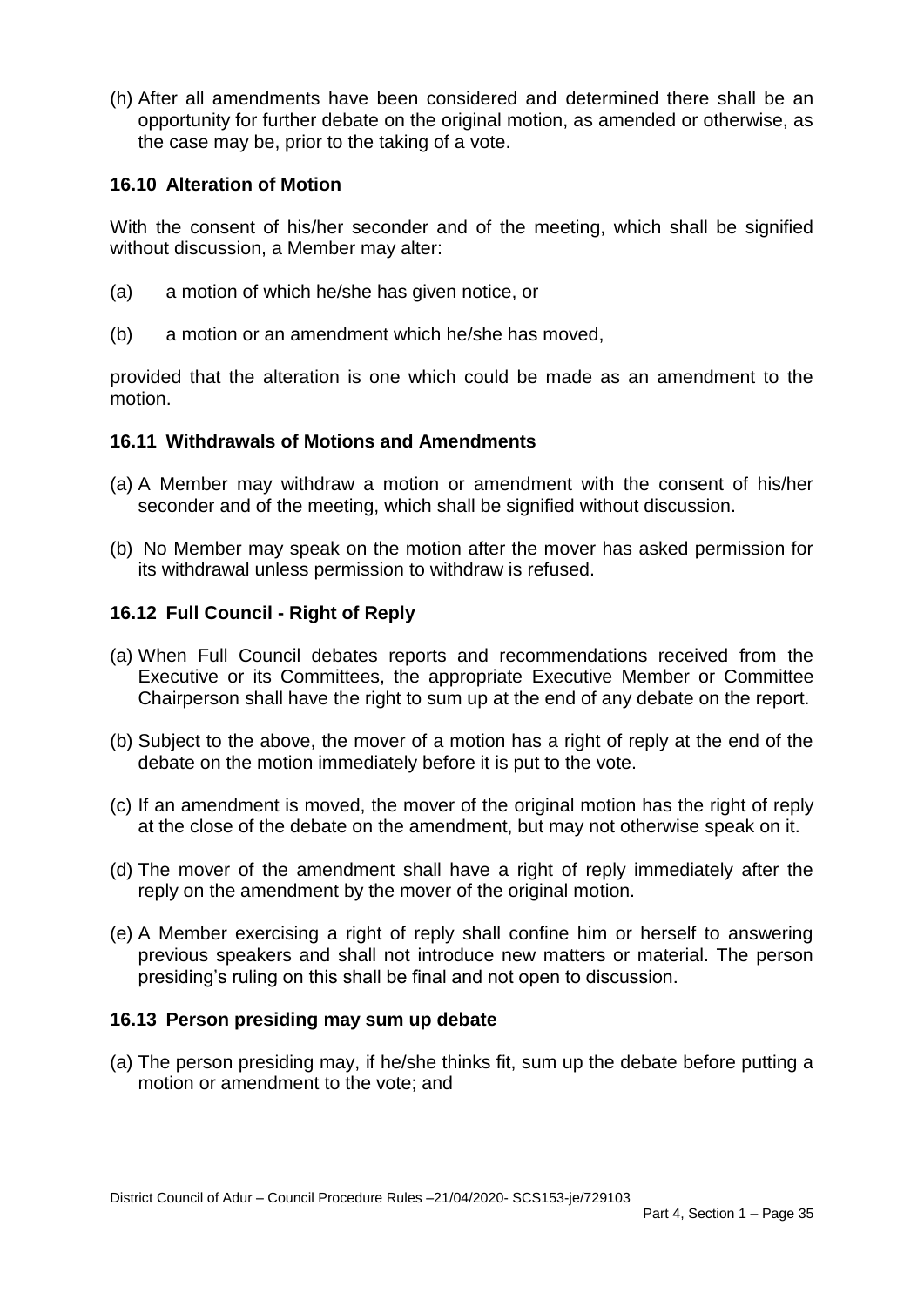(h) After all amendments have been considered and determined there shall be an opportunity for further debate on the original motion, as amended or otherwise, as the case may be, prior to the taking of a vote.

### 16.10 Alteration of Motion

With the consent of his/her seconder and of the meeting, which shall be signified without discussion, a Member may alter:

(a) a motion of which he/she has given notice, or

(b) a motion or an amendment which he/she has moved,

provided that the alteration is one which could be made as an amendment to the motion.

### 16.11 Withdrawals of Motions and Amendments

(a) A Member may withdraw a motion or amendment with the consent of his/her seconder and of the meeting, which shall be signified without discussion.

(b) No Member may speak on the motion after the mover has asked permission for its withdrawal unless permission to withdraw is refused.

### 16.12 Full Council - Right of Reply

(a) When Full Council debates reports and recommendations received from the Executive or its Committees, the appropriate Executive Member or Committee Chairperson shall have the right to sum up at the end of any debate on the report.

(b) Subject to the above, the mover of a motion has a right of reply at the end of the debate on the motion immediately before it is put to the vote.

(c) If an amendment is moved, the mover of the original motion has the right of reply at the close of the debate on the amendment, but may not otherwise speak on it.

(d) The mover of the amendment shall have a right of reply immediately after the reply on the amendment by the mover of the original motion.

(e) A Member exercising a right of reply shall confine him or herself to answering previous speakers and shall not introduce new matters or material. The person presiding's ruling on this shall be final and not open to discussion.

### 16.13 Person presiding may sum up debate

(a) The person presiding may, if he/she thinks fit, sum up the debate before putting a motion or amendment to the vote; and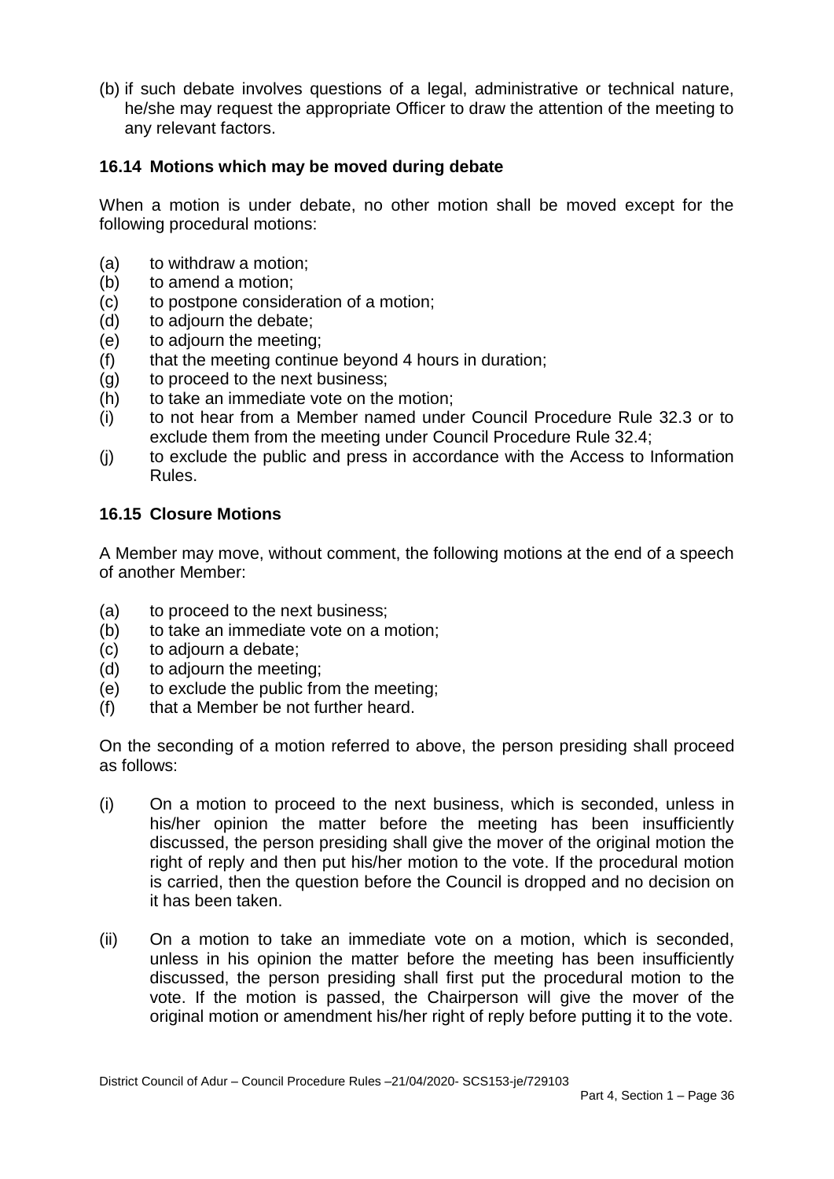(b) if such debate involves questions of a legal, administrative or technical nature, he/she may request the appropriate Officer to draw the attention of the meeting to any relevant factors.

### 16.14 Motions which may be moved during debate

When a motion is under debate, no other motion shall be moved except for the following procedural motions:

(a) to withdraw a motion;
(b) to amend a motion;
(c) to postpone consideration of a motion;
(d) to adjourn the debate;
(e) to adjourn the meeting;
(f) that the meeting continue beyond 4 hours in duration;
(g) to proceed to the next business;
(h) to take an immediate vote on the motion;
(i) to not hear from a Member named under Council Procedure Rule 32.3 or to exclude them from the meeting under Council Procedure Rule 32.4;
(j) to exclude the public and press in accordance with the Access to Information Rules.

### 16.15 Closure Motions

A Member may move, without comment, the following motions at the end of a speech of another Member:

(a) to proceed to the next business;
(b) to take an immediate vote on a motion;
(c) to adjourn a debate;
(d) to adjourn the meeting;
(e) to exclude the public from the meeting;
(f) that a Member be not further heard.

On the seconding of a motion referred to above, the person presiding shall proceed as follows:

(i) On a motion to proceed to the next business, which is seconded, unless in his/her opinion the matter before the meeting has been insufficiently discussed, the person presiding shall give the mover of the original motion the right of reply and then put his/her motion to the vote. If the procedural motion is carried, then the question before the Council is dropped and no decision on it has been taken.

(ii) On a motion to take an immediate vote on a motion, which is seconded, unless in his opinion the matter before the meeting has been insufficiently discussed, the person presiding shall first put the procedural motion to the vote. If the motion is passed, the Chairperson will give the mover of the original motion or amendment his/her right of reply before putting it to the vote.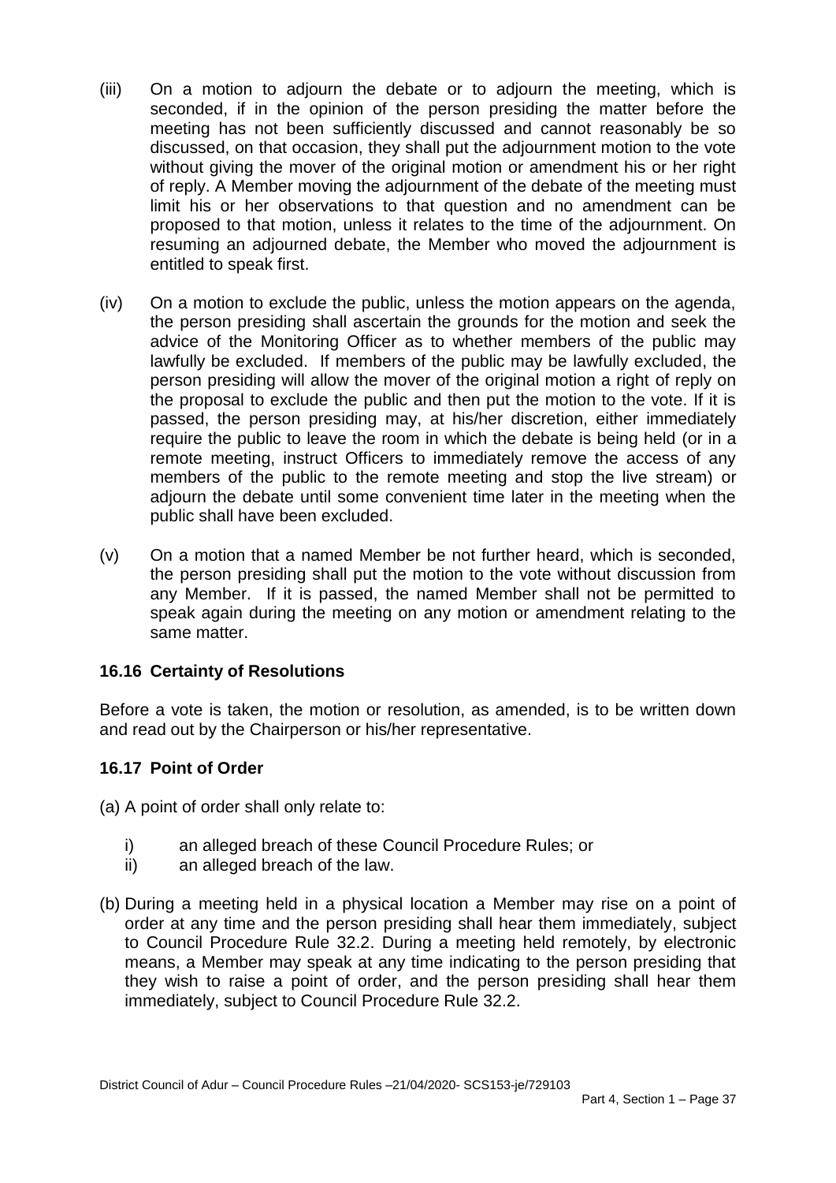(iii) On a motion to adjourn the debate or to adjourn the meeting, which is seconded, if in the opinion of the person presiding the matter before the meeting has not been sufficiently discussed and cannot reasonably be so discussed, on that occasion, they shall put the adjournment motion to the vote without giving the mover of the original motion or amendment his or her right of reply. A Member moving the adjournment of the debate of the meeting must limit his or her observations to that question and no amendment can be proposed to that motion, unless it relates to the time of the adjournment. On resuming an adjourned debate, the Member who moved the adjournment is entitled to speak first.

(iv) On a motion to exclude the public, unless the motion appears on the agenda, the person presiding shall ascertain the grounds for the motion and seek the advice of the Monitoring Officer as to whether members of the public may lawfully be excluded. If members of the public may be lawfully excluded, the person presiding will allow the mover of the original motion a right of reply on the proposal to exclude the public and then put the motion to the vote. If it is passed, the person presiding may, at his/her discretion, either immediately require the public to leave the room in which the debate is being held (or in a remote meeting, instruct Officers to immediately remove the access of any members of the public to the remote meeting and stop the live stream) or adjourn the debate until some convenient time later in the meeting when the public shall have been excluded.

(v) On a motion that a named Member be not further heard, which is seconded, the person presiding shall put the motion to the vote without discussion from any Member. If it is passed, the named Member shall not be permitted to speak again during the meeting on any motion or amendment relating to the same matter.

### 16.16 Certainty of Resolutions

Before a vote is taken, the motion or resolution, as amended, is to be written down and read out by the Chairperson or his/her representative.

### 16.17 Point of Order

(a) A point of order shall only relate to:

- i) an alleged breach of these Council Procedure Rules; or
- ii) an alleged breach of the law.

(b) During a meeting held in a physical location a Member may rise on a point of order at any time and the person presiding shall hear them immediately, subject to Council Procedure Rule 32.2. During a meeting held remotely, by electronic means, a Member may speak at any time indicating to the person presiding that they wish to raise a point of order, and the person presiding shall hear them immediately, subject to Council Procedure Rule 32.2.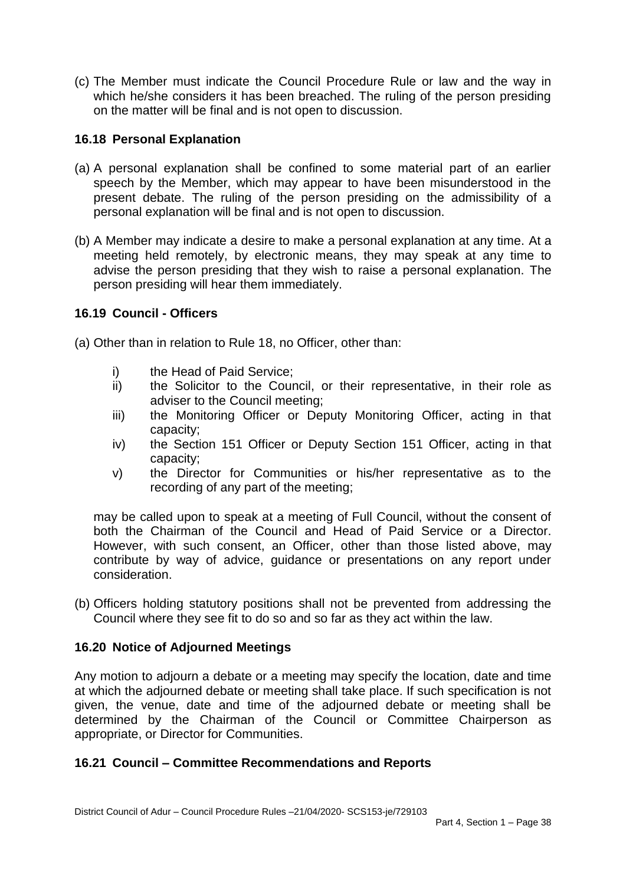(c) The Member must indicate the Council Procedure Rule or law and the way in which he/she considers it has been breached. The ruling of the person presiding on the matter will be final and is not open to discussion.

### 16.18 Personal Explanation

(a) A personal explanation shall be confined to some material part of an earlier speech by the Member, which may appear to have been misunderstood in the present debate. The ruling of the person presiding on the admissibility of a personal explanation will be final and is not open to discussion.

(b) A Member may indicate a desire to make a personal explanation at any time. At a meeting held remotely, by electronic means, they may speak at any time to advise the person presiding that they wish to raise a personal explanation. The person presiding will hear them immediately.

### 16.19 Council - Officers

(a) Other than in relation to Rule 18, no Officer, other than:

- i) the Head of Paid Service;
- ii) the Solicitor to the Council, or their representative, in their role as adviser to the Council meeting;
- iii) the Monitoring Officer or Deputy Monitoring Officer, acting in that capacity;
- iv) the Section 151 Officer or Deputy Section 151 Officer, acting in that capacity;
- v) the Director for Communities or his/her representative as to the recording of any part of the meeting;

may be called upon to speak at a meeting of Full Council, without the consent of both the Chairman of the Council and Head of Paid Service or a Director. However, with such consent, an Officer, other than those listed above, may contribute by way of advice, guidance or presentations on any report under consideration.

(b) Officers holding statutory positions shall not be prevented from addressing the Council where they see fit to do so and so far as they act within the law.

### 16.20 Notice of Adjourned Meetings

Any motion to adjourn a debate or a meeting may specify the location, date and time at which the adjourned debate or meeting shall take place. If such specification is not given, the venue, date and time of the adjourned debate or meeting shall be determined by the Chairman of the Council or Committee Chairperson as appropriate, or Director for Communities.

### 16.21 Council – Committee Recommendations and Reports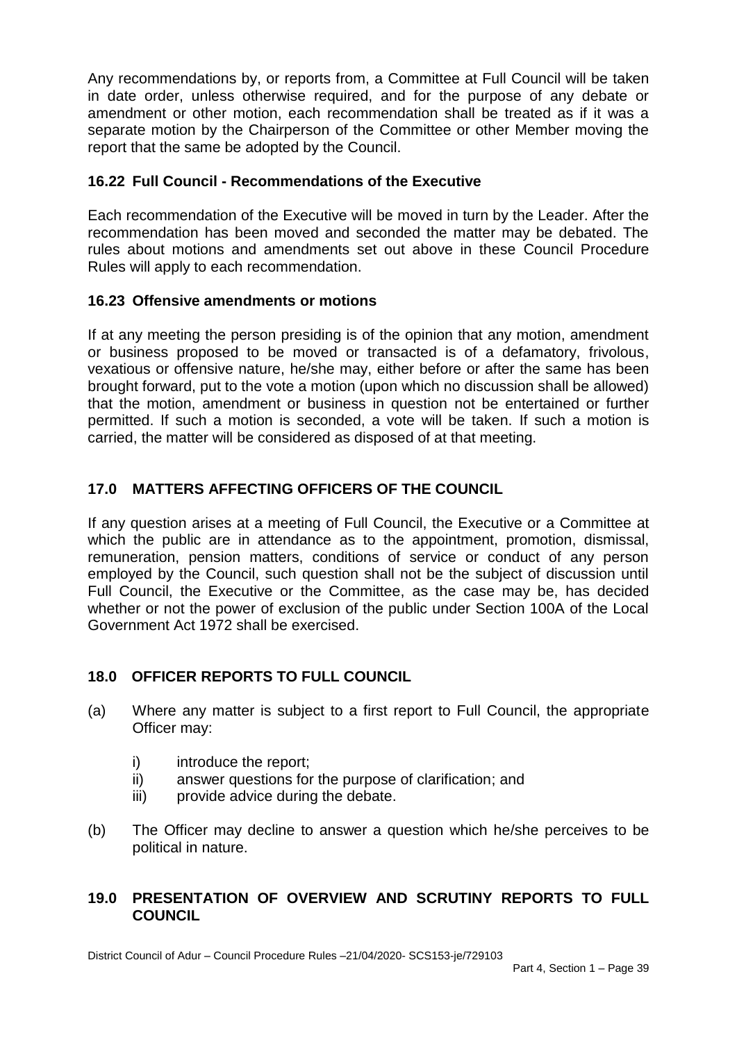Any recommendations by, or reports from, a Committee at Full Council will be taken in date order, unless otherwise required, and for the purpose of any debate or amendment or other motion, each recommendation shall be treated as if it was a separate motion by the Chairperson of the Committee or other Member moving the report that the same be adopted by the Council.

### 16.22 Full Council - Recommendations of the Executive

Each recommendation of the Executive will be moved in turn by the Leader. After the recommendation has been moved and seconded the matter may be debated. The rules about motions and amendments set out above in these Council Procedure Rules will apply to each recommendation.

### 16.23 Offensive amendments or motions

If at any meeting the person presiding is of the opinion that any motion, amendment or business proposed to be moved or transacted is of a defamatory, frivolous, vexatious or offensive nature, he/she may, either before or after the same has been brought forward, put to the vote a motion (upon which no discussion shall be allowed) that the motion, amendment or business in question not be entertained or further permitted. If such a motion is seconded, a vote will be taken. If such a motion is carried, the matter will be considered as disposed of at that meeting.

## 17.0 MATTERS AFFECTING OFFICERS OF THE COUNCIL

If any question arises at a meeting of Full Council, the Executive or a Committee at which the public are in attendance as to the appointment, promotion, dismissal, remuneration, pension matters, conditions of service or conduct of any person employed by the Council, such question shall not be the subject of discussion until Full Council, the Executive or the Committee, as the case may be, has decided whether or not the power of exclusion of the public under Section 100A of the Local Government Act 1972 shall be exercised.

## 18.0 OFFICER REPORTS TO FULL COUNCIL

(a) Where any matter is subject to a first report to Full Council, the appropriate Officer may:

   i) introduce the report;
   ii) answer questions for the purpose of clarification; and
   iii) provide advice during the debate.

(b) The Officer may decline to answer a question which he/she perceives to be political in nature.

## 19.0 PRESENTATION OF OVERVIEW AND SCRUTINY REPORTS TO FULL COUNCIL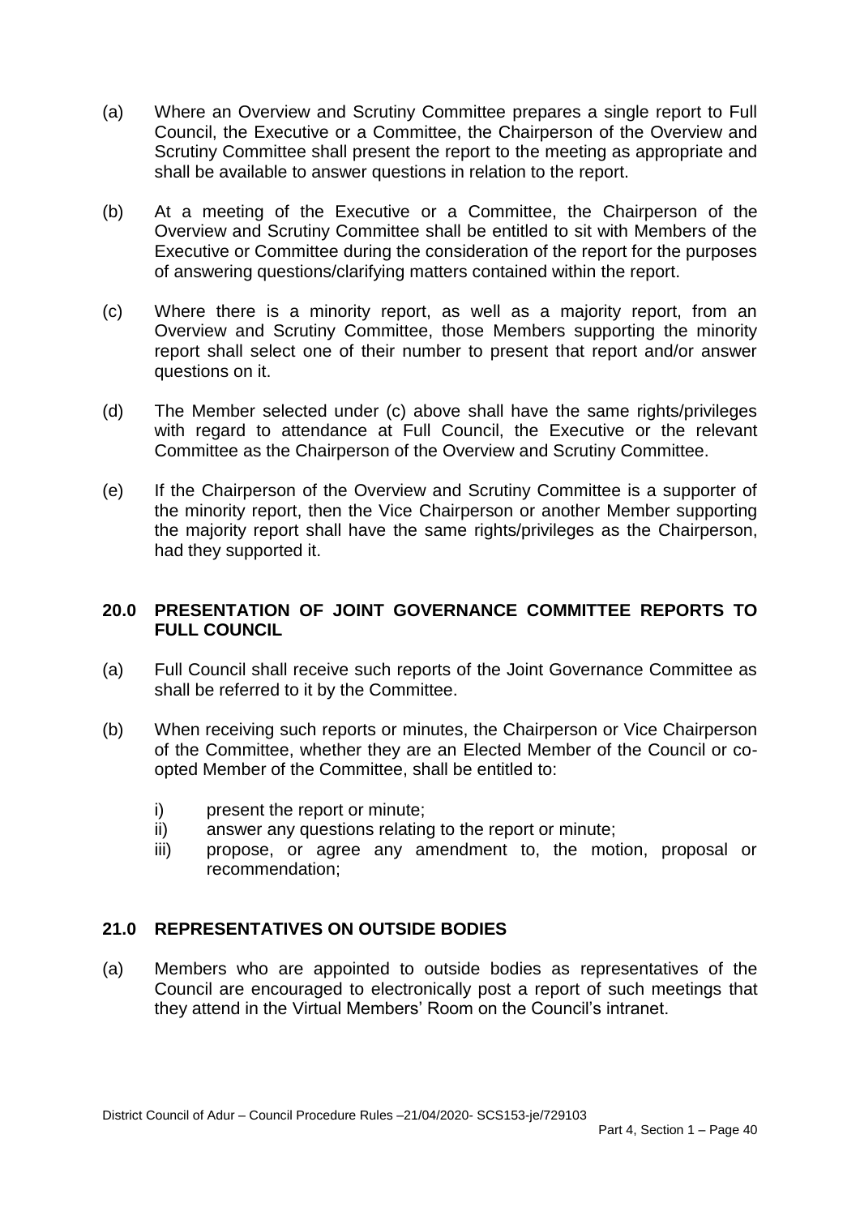(a) Where an Overview and Scrutiny Committee prepares a single report to Full Council, the Executive or a Committee, the Chairperson of the Overview and Scrutiny Committee shall present the report to the meeting as appropriate and shall be available to answer questions in relation to the report.

(b) At a meeting of the Executive or a Committee, the Chairperson of the Overview and Scrutiny Committee shall be entitled to sit with Members of the Executive or Committee during the consideration of the report for the purposes of answering questions/clarifying matters contained within the report.

(c) Where there is a minority report, as well as a majority report, from an Overview and Scrutiny Committee, those Members supporting the minority report shall select one of their number to present that report and/or answer questions on it.

(d) The Member selected under (c) above shall have the same rights/privileges with regard to attendance at Full Council, the Executive or the relevant Committee as the Chairperson of the Overview and Scrutiny Committee.

(e) If the Chairperson of the Overview and Scrutiny Committee is a supporter of the minority report, then the Vice Chairperson or another Member supporting the majority report shall have the same rights/privileges as the Chairperson, had they supported it.

## 20.0 PRESENTATION OF JOINT GOVERNANCE COMMITTEE REPORTS TO FULL COUNCIL

(a) Full Council shall receive such reports of the Joint Governance Committee as shall be referred to it by the Committee.

(b) When receiving such reports or minutes, the Chairperson or Vice Chairperson of the Committee, whether they are an Elected Member of the Council or co-opted Member of the Committee, shall be entitled to:

   i) present the report or minute;
   ii) answer any questions relating to the report or minute;
   iii) propose, or agree any amendment to, the motion, proposal or recommendation;

## 21.0 REPRESENTATIVES ON OUTSIDE BODIES

(a) Members who are appointed to outside bodies as representatives of the Council are encouraged to electronically post a report of such meetings that they attend in the Virtual Members' Room on the Council's intranet.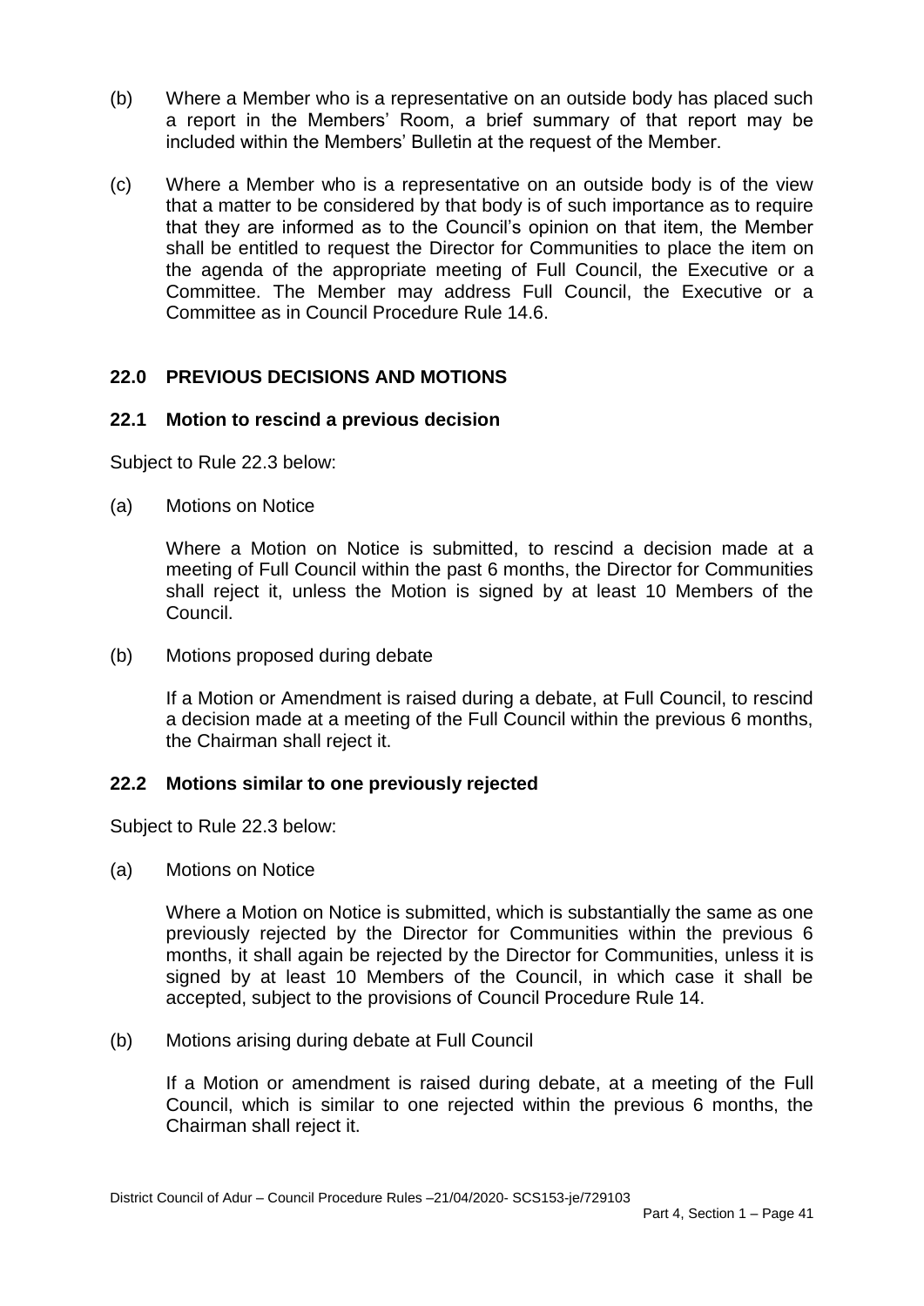(b) Where a Member who is a representative on an outside body has placed such a report in the Members' Room, a brief summary of that report may be included within the Members' Bulletin at the request of the Member.

(c) Where a Member who is a representative on an outside body is of the view that a matter to be considered by that body is of such importance as to require that they are informed as to the Council's opinion on that item, the Member shall be entitled to request the Director for Communities to place the item on the agenda of the appropriate meeting of Full Council, the Executive or a Committee. The Member may address Full Council, the Executive or a Committee as in Council Procedure Rule 14.6.

## 22.0 PREVIOUS DECISIONS AND MOTIONS

### 22.1 Motion to rescind a previous decision

Subject to Rule 22.3 below:

(a) Motions on Notice

Where a Motion on Notice is submitted, to rescind a decision made at a meeting of Full Council within the past 6 months, the Director for Communities shall reject it, unless the Motion is signed by at least 10 Members of the Council.

(b) Motions proposed during debate

If a Motion or Amendment is raised during a debate, at Full Council, to rescind a decision made at a meeting of the Full Council within the previous 6 months, the Chairman shall reject it.

### 22.2 Motions similar to one previously rejected

Subject to Rule 22.3 below:

(a) Motions on Notice

Where a Motion on Notice is submitted, which is substantially the same as one previously rejected by the Director for Communities within the previous 6 months, it shall again be rejected by the Director for Communities, unless it is signed by at least 10 Members of the Council, in which case it shall be accepted, subject to the provisions of Council Procedure Rule 14.

(b) Motions arising during debate at Full Council

If a Motion or amendment is raised during debate, at a meeting of the Full Council, which is similar to one rejected within the previous 6 months, the Chairman shall reject it.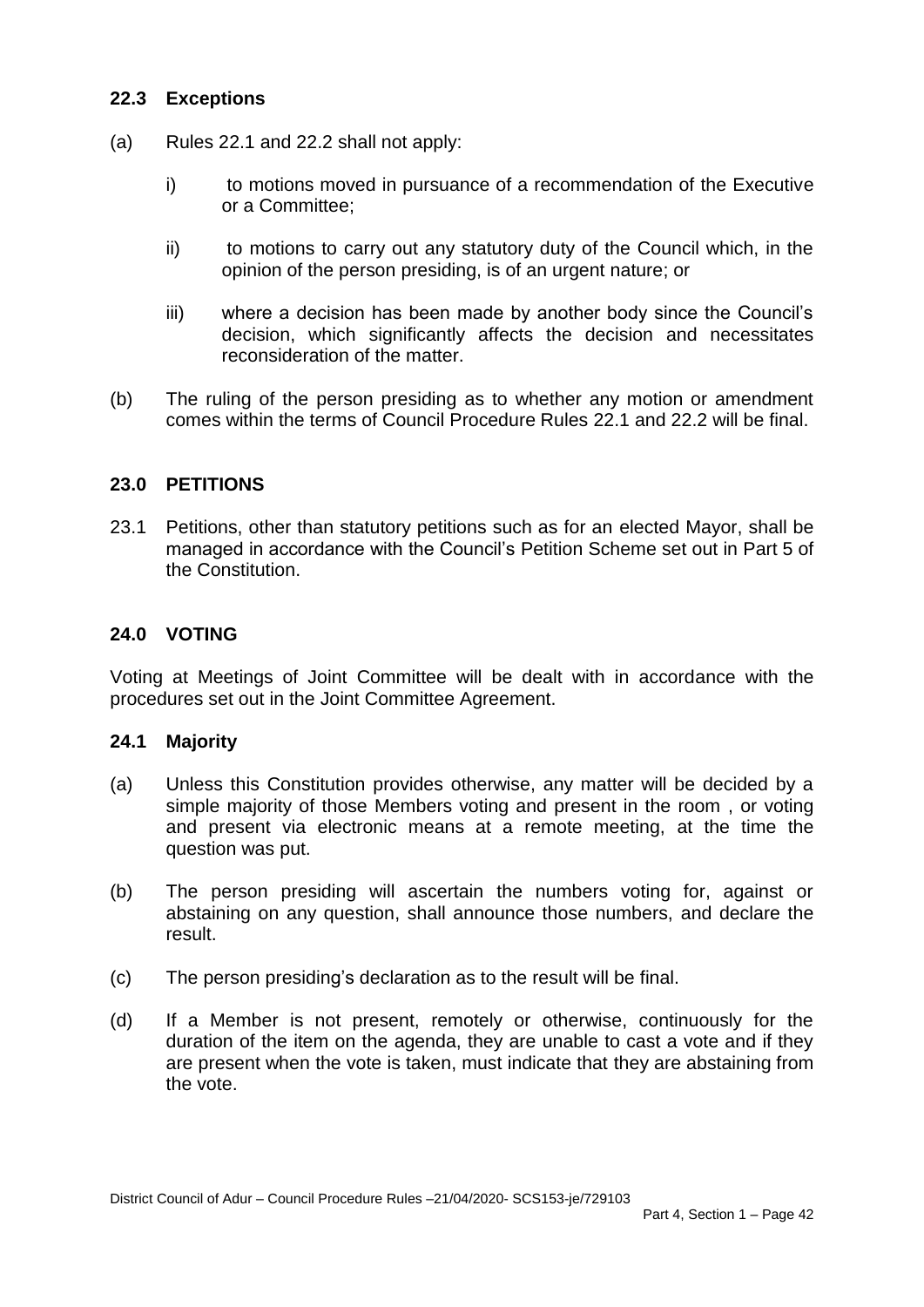### 22.3 Exceptions

(a) Rules 22.1 and 22.2 shall not apply:

i) to motions moved in pursuance of a recommendation of the Executive or a Committee;

ii) to motions to carry out any statutory duty of the Council which, in the opinion of the person presiding, is of an urgent nature; or

iii) where a decision has been made by another body since the Council's decision, which significantly affects the decision and necessitates reconsideration of the matter.

(b) The ruling of the person presiding as to whether any motion or amendment comes within the terms of Council Procedure Rules 22.1 and 22.2 will be final.

## 23.0 PETITIONS

23.1 Petitions, other than statutory petitions such as for an elected Mayor, shall be managed in accordance with the Council's Petition Scheme set out in Part 5 of the Constitution.

## 24.0 VOTING

Voting at Meetings of Joint Committee will be dealt with in accordance with the procedures set out in the Joint Committee Agreement.

### 24.1 Majority

(a) Unless this Constitution provides otherwise, any matter will be decided by a simple majority of those Members voting and present in the room , or voting and present via electronic means at a remote meeting, at the time the question was put.

(b) The person presiding will ascertain the numbers voting for, against or abstaining on any question, shall announce those numbers, and declare the result.

(c) The person presiding's declaration as to the result will be final.

(d) If a Member is not present, remotely or otherwise, continuously for the duration of the item on the agenda, they are unable to cast a vote and if they are present when the vote is taken, must indicate that they are abstaining from the vote.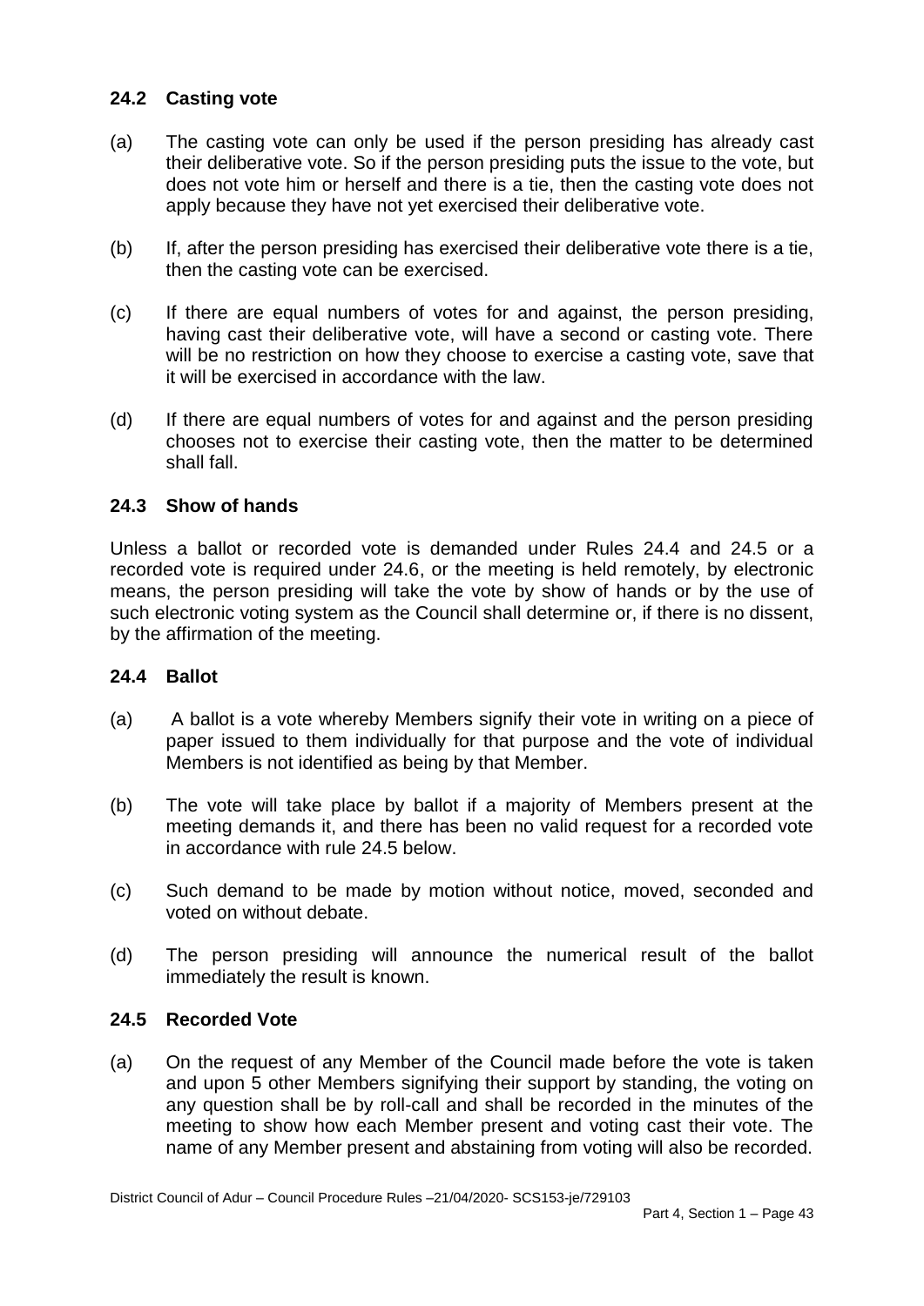### 24.2 Casting vote

(a) The casting vote can only be used if the person presiding has already cast their deliberative vote. So if the person presiding puts the issue to the vote, but does not vote him or herself and there is a tie, then the casting vote does not apply because they have not yet exercised their deliberative vote.

(b) If, after the person presiding has exercised their deliberative vote there is a tie, then the casting vote can be exercised.

(c) If there are equal numbers of votes for and against, the person presiding, having cast their deliberative vote, will have a second or casting vote. There will be no restriction on how they choose to exercise a casting vote, save that it will be exercised in accordance with the law.

(d) If there are equal numbers of votes for and against and the person presiding chooses not to exercise their casting vote, then the matter to be determined shall fall.

### 24.3 Show of hands

Unless a ballot or recorded vote is demanded under Rules 24.4 and 24.5 or a recorded vote is required under 24.6, or the meeting is held remotely, by electronic means, the person presiding will take the vote by show of hands or by the use of such electronic voting system as the Council shall determine or, if there is no dissent, by the affirmation of the meeting.

### 24.4 Ballot

(a) A ballot is a vote whereby Members signify their vote in writing on a piece of paper issued to them individually for that purpose and the vote of individual Members is not identified as being by that Member.

(b) The vote will take place by ballot if a majority of Members present at the meeting demands it, and there has been no valid request for a recorded vote in accordance with rule 24.5 below.

(c) Such demand to be made by motion without notice, moved, seconded and voted on without debate.

(d) The person presiding will announce the numerical result of the ballot immediately the result is known.

### 24.5 Recorded Vote

(a) On the request of any Member of the Council made before the vote is taken and upon 5 other Members signifying their support by standing, the voting on any question shall be by roll-call and shall be recorded in the minutes of the meeting to show how each Member present and voting cast their vote. The name of any Member present and abstaining from voting will also be recorded.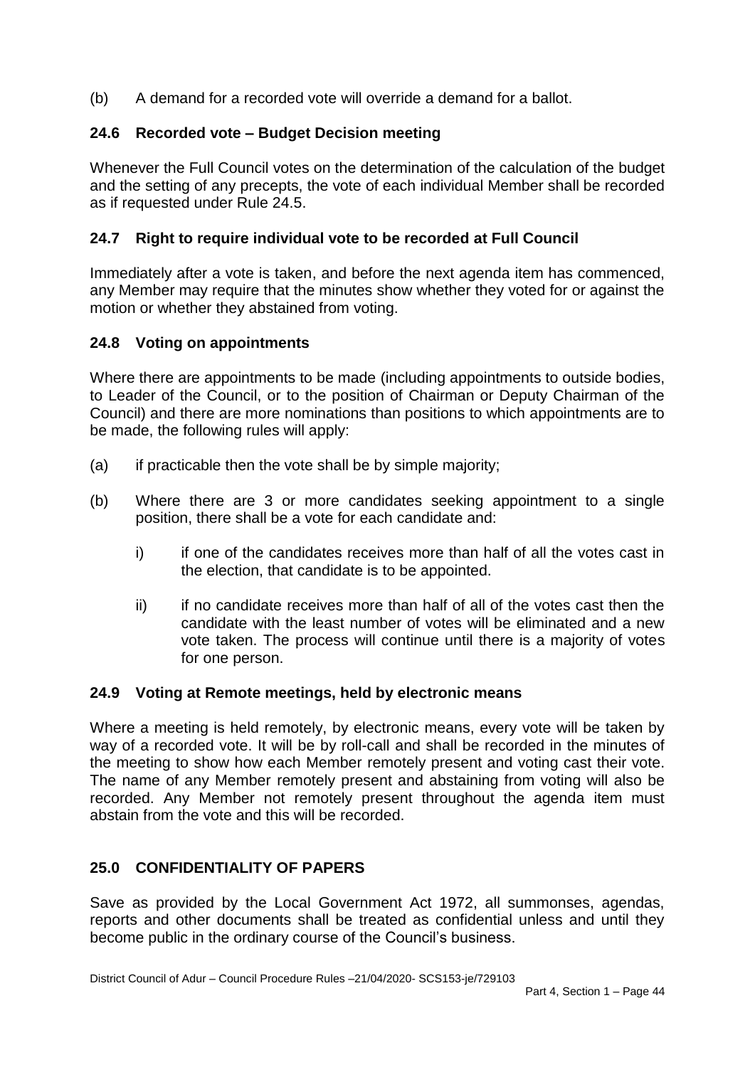(b) A demand for a recorded vote will override a demand for a ballot.

### 24.6 Recorded vote – Budget Decision meeting

Whenever the Full Council votes on the determination of the calculation of the budget and the setting of any precepts, the vote of each individual Member shall be recorded as if requested under Rule 24.5.

### 24.7 Right to require individual vote to be recorded at Full Council

Immediately after a vote is taken, and before the next agenda item has commenced, any Member may require that the minutes show whether they voted for or against the motion or whether they abstained from voting.

### 24.8 Voting on appointments

Where there are appointments to be made (including appointments to outside bodies, to Leader of the Council, or to the position of Chairman or Deputy Chairman of the Council) and there are more nominations than positions to which appointments are to be made, the following rules will apply:

(a) if practicable then the vote shall be by simple majority;

(b) Where there are 3 or more candidates seeking appointment to a single position, there shall be a vote for each candidate and:

  i) if one of the candidates receives more than half of all the votes cast in the election, that candidate is to be appointed.

  ii) if no candidate receives more than half of all of the votes cast then the candidate with the least number of votes will be eliminated and a new vote taken. The process will continue until there is a majority of votes for one person.

### 24.9 Voting at Remote meetings, held by electronic means

Where a meeting is held remotely, by electronic means, every vote will be taken by way of a recorded vote. It will be by roll-call and shall be recorded in the minutes of the meeting to show how each Member remotely present and voting cast their vote. The name of any Member remotely present and abstaining from voting will also be recorded. Any Member not remotely present throughout the agenda item must abstain from the vote and this will be recorded.

## 25.0 CONFIDENTIALITY OF PAPERS

Save as provided by the Local Government Act 1972, all summonses, agendas, reports and other documents shall be treated as confidential unless and until they become public in the ordinary course of the Council's business.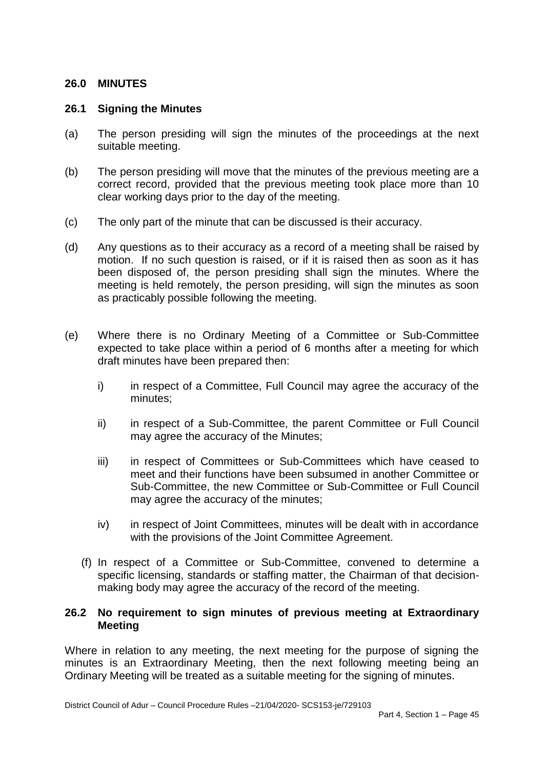## 26.0 MINUTES

### 26.1 Signing the Minutes

(a) The person presiding will sign the minutes of the proceedings at the next suitable meeting.

(b) The person presiding will move that the minutes of the previous meeting are a correct record, provided that the previous meeting took place more than 10 clear working days prior to the day of the meeting.

(c) The only part of the minute that can be discussed is their accuracy.

(d) Any questions as to their accuracy as a record of a meeting shall be raised by motion. If no such question is raised, or if it is raised then as soon as it has been disposed of, the person presiding shall sign the minutes. Where the meeting is held remotely, the person presiding, will sign the minutes as soon as practicably possible following the meeting.

(e) Where there is no Ordinary Meeting of a Committee or Sub-Committee expected to take place within a period of 6 months after a meeting for which draft minutes have been prepared then:

   i) in respect of a Committee, Full Council may agree the accuracy of the minutes;

   ii) in respect of a Sub-Committee, the parent Committee or Full Council may agree the accuracy of the Minutes;

   iii) in respect of Committees or Sub-Committees which have ceased to meet and their functions have been subsumed in another Committee or Sub-Committee, the new Committee or Sub-Committee or Full Council may agree the accuracy of the minutes;

   iv) in respect of Joint Committees, minutes will be dealt with in accordance with the provisions of the Joint Committee Agreement.

(f) In respect of a Committee or Sub-Committee, convened to determine a specific licensing, standards or staffing matter, the Chairman of that decision-making body may agree the accuracy of the record of the meeting.

### 26.2 No requirement to sign minutes of previous meeting at Extraordinary Meeting

Where in relation to any meeting, the next meeting for the purpose of signing the minutes is an Extraordinary Meeting, then the next following meeting being an Ordinary Meeting will be treated as a suitable meeting for the signing of minutes.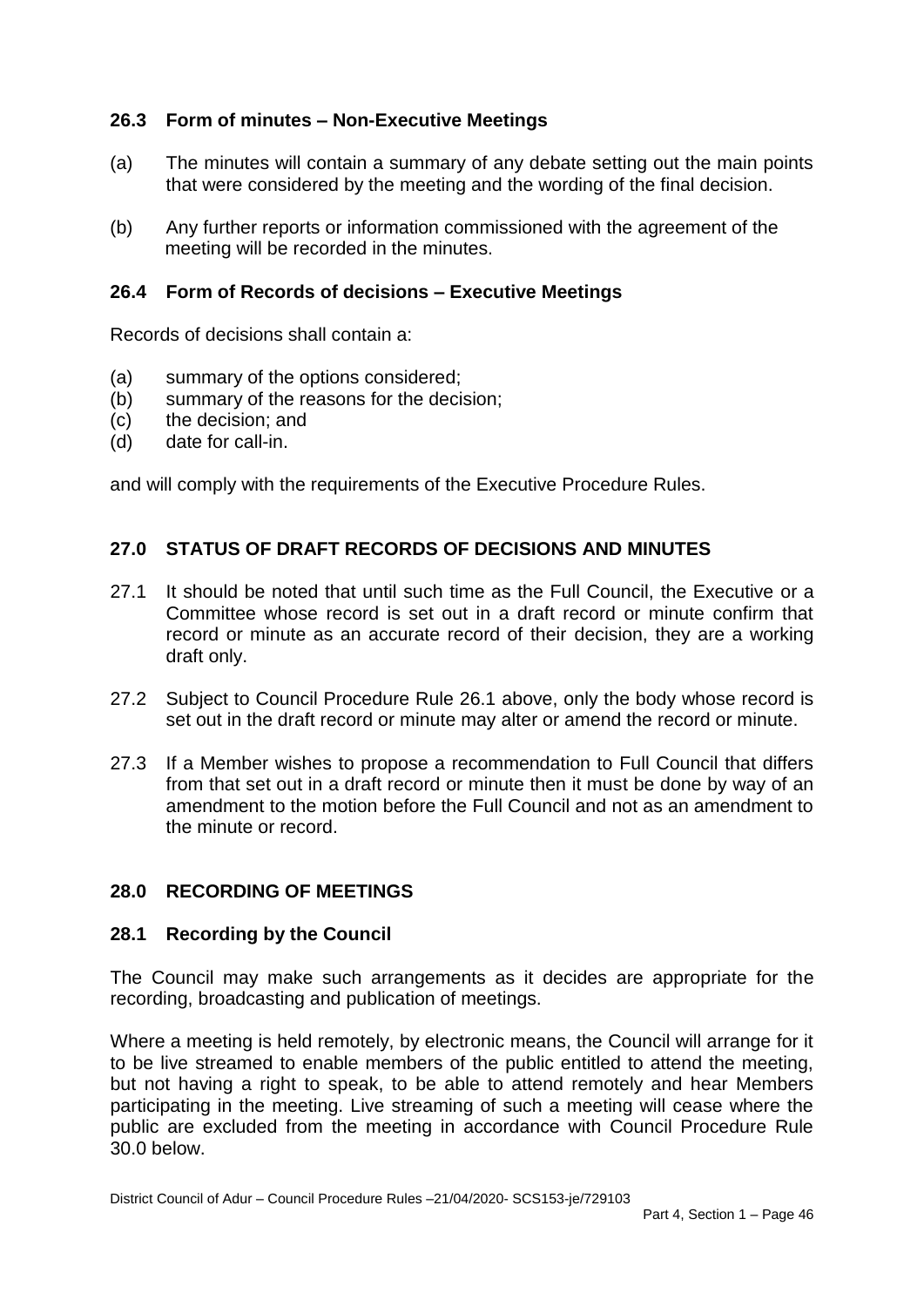### 26.3 Form of minutes – Non-Executive Meetings

(a) The minutes will contain a summary of any debate setting out the main points that were considered by the meeting and the wording of the final decision.

(b) Any further reports or information commissioned with the agreement of the meeting will be recorded in the minutes.

### 26.4 Form of Records of decisions – Executive Meetings

Records of decisions shall contain a:

(a) summary of the options considered;
(b) summary of the reasons for the decision;
(c) the decision; and
(d) date for call-in.

and will comply with the requirements of the Executive Procedure Rules.

## 27.0 STATUS OF DRAFT RECORDS OF DECISIONS AND MINUTES

27.1 It should be noted that until such time as the Full Council, the Executive or a Committee whose record is set out in a draft record or minute confirm that record or minute as an accurate record of their decision, they are a working draft only.

27.2 Subject to Council Procedure Rule 26.1 above, only the body whose record is set out in the draft record or minute may alter or amend the record or minute.

27.3 If a Member wishes to propose a recommendation to Full Council that differs from that set out in a draft record or minute then it must be done by way of an amendment to the motion before the Full Council and not as an amendment to the minute or record.

## 28.0 RECORDING OF MEETINGS

### 28.1 Recording by the Council

The Council may make such arrangements as it decides are appropriate for the recording, broadcasting and publication of meetings.

Where a meeting is held remotely, by electronic means, the Council will arrange for it to be live streamed to enable members of the public entitled to attend the meeting, but not having a right to speak, to be able to attend remotely and hear Members participating in the meeting. Live streaming of such a meeting will cease where the public are excluded from the meeting in accordance with Council Procedure Rule 30.0 below.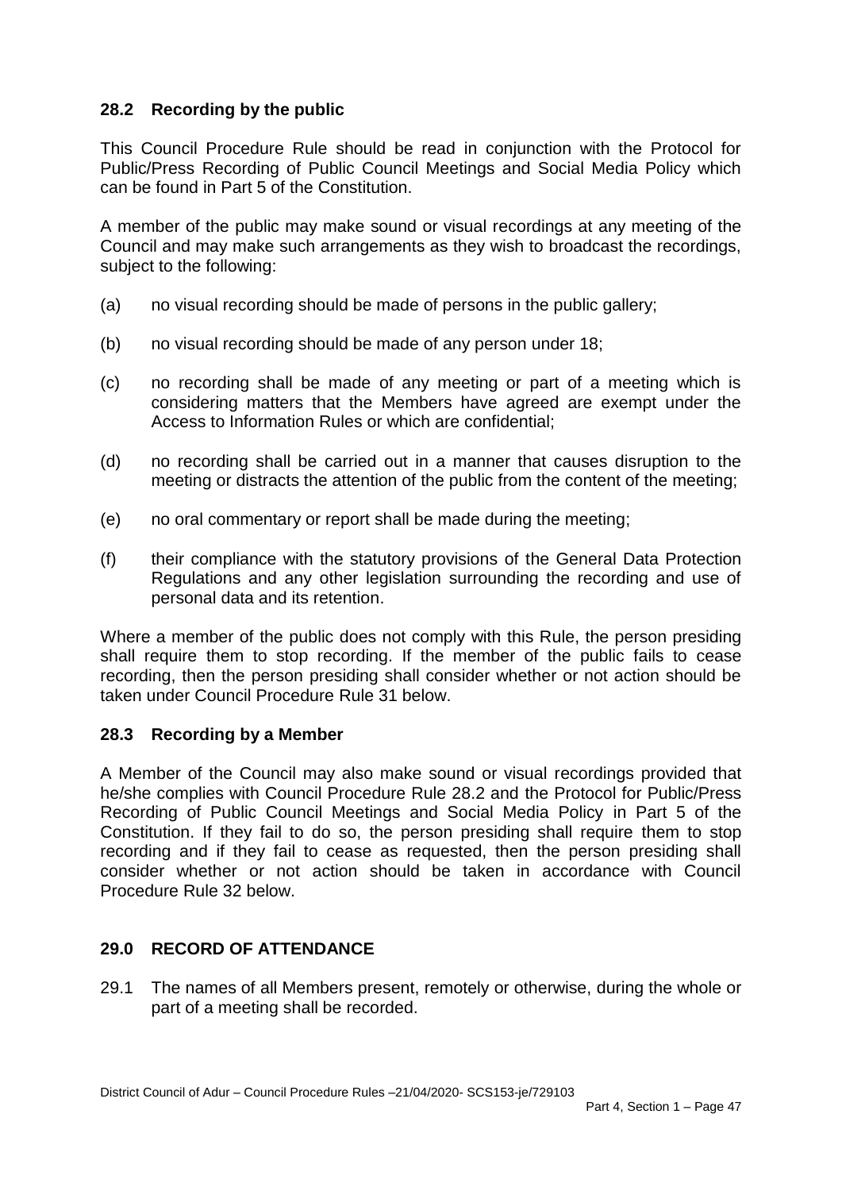### 28.2 Recording by the public

This Council Procedure Rule should be read in conjunction with the Protocol for Public/Press Recording of Public Council Meetings and Social Media Policy which can be found in Part 5 of the Constitution.

A member of the public may make sound or visual recordings at any meeting of the Council and may make such arrangements as they wish to broadcast the recordings, subject to the following:

(a) no visual recording should be made of persons in the public gallery;

(b) no visual recording should be made of any person under 18;

(c) no recording shall be made of any meeting or part of a meeting which is considering matters that the Members have agreed are exempt under the Access to Information Rules or which are confidential;

(d) no recording shall be carried out in a manner that causes disruption to the meeting or distracts the attention of the public from the content of the meeting;

(e) no oral commentary or report shall be made during the meeting;

(f) their compliance with the statutory provisions of the General Data Protection Regulations and any other legislation surrounding the recording and use of personal data and its retention.

Where a member of the public does not comply with this Rule, the person presiding shall require them to stop recording. If the member of the public fails to cease recording, then the person presiding shall consider whether or not action should be taken under Council Procedure Rule 31 below.

### 28.3 Recording by a Member

A Member of the Council may also make sound or visual recordings provided that he/she complies with Council Procedure Rule 28.2 and the Protocol for Public/Press Recording of Public Council Meetings and Social Media Policy in Part 5 of the Constitution. If they fail to do so, the person presiding shall require them to stop recording and if they fail to cease as requested, then the person presiding shall consider whether or not action should be taken in accordance with Council Procedure Rule 32 below.

## 29.0 RECORD OF ATTENDANCE

29.1 The names of all Members present, remotely or otherwise, during the whole or part of a meeting shall be recorded.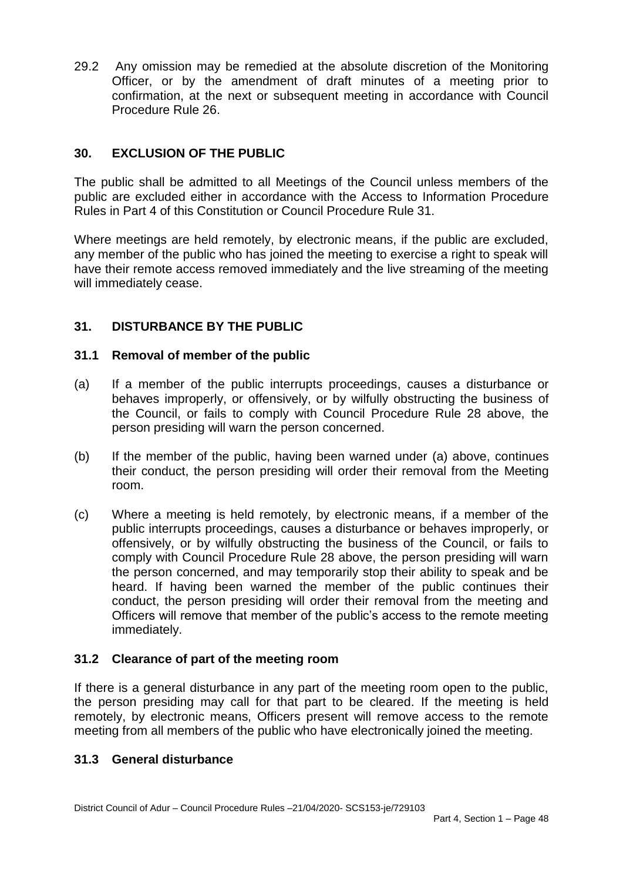29.2 Any omission may be remedied at the absolute discretion of the Monitoring Officer, or by the amendment of draft minutes of a meeting prior to confirmation, at the next or subsequent meeting in accordance with Council Procedure Rule 26.

## 30. EXCLUSION OF THE PUBLIC

The public shall be admitted to all Meetings of the Council unless members of the public are excluded either in accordance with the Access to Information Procedure Rules in Part 4 of this Constitution or Council Procedure Rule 31.

Where meetings are held remotely, by electronic means, if the public are excluded, any member of the public who has joined the meeting to exercise a right to speak will have their remote access removed immediately and the live streaming of the meeting will immediately cease.

## 31. DISTURBANCE BY THE PUBLIC

### 31.1 Removal of member of the public

(a) If a member of the public interrupts proceedings, causes a disturbance or behaves improperly, or offensively, or by wilfully obstructing the business of the Council, or fails to comply with Council Procedure Rule 28 above, the person presiding will warn the person concerned.

(b) If the member of the public, having been warned under (a) above, continues their conduct, the person presiding will order their removal from the Meeting room.

(c) Where a meeting is held remotely, by electronic means, if a member of the public interrupts proceedings, causes a disturbance or behaves improperly, or offensively, or by wilfully obstructing the business of the Council, or fails to comply with Council Procedure Rule 28 above, the person presiding will warn the person concerned, and may temporarily stop their ability to speak and be heard. If having been warned the member of the public continues their conduct, the person presiding will order their removal from the meeting and Officers will remove that member of the public's access to the remote meeting immediately.

### 31.2 Clearance of part of the meeting room

If there is a general disturbance in any part of the meeting room open to the public, the person presiding may call for that part to be cleared. If the meeting is held remotely, by electronic means, Officers present will remove access to the remote meeting from all members of the public who have electronically joined the meeting.

### 31.3 General disturbance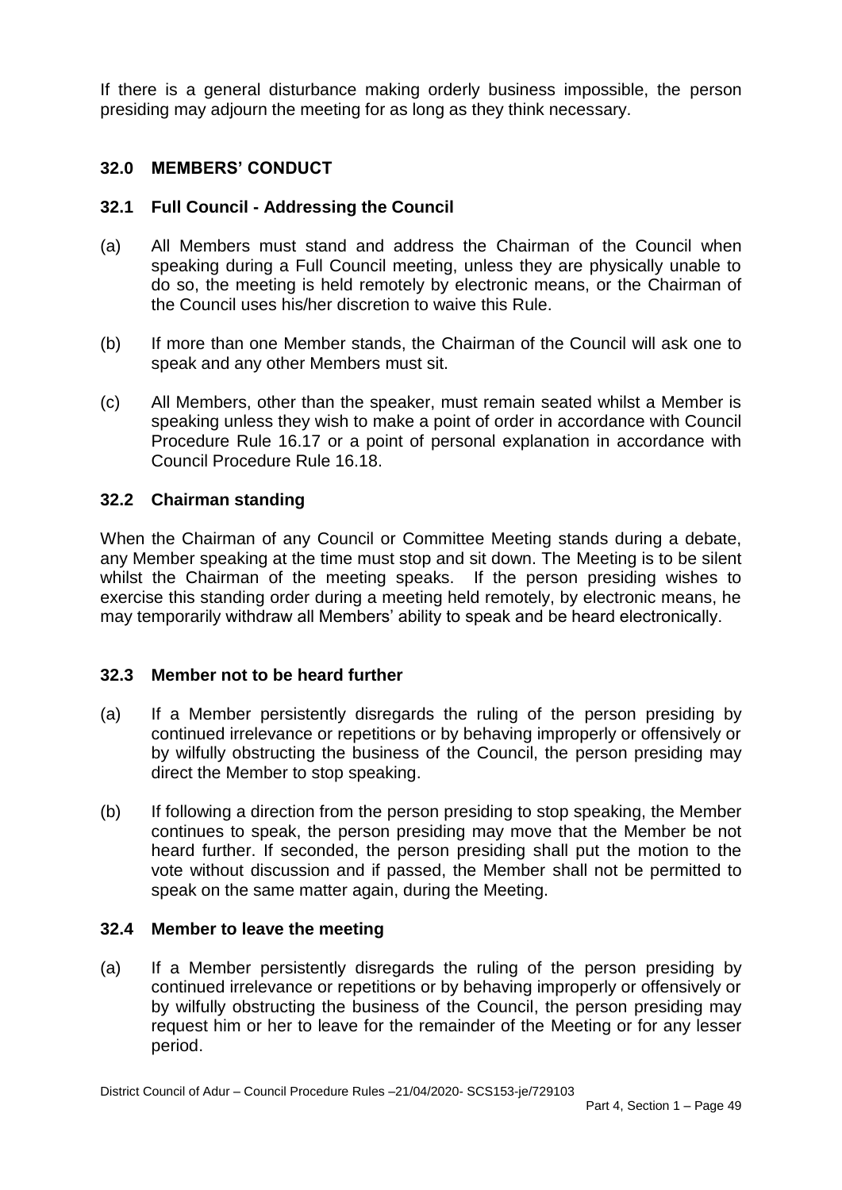If there is a general disturbance making orderly business impossible, the person presiding may adjourn the meeting for as long as they think necessary.

## 32.0 MEMBERS' CONDUCT

### 32.1 Full Council - Addressing the Council

(a) All Members must stand and address the Chairman of the Council when speaking during a Full Council meeting, unless they are physically unable to do so, the meeting is held remotely by electronic means, or the Chairman of the Council uses his/her discretion to waive this Rule.

(b) If more than one Member stands, the Chairman of the Council will ask one to speak and any other Members must sit.

(c) All Members, other than the speaker, must remain seated whilst a Member is speaking unless they wish to make a point of order in accordance with Council Procedure Rule 16.17 or a point of personal explanation in accordance with Council Procedure Rule 16.18.

### 32.2 Chairman standing

When the Chairman of any Council or Committee Meeting stands during a debate, any Member speaking at the time must stop and sit down. The Meeting is to be silent whilst the Chairman of the meeting speaks. If the person presiding wishes to exercise this standing order during a meeting held remotely, by electronic means, he may temporarily withdraw all Members' ability to speak and be heard electronically.

### 32.3 Member not to be heard further

(a) If a Member persistently disregards the ruling of the person presiding by continued irrelevance or repetitions or by behaving improperly or offensively or by wilfully obstructing the business of the Council, the person presiding may direct the Member to stop speaking.

(b) If following a direction from the person presiding to stop speaking, the Member continues to speak, the person presiding may move that the Member be not heard further. If seconded, the person presiding shall put the motion to the vote without discussion and if passed, the Member shall not be permitted to speak on the same matter again, during the Meeting.

### 32.4 Member to leave the meeting

(a) If a Member persistently disregards the ruling of the person presiding by continued irrelevance or repetitions or by behaving improperly or offensively or by wilfully obstructing the business of the Council, the person presiding may request him or her to leave for the remainder of the Meeting or for any lesser period.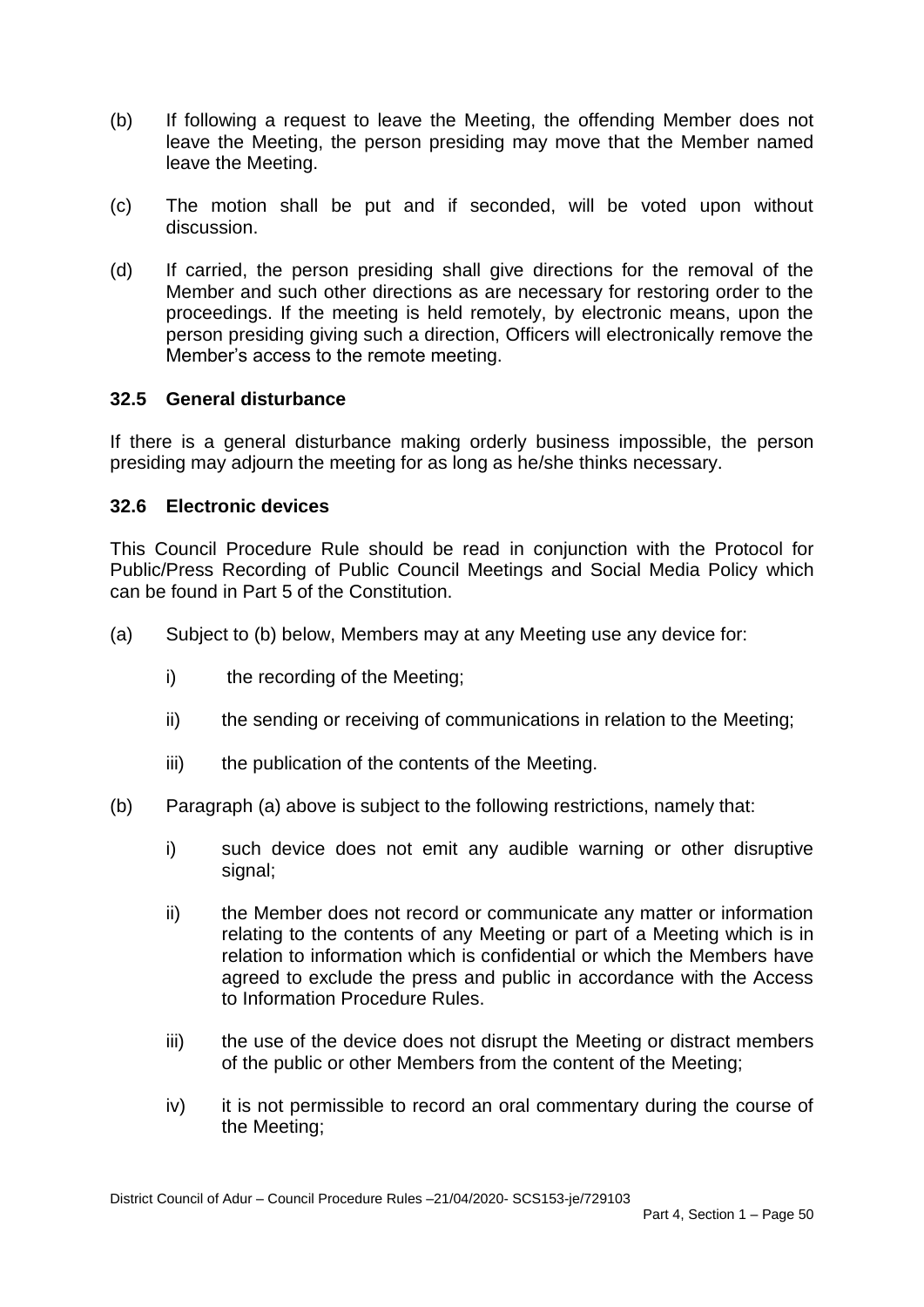(b) If following a request to leave the Meeting, the offending Member does not leave the Meeting, the person presiding may move that the Member named leave the Meeting.

(c) The motion shall be put and if seconded, will be voted upon without discussion.

(d) If carried, the person presiding shall give directions for the removal of the Member and such other directions as are necessary for restoring order to the proceedings. If the meeting is held remotely, by electronic means, upon the person presiding giving such a direction, Officers will electronically remove the Member's access to the remote meeting.

### 32.5 General disturbance

If there is a general disturbance making orderly business impossible, the person presiding may adjourn the meeting for as long as he/she thinks necessary.

### 32.6 Electronic devices

This Council Procedure Rule should be read in conjunction with the Protocol for Public/Press Recording of Public Council Meetings and Social Media Policy which can be found in Part 5 of the Constitution.

(a) Subject to (b) below, Members may at any Meeting use any device for:

  i) the recording of the Meeting;

  ii) the sending or receiving of communications in relation to the Meeting;

  iii) the publication of the contents of the Meeting.

(b) Paragraph (a) above is subject to the following restrictions, namely that:

  i) such device does not emit any audible warning or other disruptive signal;

  ii) the Member does not record or communicate any matter or information relating to the contents of any Meeting or part of a Meeting which is in relation to information which is confidential or which the Members have agreed to exclude the press and public in accordance with the Access to Information Procedure Rules.

  iii) the use of the device does not disrupt the Meeting or distract members of the public or other Members from the content of the Meeting;

  iv) it is not permissible to record an oral commentary during the course of the Meeting;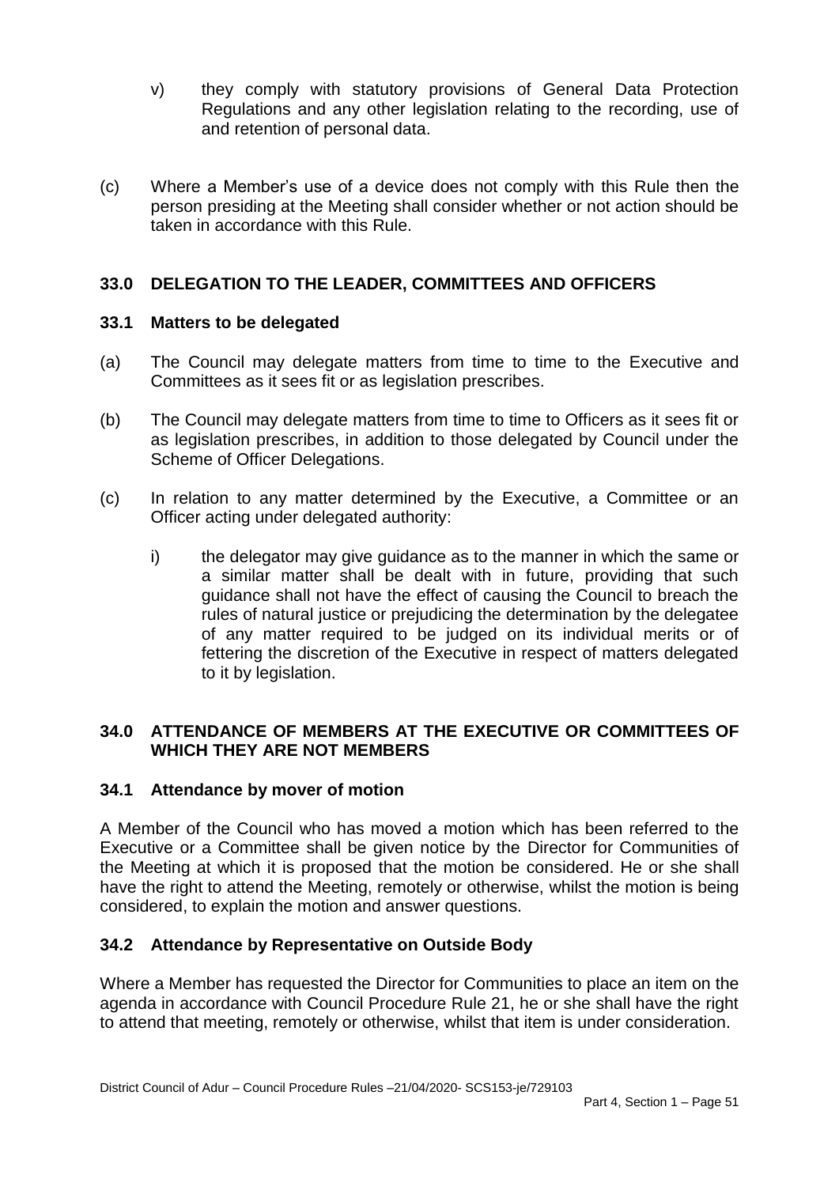v) they comply with statutory provisions of General Data Protection Regulations and any other legislation relating to the recording, use of and retention of personal data.

(c) Where a Member's use of a device does not comply with this Rule then the person presiding at the Meeting shall consider whether or not action should be taken in accordance with this Rule.

## 33.0 DELEGATION TO THE LEADER, COMMITTEES AND OFFICERS

### 33.1 Matters to be delegated

(a) The Council may delegate matters from time to time to the Executive and Committees as it sees fit or as legislation prescribes.

(b) The Council may delegate matters from time to time to Officers as it sees fit or as legislation prescribes, in addition to those delegated by Council under the Scheme of Officer Delegations.

(c) In relation to any matter determined by the Executive, a Committee or an Officer acting under delegated authority:

i) the delegator may give guidance as to the manner in which the same or a similar matter shall be dealt with in future, providing that such guidance shall not have the effect of causing the Council to breach the rules of natural justice or prejudicing the determination by the delegatee of any matter required to be judged on its individual merits or of fettering the discretion of the Executive in respect of matters delegated to it by legislation.

## 34.0 ATTENDANCE OF MEMBERS AT THE EXECUTIVE OR COMMITTEES OF WHICH THEY ARE NOT MEMBERS

### 34.1 Attendance by mover of motion

A Member of the Council who has moved a motion which has been referred to the Executive or a Committee shall be given notice by the Director for Communities of the Meeting at which it is proposed that the motion be considered. He or she shall have the right to attend the Meeting, remotely or otherwise, whilst the motion is being considered, to explain the motion and answer questions.

### 34.2 Attendance by Representative on Outside Body

Where a Member has requested the Director for Communities to place an item on the agenda in accordance with Council Procedure Rule 21, he or she shall have the right to attend that meeting, remotely or otherwise, whilst that item is under consideration.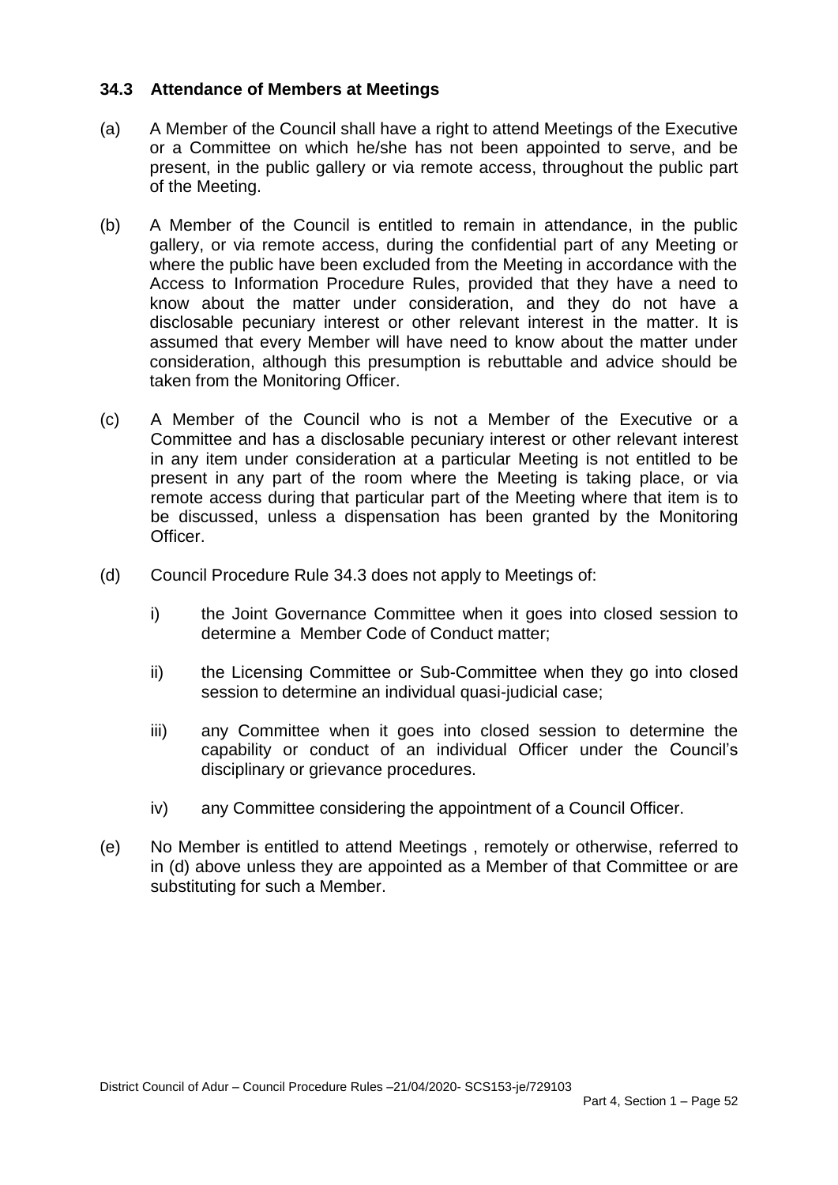### 34.3 Attendance of Members at Meetings

(a) A Member of the Council shall have a right to attend Meetings of the Executive or a Committee on which he/she has not been appointed to serve, and be present, in the public gallery or via remote access, throughout the public part of the Meeting.

(b) A Member of the Council is entitled to remain in attendance, in the public gallery, or via remote access, during the confidential part of any Meeting or where the public have been excluded from the Meeting in accordance with the Access to Information Procedure Rules, provided that they have a need to know about the matter under consideration, and they do not have a disclosable pecuniary interest or other relevant interest in the matter. It is assumed that every Member will have need to know about the matter under consideration, although this presumption is rebuttable and advice should be taken from the Monitoring Officer.

(c) A Member of the Council who is not a Member of the Executive or a Committee and has a disclosable pecuniary interest or other relevant interest in any item under consideration at a particular Meeting is not entitled to be present in any part of the room where the Meeting is taking place, or via remote access during that particular part of the Meeting where that item is to be discussed, unless a dispensation has been granted by the Monitoring Officer.

(d) Council Procedure Rule 34.3 does not apply to Meetings of:

   i) the Joint Governance Committee when it goes into closed session to determine a Member Code of Conduct matter;

   ii) the Licensing Committee or Sub-Committee when they go into closed session to determine an individual quasi-judicial case;

   iii) any Committee when it goes into closed session to determine the capability or conduct of an individual Officer under the Council's disciplinary or grievance procedures.

   iv) any Committee considering the appointment of a Council Officer.

(e) No Member is entitled to attend Meetings , remotely or otherwise, referred to in (d) above unless they are appointed as a Member of that Committee or are substituting for such a Member.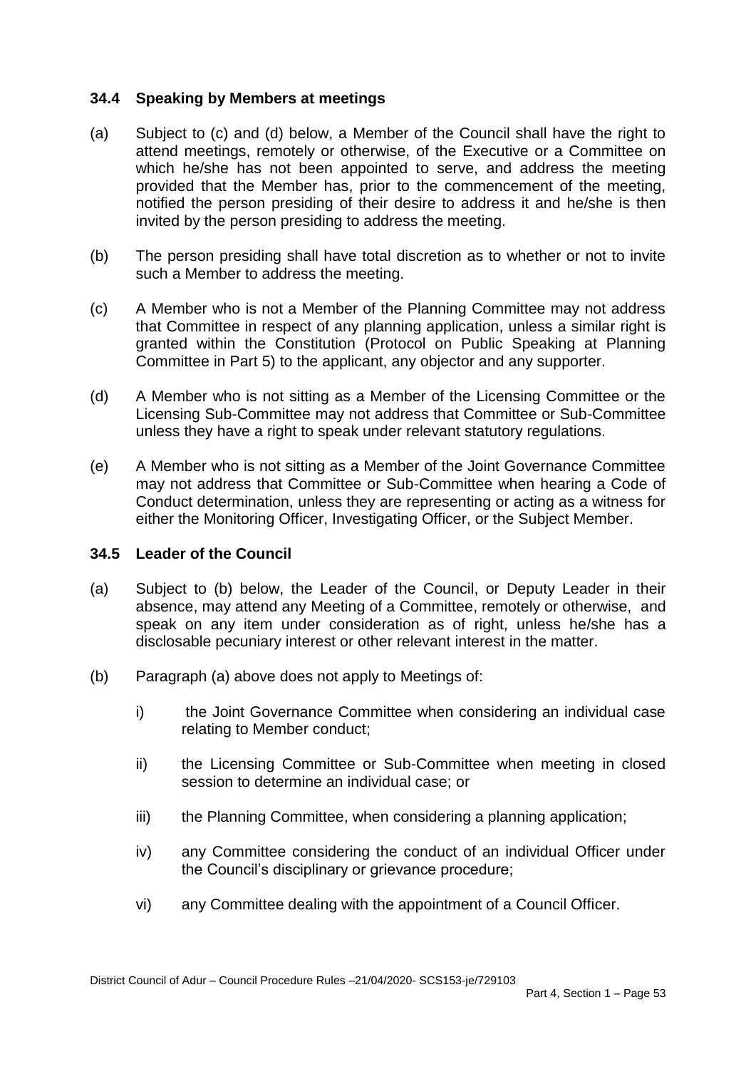### 34.4 Speaking by Members at meetings

(a) Subject to (c) and (d) below, a Member of the Council shall have the right to attend meetings, remotely or otherwise, of the Executive or a Committee on which he/she has not been appointed to serve, and address the meeting provided that the Member has, prior to the commencement of the meeting, notified the person presiding of their desire to address it and he/she is then invited by the person presiding to address the meeting.

(b) The person presiding shall have total discretion as to whether or not to invite such a Member to address the meeting.

(c) A Member who is not a Member of the Planning Committee may not address that Committee in respect of any planning application, unless a similar right is granted within the Constitution (Protocol on Public Speaking at Planning Committee in Part 5) to the applicant, any objector and any supporter.

(d) A Member who is not sitting as a Member of the Licensing Committee or the Licensing Sub-Committee may not address that Committee or Sub-Committee unless they have a right to speak under relevant statutory regulations.

(e) A Member who is not sitting as a Member of the Joint Governance Committee may not address that Committee or Sub-Committee when hearing a Code of Conduct determination, unless they are representing or acting as a witness for either the Monitoring Officer, Investigating Officer, or the Subject Member.

### 34.5 Leader of the Council

(a) Subject to (b) below, the Leader of the Council, or Deputy Leader in their absence, may attend any Meeting of a Committee, remotely or otherwise, and speak on any item under consideration as of right, unless he/she has a disclosable pecuniary interest or other relevant interest in the matter.

(b) Paragraph (a) above does not apply to Meetings of:

i) the Joint Governance Committee when considering an individual case relating to Member conduct;

ii) the Licensing Committee or Sub-Committee when meeting in closed session to determine an individual case; or

iii) the Planning Committee, when considering a planning application;

iv) any Committee considering the conduct of an individual Officer under the Council's disciplinary or grievance procedure;

vi) any Committee dealing with the appointment of a Council Officer.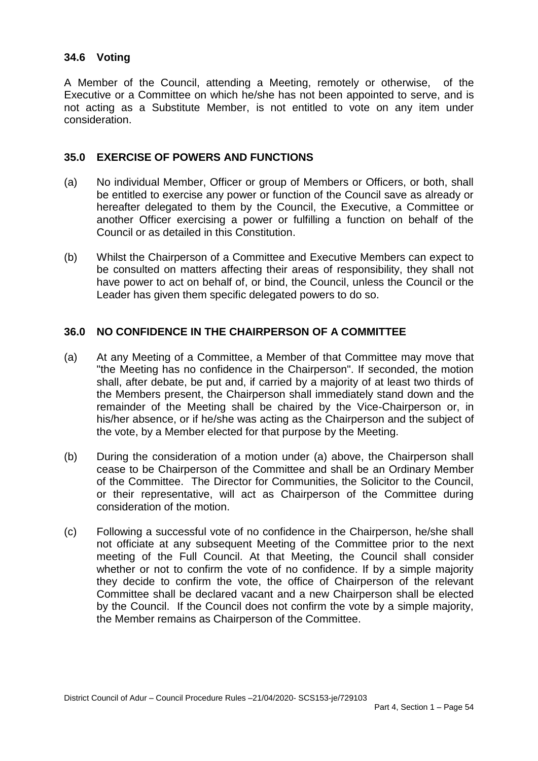### 34.6 Voting

A Member of the Council, attending a Meeting, remotely or otherwise, of the Executive or a Committee on which he/she has not been appointed to serve, and is not acting as a Substitute Member, is not entitled to vote on any item under consideration.

## 35.0 EXERCISE OF POWERS AND FUNCTIONS

(a) No individual Member, Officer or group of Members or Officers, or both, shall be entitled to exercise any power or function of the Council save as already or hereafter delegated to them by the Council, the Executive, a Committee or another Officer exercising a power or fulfilling a function on behalf of the Council or as detailed in this Constitution.

(b) Whilst the Chairperson of a Committee and Executive Members can expect to be consulted on matters affecting their areas of responsibility, they shall not have power to act on behalf of, or bind, the Council, unless the Council or the Leader has given them specific delegated powers to do so.

## 36.0 NO CONFIDENCE IN THE CHAIRPERSON OF A COMMITTEE

(a) At any Meeting of a Committee, a Member of that Committee may move that "the Meeting has no confidence in the Chairperson". If seconded, the motion shall, after debate, be put and, if carried by a majority of at least two thirds of the Members present, the Chairperson shall immediately stand down and the remainder of the Meeting shall be chaired by the Vice-Chairperson or, in his/her absence, or if he/she was acting as the Chairperson and the subject of the vote, by a Member elected for that purpose by the Meeting.

(b) During the consideration of a motion under (a) above, the Chairperson shall cease to be Chairperson of the Committee and shall be an Ordinary Member of the Committee. The Director for Communities, the Solicitor to the Council, or their representative, will act as Chairperson of the Committee during consideration of the motion.

(c) Following a successful vote of no confidence in the Chairperson, he/she shall not officiate at any subsequent Meeting of the Committee prior to the next meeting of the Full Council. At that Meeting, the Council shall consider whether or not to confirm the vote of no confidence. If by a simple majority they decide to confirm the vote, the office of Chairperson of the relevant Committee shall be declared vacant and a new Chairperson shall be elected by the Council. If the Council does not confirm the vote by a simple majority, the Member remains as Chairperson of the Committee.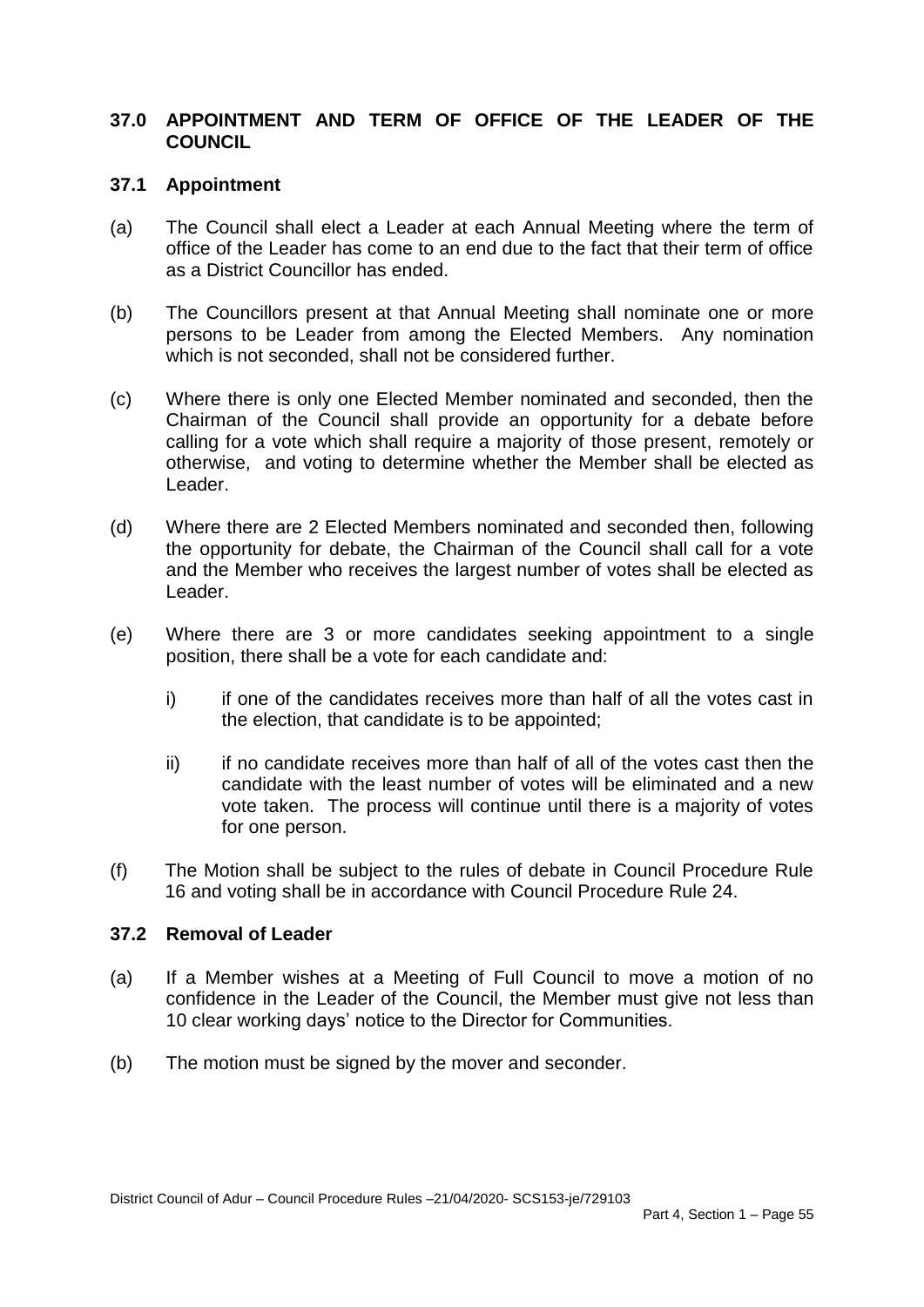## 37.0 APPOINTMENT AND TERM OF OFFICE OF THE LEADER OF THE COUNCIL

### 37.1 Appointment

(a) The Council shall elect a Leader at each Annual Meeting where the term of office of the Leader has come to an end due to the fact that their term of office as a District Councillor has ended.

(b) The Councillors present at that Annual Meeting shall nominate one or more persons to be Leader from among the Elected Members. Any nomination which is not seconded, shall not be considered further.

(c) Where there is only one Elected Member nominated and seconded, then the Chairman of the Council shall provide an opportunity for a debate before calling for a vote which shall require a majority of those present, remotely or otherwise, and voting to determine whether the Member shall be elected as Leader.

(d) Where there are 2 Elected Members nominated and seconded then, following the opportunity for debate, the Chairman of the Council shall call for a vote and the Member who receives the largest number of votes shall be elected as Leader.

(e) Where there are 3 or more candidates seeking appointment to a single position, there shall be a vote for each candidate and:

   i) if one of the candidates receives more than half of all the votes cast in the election, that candidate is to be appointed;

   ii) if no candidate receives more than half of all of the votes cast then the candidate with the least number of votes will be eliminated and a new vote taken. The process will continue until there is a majority of votes for one person.

(f) The Motion shall be subject to the rules of debate in Council Procedure Rule 16 and voting shall be in accordance with Council Procedure Rule 24.

### 37.2 Removal of Leader

(a) If a Member wishes at a Meeting of Full Council to move a motion of no confidence in the Leader of the Council, the Member must give not less than 10 clear working days' notice to the Director for Communities.

(b) The motion must be signed by the mover and seconder.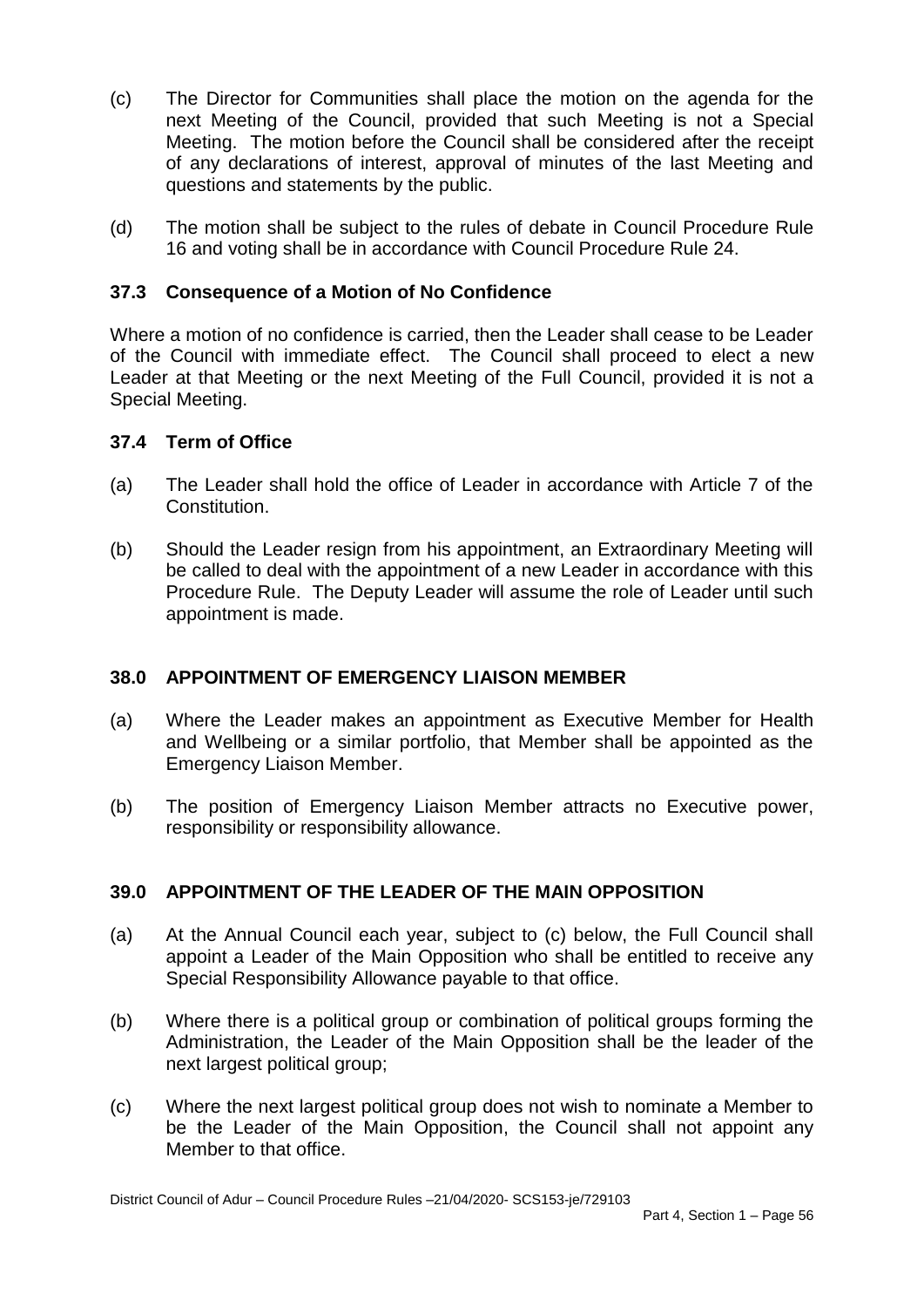(c) The Director for Communities shall place the motion on the agenda for the next Meeting of the Council, provided that such Meeting is not a Special Meeting. The motion before the Council shall be considered after the receipt of any declarations of interest, approval of minutes of the last Meeting and questions and statements by the public.

(d) The motion shall be subject to the rules of debate in Council Procedure Rule 16 and voting shall be in accordance with Council Procedure Rule 24.

### 37.3 Consequence of a Motion of No Confidence

Where a motion of no confidence is carried, then the Leader shall cease to be Leader of the Council with immediate effect. The Council shall proceed to elect a new Leader at that Meeting or the next Meeting of the Full Council, provided it is not a Special Meeting.

### 37.4 Term of Office

(a) The Leader shall hold the office of Leader in accordance with Article 7 of the Constitution.

(b) Should the Leader resign from his appointment, an Extraordinary Meeting will be called to deal with the appointment of a new Leader in accordance with this Procedure Rule. The Deputy Leader will assume the role of Leader until such appointment is made.

## 38.0 APPOINTMENT OF EMERGENCY LIAISON MEMBER

(a) Where the Leader makes an appointment as Executive Member for Health and Wellbeing or a similar portfolio, that Member shall be appointed as the Emergency Liaison Member.

(b) The position of Emergency Liaison Member attracts no Executive power, responsibility or responsibility allowance.

## 39.0 APPOINTMENT OF THE LEADER OF THE MAIN OPPOSITION

(a) At the Annual Council each year, subject to (c) below, the Full Council shall appoint a Leader of the Main Opposition who shall be entitled to receive any Special Responsibility Allowance payable to that office.

(b) Where there is a political group or combination of political groups forming the Administration, the Leader of the Main Opposition shall be the leader of the next largest political group;

(c) Where the next largest political group does not wish to nominate a Member to be the Leader of the Main Opposition, the Council shall not appoint any Member to that office.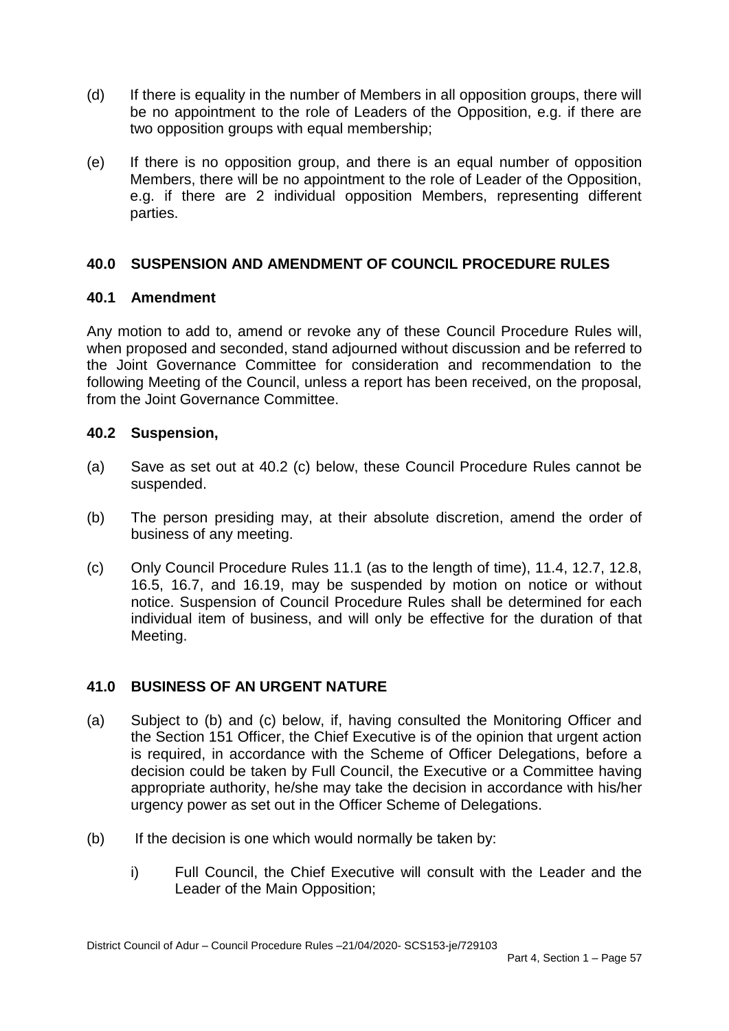(d) If there is equality in the number of Members in all opposition groups, there will be no appointment to the role of Leaders of the Opposition, e.g. if there are two opposition groups with equal membership;

(e) If there is no opposition group, and there is an equal number of opposition Members, there will be no appointment to the role of Leader of the Opposition, e.g. if there are 2 individual opposition Members, representing different parties.

## 40.0 SUSPENSION AND AMENDMENT OF COUNCIL PROCEDURE RULES

### 40.1 Amendment

Any motion to add to, amend or revoke any of these Council Procedure Rules will, when proposed and seconded, stand adjourned without discussion and be referred to the Joint Governance Committee for consideration and recommendation to the following Meeting of the Council, unless a report has been received, on the proposal, from the Joint Governance Committee.

### 40.2 Suspension,

(a) Save as set out at 40.2 (c) below, these Council Procedure Rules cannot be suspended.

(b) The person presiding may, at their absolute discretion, amend the order of business of any meeting.

(c) Only Council Procedure Rules 11.1 (as to the length of time), 11.4, 12.7, 12.8, 16.5, 16.7, and 16.19, may be suspended by motion on notice or without notice. Suspension of Council Procedure Rules shall be determined for each individual item of business, and will only be effective for the duration of that Meeting.

## 41.0 BUSINESS OF AN URGENT NATURE

(a) Subject to (b) and (c) below, if, having consulted the Monitoring Officer and the Section 151 Officer, the Chief Executive is of the opinion that urgent action is required, in accordance with the Scheme of Officer Delegations, before a decision could be taken by Full Council, the Executive or a Committee having appropriate authority, he/she may take the decision in accordance with his/her urgency power as set out in the Officer Scheme of Delegations.

(b) If the decision is one which would normally be taken by:

   i) Full Council, the Chief Executive will consult with the Leader and the Leader of the Main Opposition;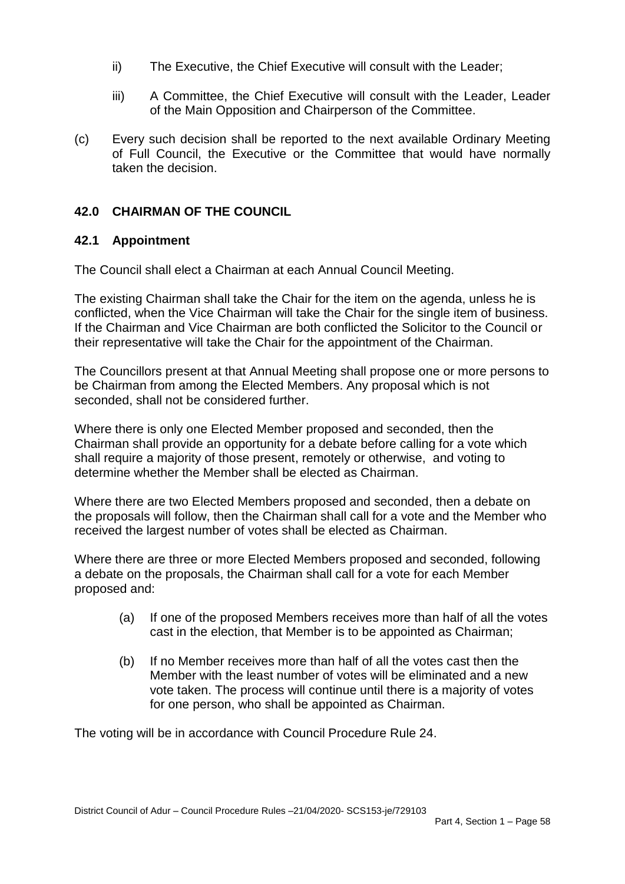ii) The Executive, the Chief Executive will consult with the Leader;

iii) A Committee, the Chief Executive will consult with the Leader, Leader of the Main Opposition and Chairperson of the Committee.

(c) Every such decision shall be reported to the next available Ordinary Meeting of Full Council, the Executive or the Committee that would have normally taken the decision.

## 42.0 CHAIRMAN OF THE COUNCIL

### 42.1 Appointment

The Council shall elect a Chairman at each Annual Council Meeting.

The existing Chairman shall take the Chair for the item on the agenda, unless he is conflicted, when the Vice Chairman will take the Chair for the single item of business. If the Chairman and Vice Chairman are both conflicted the Solicitor to the Council or their representative will take the Chair for the appointment of the Chairman.

The Councillors present at that Annual Meeting shall propose one or more persons to be Chairman from among the Elected Members. Any proposal which is not seconded, shall not be considered further.

Where there is only one Elected Member proposed and seconded, then the Chairman shall provide an opportunity for a debate before calling for a vote which shall require a majority of those present, remotely or otherwise, and voting to determine whether the Member shall be elected as Chairman.

Where there are two Elected Members proposed and seconded, then a debate on the proposals will follow, then the Chairman shall call for a vote and the Member who received the largest number of votes shall be elected as Chairman.

Where there are three or more Elected Members proposed and seconded, following a debate on the proposals, the Chairman shall call for a vote for each Member proposed and:

(a) If one of the proposed Members receives more than half of all the votes cast in the election, that Member is to be appointed as Chairman;

(b) If no Member receives more than half of all the votes cast then the Member with the least number of votes will be eliminated and a new vote taken. The process will continue until there is a majority of votes for one person, who shall be appointed as Chairman.

The voting will be in accordance with Council Procedure Rule 24.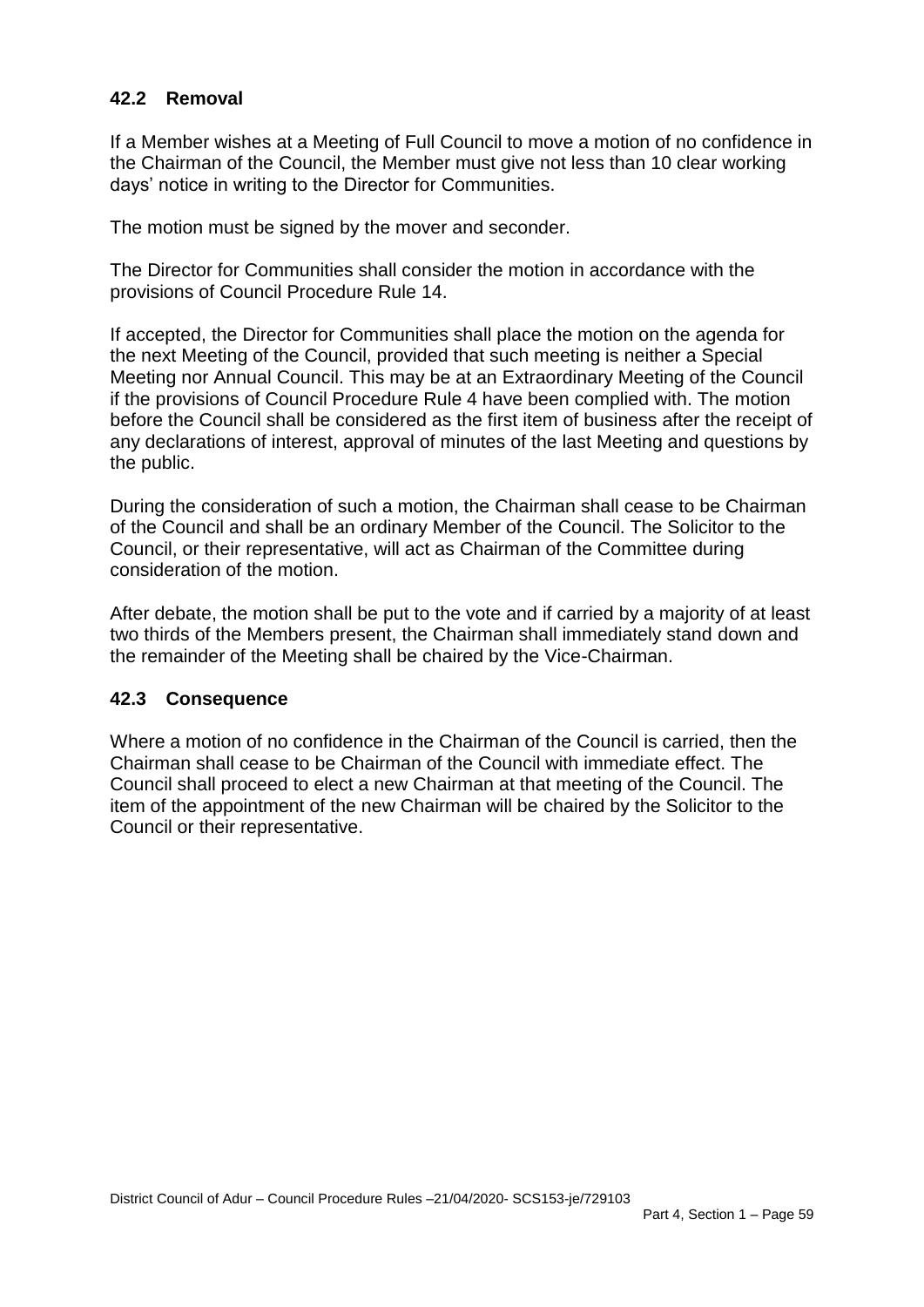### 42.2 Removal

If a Member wishes at a Meeting of Full Council to move a motion of no confidence in the Chairman of the Council, the Member must give not less than 10 clear working days' notice in writing to the Director for Communities.

The motion must be signed by the mover and seconder.

The Director for Communities shall consider the motion in accordance with the provisions of Council Procedure Rule 14.

If accepted, the Director for Communities shall place the motion on the agenda for the next Meeting of the Council, provided that such meeting is neither a Special Meeting nor Annual Council. This may be at an Extraordinary Meeting of the Council if the provisions of Council Procedure Rule 4 have been complied with. The motion before the Council shall be considered as the first item of business after the receipt of any declarations of interest, approval of minutes of the last Meeting and questions by the public.

During the consideration of such a motion, the Chairman shall cease to be Chairman of the Council and shall be an ordinary Member of the Council. The Solicitor to the Council, or their representative, will act as Chairman of the Committee during consideration of the motion.

After debate, the motion shall be put to the vote and if carried by a majority of at least two thirds of the Members present, the Chairman shall immediately stand down and the remainder of the Meeting shall be chaired by the Vice-Chairman.

### 42.3 Consequence

Where a motion of no confidence in the Chairman of the Council is carried, then the Chairman shall cease to be Chairman of the Council with immediate effect. The Council shall proceed to elect a new Chairman at that meeting of the Council. The item of the appointment of the new Chairman will be chaired by the Solicitor to the Council or their representative.